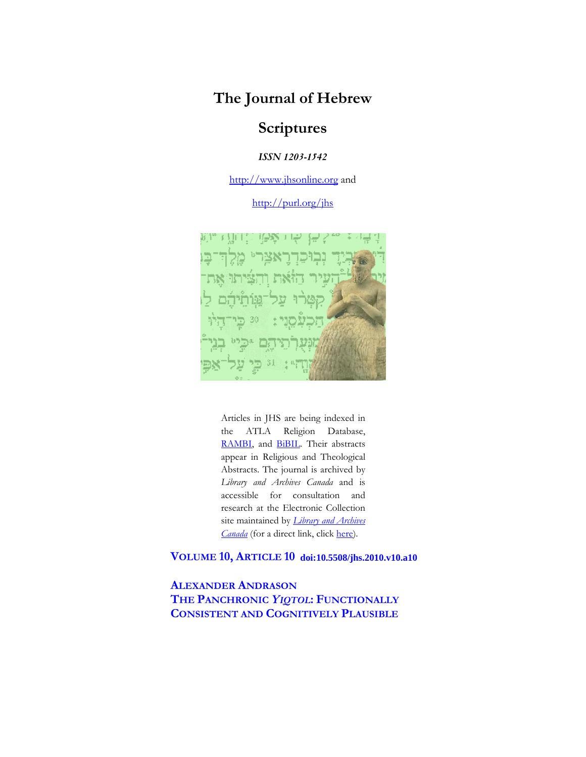# The Journal of Hebrew Scriptures

***ISSN 1203-1542***

http://www.jhsonline.org and

http://purl.org/jhs

Articles in JHS are being indexed in the ATLA Religion Database, RAMBI, and BiBIL. Their abstracts appear in Religious and Theological Abstracts. The journal is archived by *Library and Archives Canada* and is accessible for consultation and research at the Electronic Collection site maintained by *Library and Archives Canada* (for a direct link, click here).

**VOLUME 10, ARTICLE 10** **doi:10.5508/jhs.2010.v10.a10**

**ALEXANDER ANDRASON**

**THE PANCHRONIC *YIQTOL*: FUNCTIONALLY CONSISTENT AND COGNITIVELY PLAUSIBLE**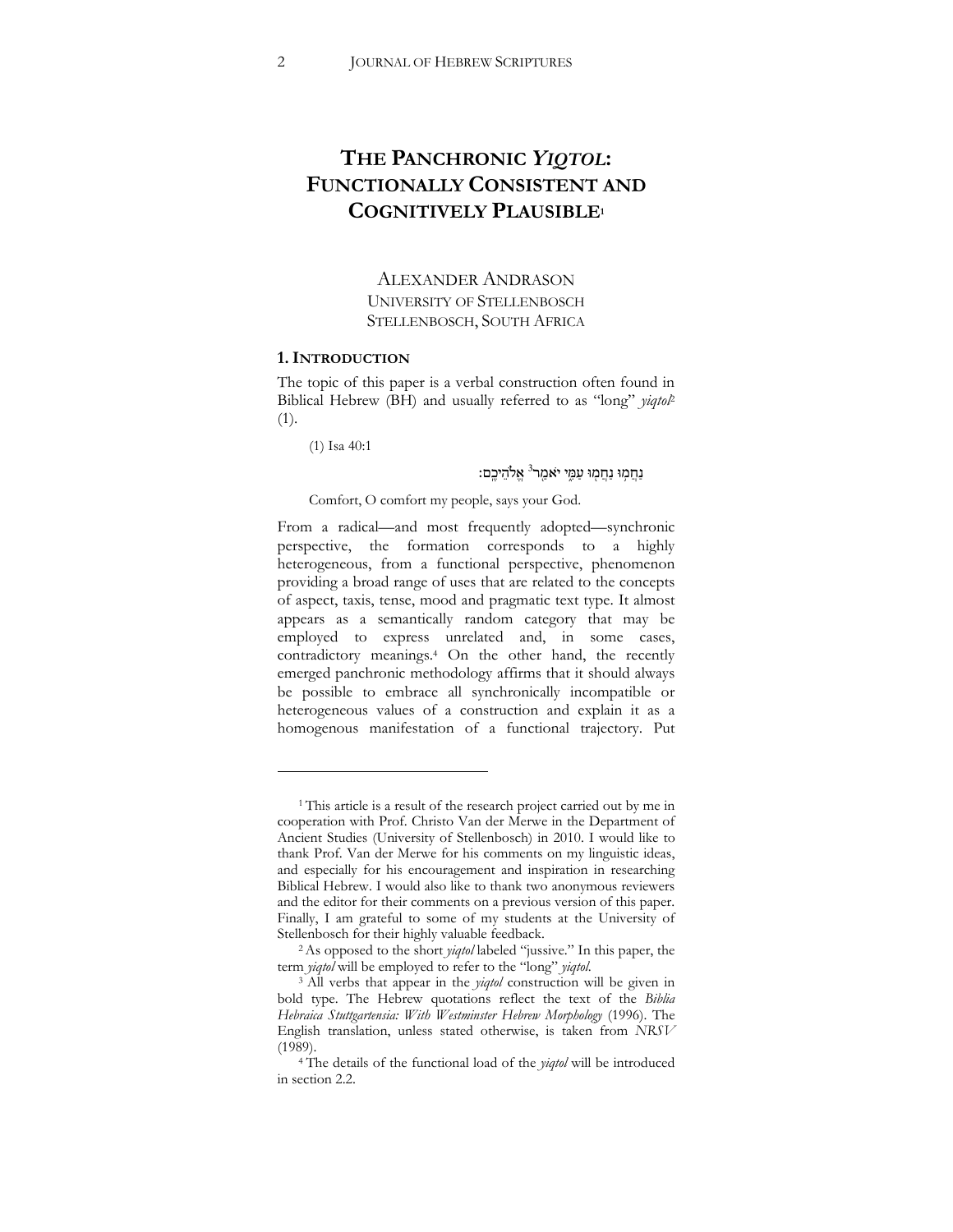# THE PANCHRONIC *YIQTOL*: FUNCTIONALLY CONSISTENT AND COGNITIVELY PLAUSIBLE[1]

ALEXANDER ANDRASON
UNIVERSITY OF STELLENBOSCH
STELLENBOSCH, SOUTH AFRICA

## 1. INTRODUCTION

The topic of this paper is a verbal construction often found in Biblical Hebrew (BH) and usually referred to as "long" *yiqtol*[2] (1).

(1) Isa 40:1

נַחֲמ֥וּ נַחֲמ֖וּ עַמִּ֑י יֹאמַ֖ר[3] אֱלֹהֵיכֶֽם׃

Comfort, O comfort my people, says your God.

From a radical—and most frequently adopted—synchronic perspective, the formation corresponds to a highly heterogeneous, from a functional perspective, phenomenon providing a broad range of uses that are related to the concepts of aspect, taxis, tense, mood and pragmatic text type. It almost appears as a semantically random category that may be employed to express unrelated and, in some cases, contradictory meanings.[4] On the other hand, the recently emerged panchronic methodology affirms that it should always be possible to embrace all synchronically incompatible or heterogeneous values of a construction and explain it as a homogenous manifestation of a functional trajectory. Put

---

[1] This article is a result of the research project carried out by me in cooperation with Prof. Christo Van der Merwe in the Department of Ancient Studies (University of Stellenbosch) in 2010. I would like to thank Prof. Van der Merwe for his comments on my linguistic ideas, and especially for his encouragement and inspiration in researching Biblical Hebrew. I would also like to thank two anonymous reviewers and the editor for their comments on a previous version of this paper. Finally, I am grateful to some of my students at the University of Stellenbosch for their highly valuable feedback.

[2] As opposed to the short *yiqtol* labeled "jussive." In this paper, the term *yiqtol* will be employed to refer to the "long" *yiqtol*.

[3] All verbs that appear in the *yiqtol* construction will be given in bold type. The Hebrew quotations reflect the text of the *Biblia Hebraica Stuttgartensia: With Westminster Hebrew Morphology* (1996). The English translation, unless stated otherwise, is taken from *NRSV* (1989).

[4] The details of the functional load of the *yiqtol* will be introduced in section 2.2.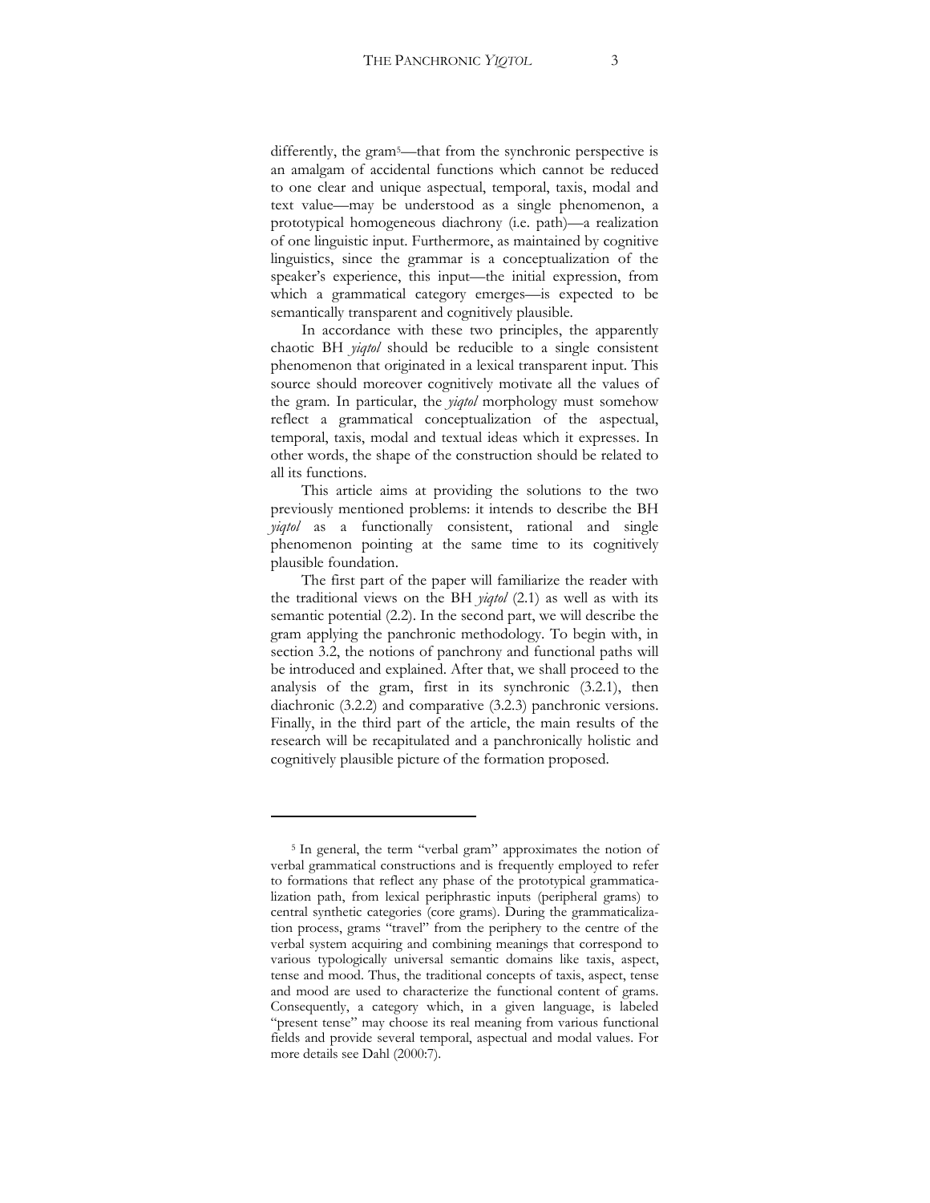differently, the gram[5]—that from the synchronic perspective is an amalgam of accidental functions which cannot be reduced to one clear and unique aspectual, temporal, taxis, modal and text value—may be understood as a single phenomenon, a prototypical homogeneous diachrony (i.e. path)—a realization of one linguistic input. Furthermore, as maintained by cognitive linguistics, since the grammar is a conceptualization of the speaker's experience, this input—the initial expression, from which a grammatical category emerges—is expected to be semantically transparent and cognitively plausible.

In accordance with these two principles, the apparently chaotic BH *yiqtol* should be reducible to a single consistent phenomenon that originated in a lexical transparent input. This source should moreover cognitively motivate all the values of the gram. In particular, the *yiqtol* morphology must somehow reflect a grammatical conceptualization of the aspectual, temporal, taxis, modal and textual ideas which it expresses. In other words, the shape of the construction should be related to all its functions.

This article aims at providing the solutions to the two previously mentioned problems: it intends to describe the BH *yiqtol* as a functionally consistent, rational and single phenomenon pointing at the same time to its cognitively plausible foundation.

The first part of the paper will familiarize the reader with the traditional views on the BH *yiqtol* (2.1) as well as with its semantic potential (2.2). In the second part, we will describe the gram applying the panchronic methodology. To begin with, in section 3.2, the notions of panchrony and functional paths will be introduced and explained. After that, we shall proceed to the analysis of the gram, first in its synchronic (3.2.1), then diachronic (3.2.2) and comparative (3.2.3) panchronic versions. Finally, in the third part of the article, the main results of the research will be recapitulated and a panchronically holistic and cognitively plausible picture of the formation proposed.

---

[5] In general, the term "verbal gram" approximates the notion of verbal grammatical constructions and is frequently employed to refer to formations that reflect any phase of the prototypical grammaticalization path, from lexical periphrastic inputs (peripheral grams) to central synthetic categories (core grams). During the grammaticalization process, grams "travel" from the periphery to the centre of the verbal system acquiring and combining meanings that correspond to various typologically universal semantic domains like taxis, aspect, tense and mood. Thus, the traditional concepts of taxis, aspect, tense and mood are used to characterize the functional content of grams. Consequently, a category which, in a given language, is labeled "present tense" may choose its real meaning from various functional fields and provide several temporal, aspectual and modal values. For more details see Dahl (2000:7).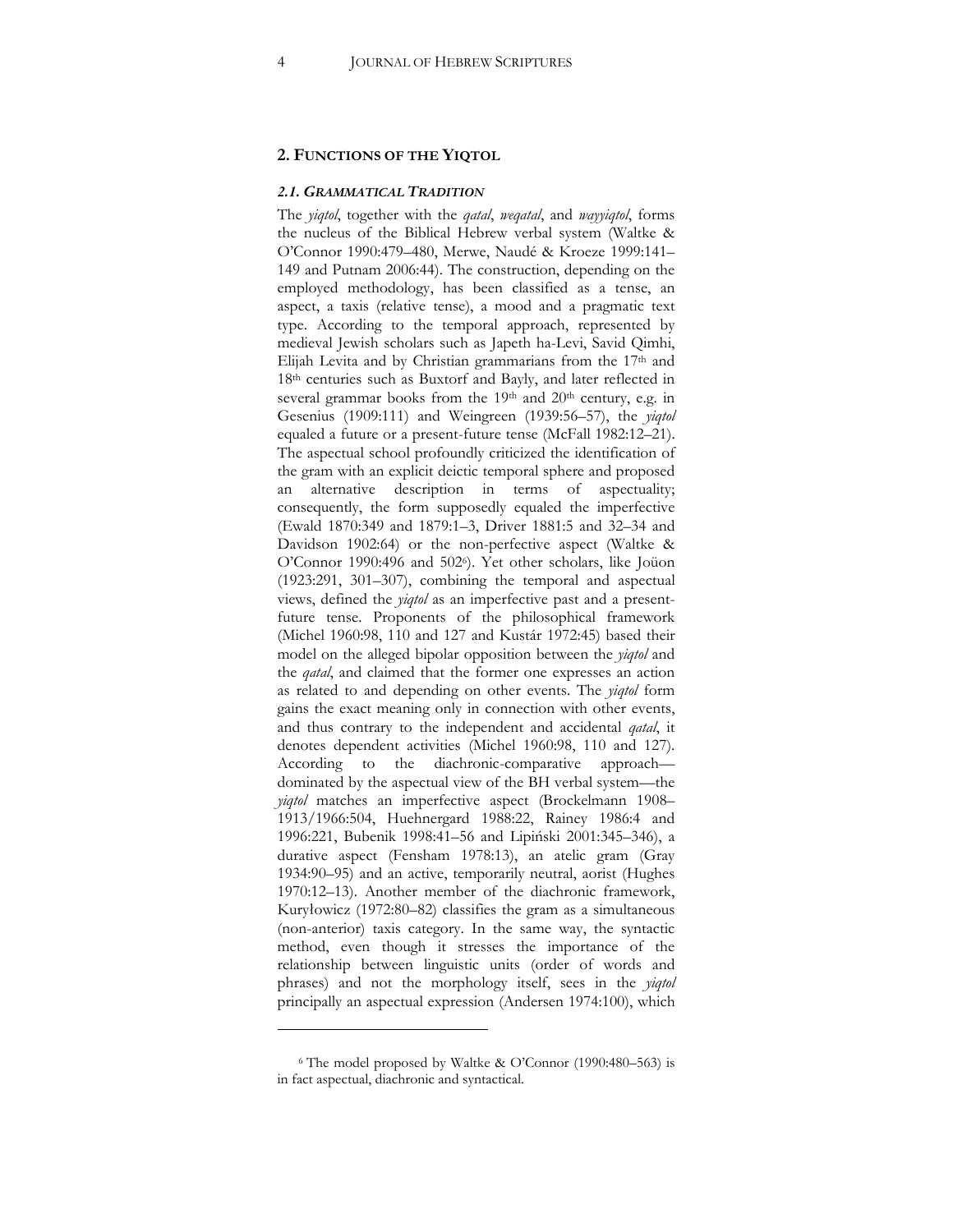## 2. FUNCTIONS OF THE YIQTOL

### *2.1. GRAMMATICAL TRADITION*

The *yiqtol*, together with the *qatal*, *weqatal*, and *wayyiqtol*, forms the nucleus of the Biblical Hebrew verbal system (Waltke & O'Connor 1990:479–480, Merwe, Naudé & Kroeze 1999:141–149 and Putnam 2006:44). The construction, depending on the employed methodology, has been classified as a tense, an aspect, a taxis (relative tense), a mood and a pragmatic text type. According to the temporal approach, represented by medieval Jewish scholars such as Japeth ha-Levi, Savid Qimhi, Elijah Levita and by Christian grammarians from the 17th and 18th centuries such as Buxtorf and Bayly, and later reflected in several grammar books from the 19th and 20th century, e.g. in Gesenius (1909:111) and Weingreen (1939:56–57), the *yiqtol* equaled a future or a present-future tense (McFall 1982:12–21). The aspectual school profoundly criticized the identification of the gram with an explicit deictic temporal sphere and proposed an alternative description in terms of aspectuality; consequently, the form supposedly equaled the imperfective (Ewald 1870:349 and 1879:1–3, Driver 1881:5 and 32–34 and Davidson 1902:64) or the non-perfective aspect (Waltke & O'Connor 1990:496 and 502[6]). Yet other scholars, like Joüon (1923:291, 301–307), combining the temporal and aspectual views, defined the *yiqtol* as an imperfective past and a present-future tense. Proponents of the philosophical framework (Michel 1960:98, 110 and 127 and Kustár 1972:45) based their model on the alleged bipolar opposition between the *yiqtol* and the *qatal*, and claimed that the former one expresses an action as related to and depending on other events. The *yiqtol* form gains the exact meaning only in connection with other events, and thus contrary to the independent and accidental *qatal*, it denotes dependent activities (Michel 1960:98, 110 and 127). According to the diachronic-comparative approach—dominated by the aspectual view of the BH verbal system—the *yiqtol* matches an imperfective aspect (Brockelmann 1908–1913/1966:504, Huehnergard 1988:22, Rainey 1986:4 and 1996:221, Bubenik 1998:41–56 and Lipiński 2001:345–346), a durative aspect (Fensham 1978:13), an atelic gram (Gray 1934:90–95) and an active, temporarily neutral, aorist (Hughes 1970:12–13). Another member of the diachronic framework, Kuryłowicz (1972:80–82) classifies the gram as a simultaneous (non-anterior) taxis category. In the same way, the syntactic method, even though it stresses the importance of the relationship between linguistic units (order of words and phrases) and not the morphology itself, sees in the *yiqtol* principally an aspectual expression (Andersen 1974:100), which

---

[6] The model proposed by Waltke & O'Connor (1990:480–563) is in fact aspectual, diachronic and syntactical.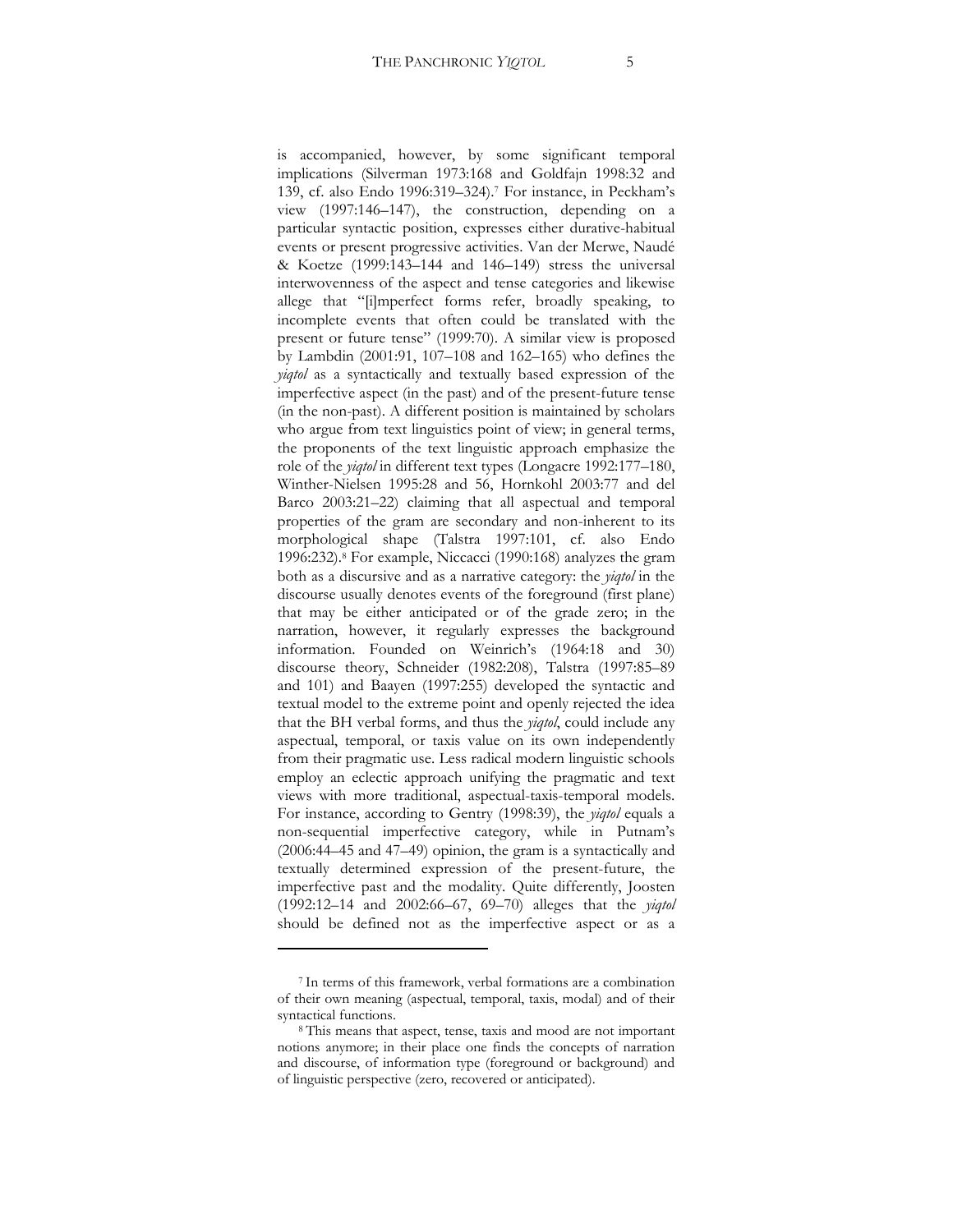is accompanied, however, by some significant temporal implications (Silverman 1973:168 and Goldfajn 1998:32 and 139, cf. also Endo 1996:319–324).[7] For instance, in Peckham's view (1997:146–147), the construction, depending on a particular syntactic position, expresses either durative-habitual events or present progressive activities. Van der Merwe, Naudé & Koetze (1999:143–144 and 146–149) stress the universal interwovenness of the aspect and tense categories and likewise allege that "[i]mperfect forms refer, broadly speaking, to incomplete events that often could be translated with the present or future tense" (1999:70). A similar view is proposed by Lambdin (2001:91, 107–108 and 162–165) who defines the *yiqtol* as a syntactically and textually based expression of the imperfective aspect (in the past) and of the present-future tense (in the non-past). A different position is maintained by scholars who argue from text linguistics point of view; in general terms, the proponents of the text linguistic approach emphasize the role of the *yiqtol* in different text types (Longacre 1992:177–180, Winther-Nielsen 1995:28 and 56, Hornkohl 2003:77 and del Barco 2003:21–22) claiming that all aspectual and temporal properties of the gram are secondary and non-inherent to its morphological shape (Talstra 1997:101, cf. also Endo 1996:232).[8] For example, Niccacci (1990:168) analyzes the gram both as a discursive and as a narrative category: the *yiqtol* in the discourse usually denotes events of the foreground (first plane) that may be either anticipated or of the grade zero; in the narration, however, it regularly expresses the background information. Founded on Weinrich's (1964:18 and 30) discourse theory, Schneider (1982:208), Talstra (1997:85–89 and 101) and Baayen (1997:255) developed the syntactic and textual model to the extreme point and openly rejected the idea that the BH verbal forms, and thus the *yiqtol*, could include any aspectual, temporal, or taxis value on its own independently from their pragmatic use. Less radical modern linguistic schools employ an eclectic approach unifying the pragmatic and text views with more traditional, aspectual-taxis-temporal models. For instance, according to Gentry (1998:39), the *yiqtol* equals a non-sequential imperfective category, while in Putnam's (2006:44–45 and 47–49) opinion, the gram is a syntactically and textually determined expression of the present-future, the imperfective past and the modality. Quite differently, Joosten (1992:12–14 and 2002:66–67, 69–70) alleges that the *yiqtol* should be defined not as the imperfective aspect or as a

---

[7] In terms of this framework, verbal formations are a combination of their own meaning (aspectual, temporal, taxis, modal) and of their syntactical functions.

[8] This means that aspect, tense, taxis and mood are not important notions anymore; in their place one finds the concepts of narration and discourse, of information type (foreground or background) and of linguistic perspective (zero, recovered or anticipated).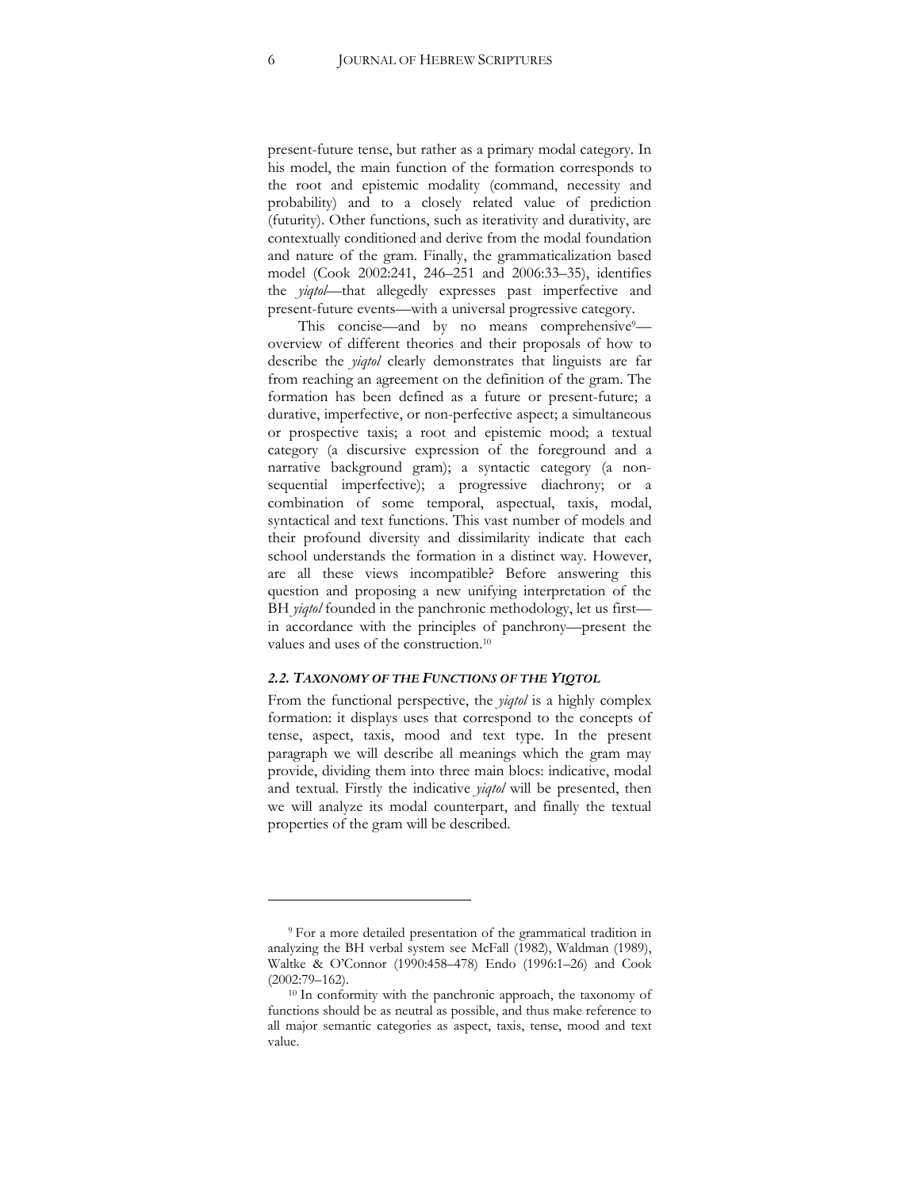present-future tense, but rather as a primary modal category. In his model, the main function of the formation corresponds to the root and epistemic modality (command, necessity and probability) and to a closely related value of prediction (futurity). Other functions, such as iterativity and durativity, are contextually conditioned and derive from the modal foundation and nature of the gram. Finally, the grammaticalization based model (Cook 2002:241, 246–251 and 2006:33–35), identifies the *yiqtol*—that allegedly expresses past imperfective and present-future events—with a universal progressive category.

This concise—and by no means comprehensive[9]—overview of different theories and their proposals of how to describe the *yiqtol* clearly demonstrates that linguists are far from reaching an agreement on the definition of the gram. The formation has been defined as a future or present-future; a durative, imperfective, or non-perfective aspect; a simultaneous or prospective taxis; a root and epistemic mood; a textual category (a discursive expression of the foreground and a narrative background gram); a syntactic category (a non-sequential imperfective); a progressive diachrony; or a combination of some temporal, aspectual, taxis, modal, syntactical and text functions. This vast number of models and their profound diversity and dissimilarity indicate that each school understands the formation in a distinct way. However, are all these views incompatible? Before answering this question and proposing a new unifying interpretation of the BH *yiqtol* founded in the panchronic methodology, let us first—in accordance with the principles of panchrony—present the values and uses of the construction.[10]

### *2.2. TAXONOMY OF THE FUNCTIONS OF THE YIQTOL*

From the functional perspective, the *yiqtol* is a highly complex formation: it displays uses that correspond to the concepts of tense, aspect, taxis, mood and text type. In the present paragraph we will describe all meanings which the gram may provide, dividing them into three main blocs: indicative, modal and textual. Firstly the indicative *yiqtol* will be presented, then we will analyze its modal counterpart, and finally the textual properties of the gram will be described.

---

[9] For a more detailed presentation of the grammatical tradition in analyzing the BH verbal system see McFall (1982), Waldman (1989), Waltke & O'Connor (1990:458–478) Endo (1996:1–26) and Cook (2002:79–162).

[10] In conformity with the panchronic approach, the taxonomy of functions should be as neutral as possible, and thus make reference to all major semantic categories as aspect, taxis, tense, mood and text value.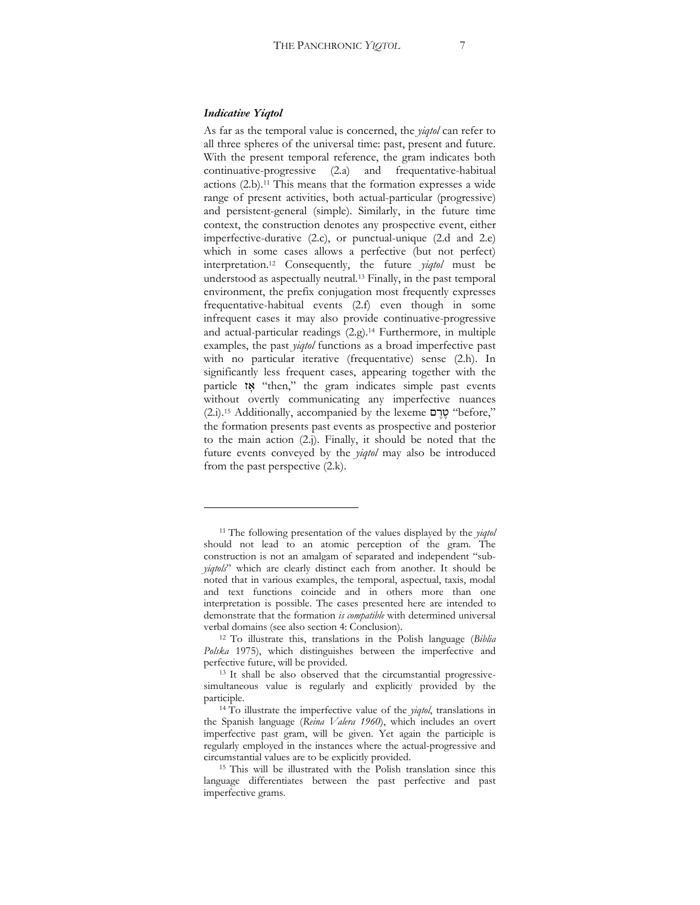### *Indicative Yiqtol*

As far as the temporal value is concerned, the *yiqtol* can refer to all three spheres of the universal time: past, present and future. With the present temporal reference, the gram indicates both continuative-progressive (2.a) and frequentative-habitual actions (2.b).[11] This means that the formation expresses a wide range of present activities, both actual-particular (progressive) and persistent-general (simple). Similarly, in the future time context, the construction denotes any prospective event, either imperfective-durative (2.c), or punctual-unique (2.d and 2.e) which in some cases allows a perfective (but not perfect) interpretation.[12] Consequently, the future *yiqtol* must be understood as aspectually neutral.[13] Finally, in the past temporal environment, the prefix conjugation most frequently expresses frequentative-habitual events (2.f) even though in some infrequent cases it may also provide continuative-progressive and actual-particular readings (2.g).[14] Furthermore, in multiple examples, the past *yiqtol* functions as a broad imperfective past with no particular iterative (frequentative) sense (2.h). In significantly less frequent cases, appearing together with the particle אָז "then," the gram indicates simple past events without overtly communicating any imperfective nuances (2.i).[15] Additionally, accompanied by the lexeme טֶרֶם "before," the formation presents past events as prospective and posterior to the main action (2.j). Finally, it should be noted that the future events conveyed by the *yiqtol* may also be introduced from the past perspective (2.k).

---

[11] The following presentation of the values displayed by the *yiqtol* should not lead to an atomic perception of the gram. The construction is not an amalgam of separated and independent "sub-*yiqtols*" which are clearly distinct each from another. It should be noted that in various examples, the temporal, aspectual, taxis, modal and text functions coincide and in others more than one interpretation is possible. The cases presented here are intended to demonstrate that the formation *is compatible* with determined universal verbal domains (see also section 4: Conclusion).

[12] To illustrate this, translations in the Polish language (*Biblia Polska* 1975), which distinguishes between the imperfective and perfective future, will be provided.

[13] It shall be also observed that the circumstantial progressive-simultaneous value is regularly and explicitly provided by the participle.

[14] To illustrate the imperfective value of the *yiqtol*, translations in the Spanish language (*Reina Valera 1960*), which includes an overt imperfective past gram, will be given. Yet again the participle is regularly employed in the instances where the actual-progressive and circumstantial values are to be explicitly provided.

[15] This will be illustrated with the Polish translation since this language differentiates between the past perfective and past imperfective grams.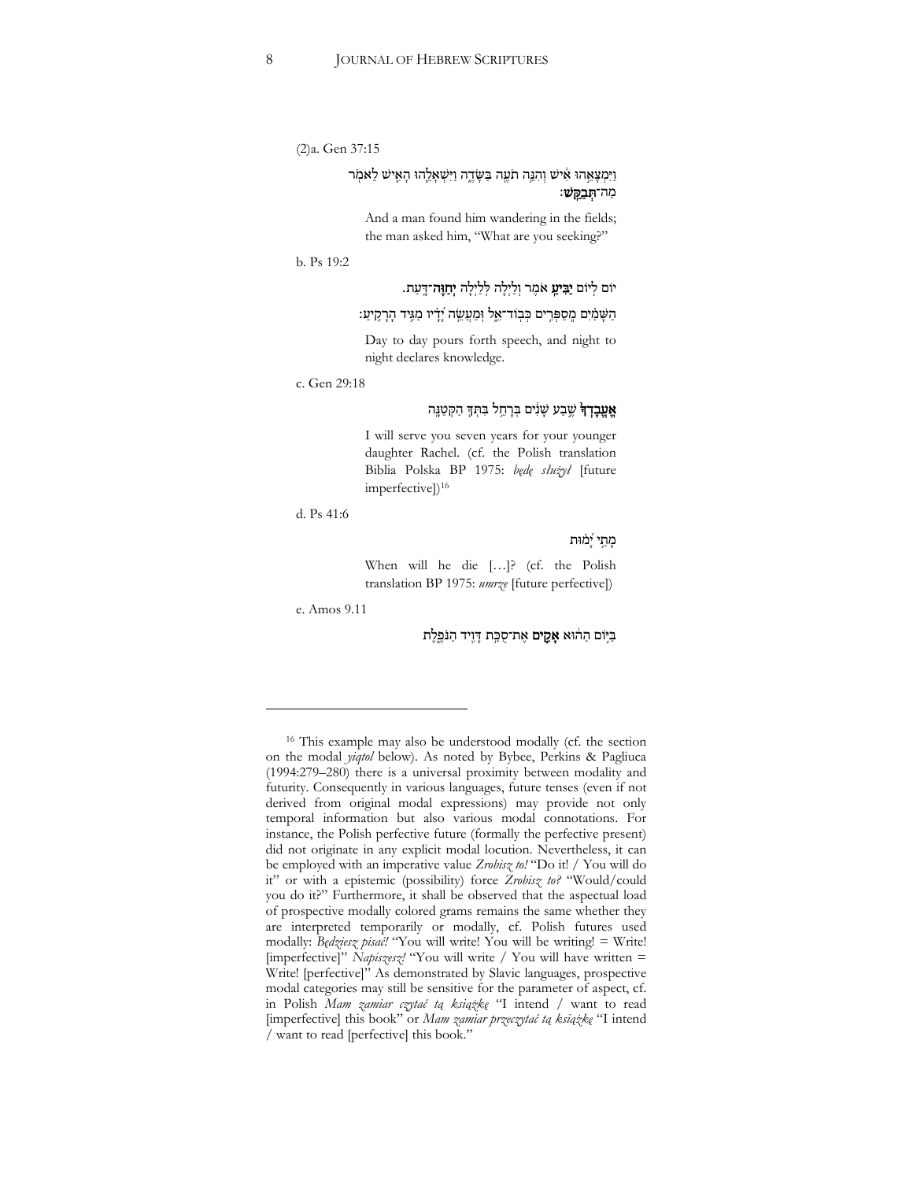(2)a. Gen 37:15

וַיִּמְצָאֵהוּ אִישׁ וְהִנֵּה תֹעֶה בַּשָּׂדֶה וַיִּשְׁאָלֵהוּ הָאִישׁ לֵאמֹר מַה־**תְּבַקֵּשׁ**׃

And a man found him wandering in the fields; the man asked him, "What are you seeking?"

b. Ps 19:2

יוֹם לְיוֹם **יַבִּיעַ** אֹמֶר וְלַיְלָה לְּלַיְלָה **יְחַוֶּה**־דָּעַת.

הַשָּׁמַיִם מְסַפְּרִים כְּבוֹד־אֵל וּמַעֲשֵׂה יָדָיו מַגִּיד הָרָקִיעַ׃

Day to day pours forth speech, and night to night declares knowledge.

c. Gen 29:18

**אֶעֱבָדְךָ** שֶׁבַע שָׁנִים בְּרָחֵל בִּתְּךָ הַקְּטַנָּה

I will serve you seven years for your younger daughter Rachel. (cf. the Polish translation Biblia Polska BP 1975: *będę służył* [future imperfective])[16]

d. Ps 41:6

מָתַי יָמוּת

When will he die […]? (cf. the Polish translation BP 1975: *umrze* [future perfective])

e. Amos 9.11

בַּיּוֹם הַהוּא **אָקִים** אֶת־סֻכַּת דָּוִיד הַנֹּפֶלֶת

---

[16] This example may also be understood modally (cf. the section on the modal *yiqtol* below). As noted by Bybee, Perkins & Pagliuca (1994:279–280) there is a universal proximity between modality and futurity. Consequently in various languages, future tenses (even if not derived from original modal expressions) may provide not only temporal information but also various modal connotations. For instance, the Polish perfective future (formally the perfective present) did not originate in any explicit modal locution. Nevertheless, it can be employed with an imperative value *Zrobisz to!* "Do it! / You will do it" or with a epistemic (possibility) force *Zrobisz to?* "Would/could you do it?" Furthermore, it shall be observed that the aspectual load of prospective modally colored grams remains the same whether they are interpreted temporarily or modally, cf. Polish futures used modally: *Będziesz pisać!* "You will write! You will be writing! = Write! [imperfective]" *Napiszesz!* "You will write / You will have written = Write! [perfective]" As demonstrated by Slavic languages, prospective modal categories may still be sensitive for the parameter of aspect, cf. in Polish *Mam zamiar czytać tą książkę* "I intend / want to read [imperfective] this book" or *Mam zamiar przeczytać tą książkę* "I intend / want to read [perfective] this book."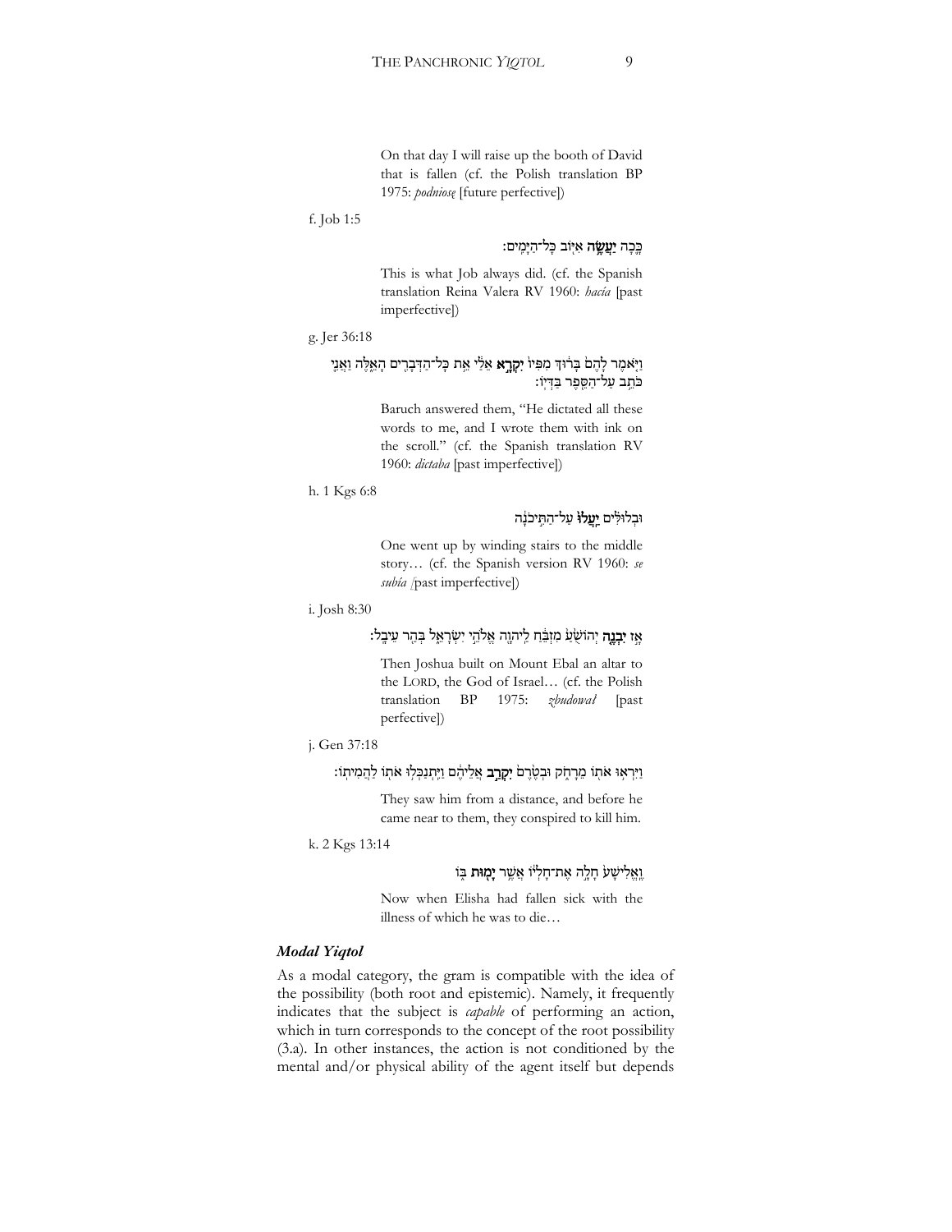On that day I will raise up the booth of David that is fallen (cf. the Polish translation BP 1975: *podniosę* [future perfective])

f. Job 1:5

כָּ֛כָה **יַעֲשֶׂ֥ה** אִיּ֖וֹב כָּל־הַיָּמִֽים׃

This is what Job always did. (cf. the Spanish translation Reina Valera RV 1960: *hacía* [past imperfective])

g. Jer 36:18

וַיֹּ֤אמֶר לָהֶם֙ בָּר֔וּךְ מִפִּיו֙ **יִקְרָ֣א** אֵלַ֔י אֵ֥ת כָּל־הַדְּבָרִ֖ים הָאֵ֑לֶּה וַאֲנִ֛י כֹּתֵ֥ב עַל־הַסֵּ֖פֶר בַּדְּיֽוֹ׃

Baruch answered them, "He dictated all these words to me, and I wrote them with ink on the scroll." (cf. the Spanish translation RV 1960: *dictaba* [past imperfective])

h. 1 Kgs 6:8

וּבְלוּלִּים֙ **יַעֲל֔וּ** עַל־הַתִּ֣יכֹנָ֔ה

One went up by winding stairs to the middle story… (cf. the Spanish version RV 1960: *se subía* [past imperfective])

i. Josh 8:30

אָ֣ז **יִבְנֶ֤ה** יְהוֹשֻׁ֙עַ֙ מִזְבֵּ֔חַ לַיהוָ֖ה אֱלֹהֵ֣י יִשְׂרָאֵ֑ל בְּהַ֖ר עֵיבָֽל׃

Then Joshua built on Mount Ebal an altar to the LORD, the God of Israel… (cf. the Polish translation BP 1975: *zbudował* [past perfective])

j. Gen 37:18

וַיִּרְא֥וּ אֹת֖וֹ מֵרָחֹ֑ק וּבְטֶ֙רֶם֙ **יִקְרַ֣ב** אֲלֵיהֶ֔ם וַיִּֽתְנַכְּל֥וּ אֹת֖וֹ לַהֲמִיתֽוֹ׃

They saw him from a distance, and before he came near to them, they conspired to kill him.

k. 2 Kgs 13:14

וֶאֱלִישָׁע֙ חָלָ֔ה אֶת־חָלְי֖וֹ אֲשֶׁ֣ר **יָמ֣וּת** בּ֑וֹ

Now when Elisha had fallen sick with the illness of which he was to die…

### *Modal Yiqtol*

As a modal category, the gram is compatible with the idea of the possibility (both root and epistemic). Namely, it frequently indicates that the subject is *capable* of performing an action, which in turn corresponds to the concept of the root possibility (3.a). In other instances, the action is not conditioned by the mental and/or physical ability of the agent itself but depends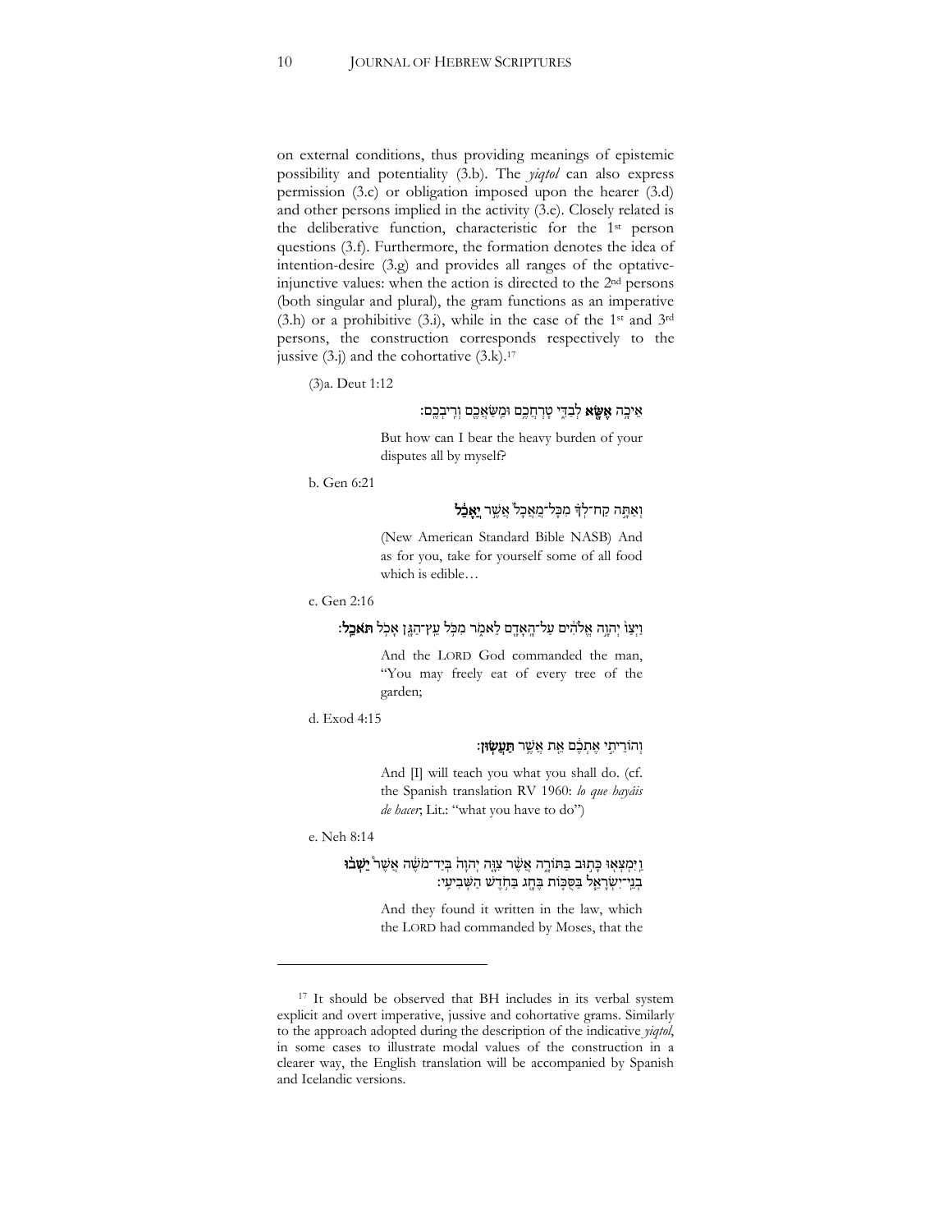on external conditions, thus providing meanings of epistemic possibility and potentiality (3.b). The *yiqtol* can also express permission (3.c) or obligation imposed upon the hearer (3.d) and other persons implied in the activity (3.e). Closely related is the deliberative function, characteristic for the 1st person questions (3.f). Furthermore, the formation denotes the idea of intention-desire (3.g) and provides all ranges of the optative-injunctive values: when the action is directed to the 2nd persons (both singular and plural), the gram functions as an imperative (3.h) or a prohibitive (3.i), while in the case of the 1st and 3rd persons, the construction corresponds respectively to the jussive (3.j) and the cohortative (3.k).[17]

(3)a. Deut 1:12

אֵיכָה **אֶשָּׂא** לְבַדִּי טָרְחֲכֶם וּמַשַּׂאֲכֶם וְרִיבְכֶם׃

But how can I bear the heavy burden of your disputes all by myself?

b. Gen 6:21

וְאַתָּה קַח־לְךָ מִכָּל־מַאֲכָל אֲשֶׁר **יֵאָכֵל**

(New American Standard Bible NASB) And as for you, take for yourself some of all food which is edible…

c. Gen 2:16

וַיְצַו יְהוָה אֱלֹהִים עַל־הָאָדָם לֵאמֹר מִכֹּל עֵץ־הַגָּן אָכֹל **תֹּאכֵל**׃

And the LORD God commanded the man, "You may freely eat of every tree of the garden;

d. Exod 4:15

וְהוֹרֵיתִי אֶתְכֶם אֵת אֲשֶׁר **תַּעֲשׂוּן**׃

And [I] will teach you what you shall do. (cf. the Spanish translation RV 1960: *lo que hayáis de hacer*; Lit.: "what you have to do")

e. Neh 8:14

וַיִּמְצְאוּ כָּתוּב בַּתּוֹרָה אֲשֶׁר צִוָּה יְהוָה בְּיַד־מֹשֶׁה אֲשֶׁר **יֵשְׁבוּ** בְנֵי־יִשְׂרָאֵל בַּסֻּכּוֹת בֶּחָג בַּחֹדֶשׁ הַשְּׁבִיעִי׃

And they found it written in the law, which the LORD had commanded by Moses, that the

---

[17] It should be observed that BH includes in its verbal system explicit and overt imperative, jussive and cohortative grams. Similarly to the approach adopted during the description of the indicative *yiqtol*, in some cases to illustrate modal values of the construction in a clearer way, the English translation will be accompanied by Spanish and Icelandic versions.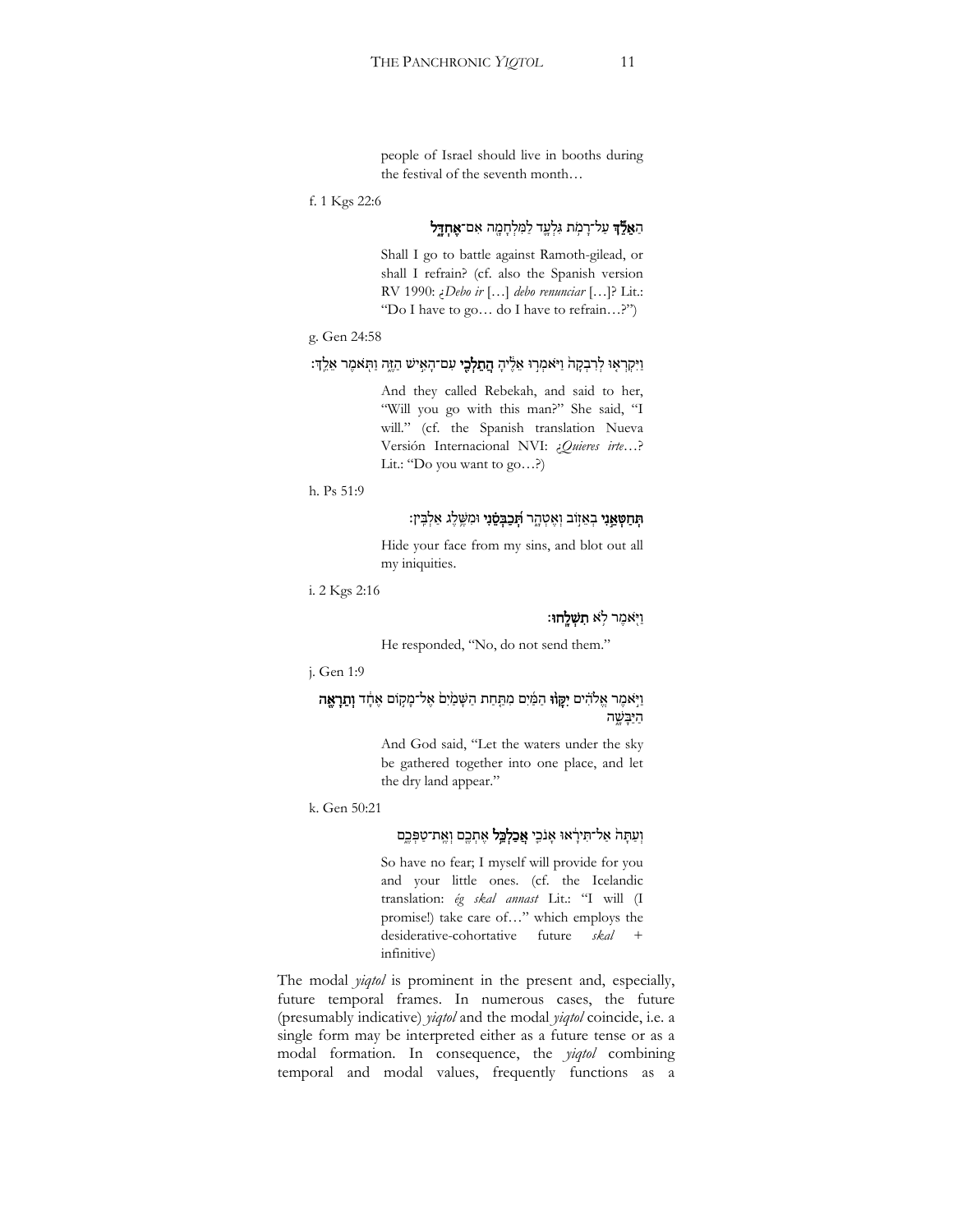people of Israel should live in booths during the festival of the seventh month…

f. 1 Kgs 22:6

**הַאֵלֵ֞ךְ** עַל־רָמֹ֥ת גִּלְעָ֛ד לַמִּלְחָמָ֖ה אִם־**אֶחְדָּ֑ל**

Shall I go to battle against Ramoth-gilead, or shall I refrain? (cf. also the Spanish version RV 1990: *¿Debo ir* […] *debo renunciar* […]? Lit.: "Do I have to go… do I have to refrain…?")

g. Gen 24:58

וַיִּקְרְא֤וּ לְרִבְקָה֙ וַיֹּאמְר֣וּ אֵלֶ֔יהָ **הֲתֵלְכִ֖י** עִם־הָאִ֣ישׁ הַזֶּ֑ה וַתֹּ֖אמֶר אֵלֵֽךְ׃

And they called Rebekah, and said to her, "Will you go with this man?" She said, "I will." (cf. the Spanish translation Nueva Versión Internacional NVI: *¿Quieres irte*…? Lit.: "Do you want to go…?)

h. Ps 51:9

**תְּחַטְּאֵ֣נִי** בְאֵז֣וֹב וְאֶטְהָ֑ר **תְּ֝כַבְּסֵ֗נִי** וּמִשֶּׁ֥לֶג אַלְבִּֽין׃

Hide your face from my sins, and blot out all my iniquities.

i. 2 Kgs 2:16

וַיֹּ֖אמֶר לֹ֥א **תִשְׁלָֽחוּ**׃

He responded, "No, do not send them."

j. Gen 1:9

וַיֹּ֣אמֶר אֱלֹהִ֗ים **יִקָּו֨וּ** הַמַּ֜יִם מִתַּ֤חַת הַשָּׁמַ֙יִם֙ אֶל־מָק֣וֹם אֶחָ֔ד **וְתֵרָאֶ֖ה** הַיַּבָּשָׁ֑ה

And God said, "Let the waters under the sky be gathered together into one place, and let the dry land appear."

k. Gen 50:21

וְעַתָּה֙ אַל־תִּירָ֔אוּ אָנֹכִ֛י **אֲכַלְכֵּ֥ל** אֶתְכֶ֖ם וְאֶת־טַפְּכֶ֑ם

So have no fear; I myself will provide for you and your little ones. (cf. the Icelandic translation: *ég skal annast* Lit.: "I will (I promise!) take care of…" which employs the desiderative-cohortative future *skal* + infinitive)

The modal *yiqtol* is prominent in the present and, especially, future temporal frames. In numerous cases, the future (presumably indicative) *yiqtol* and the modal *yiqtol* coincide, i.e. a single form may be interpreted either as a future tense or as a modal formation. In consequence, the *yiqtol* combining temporal and modal values, frequently functions as a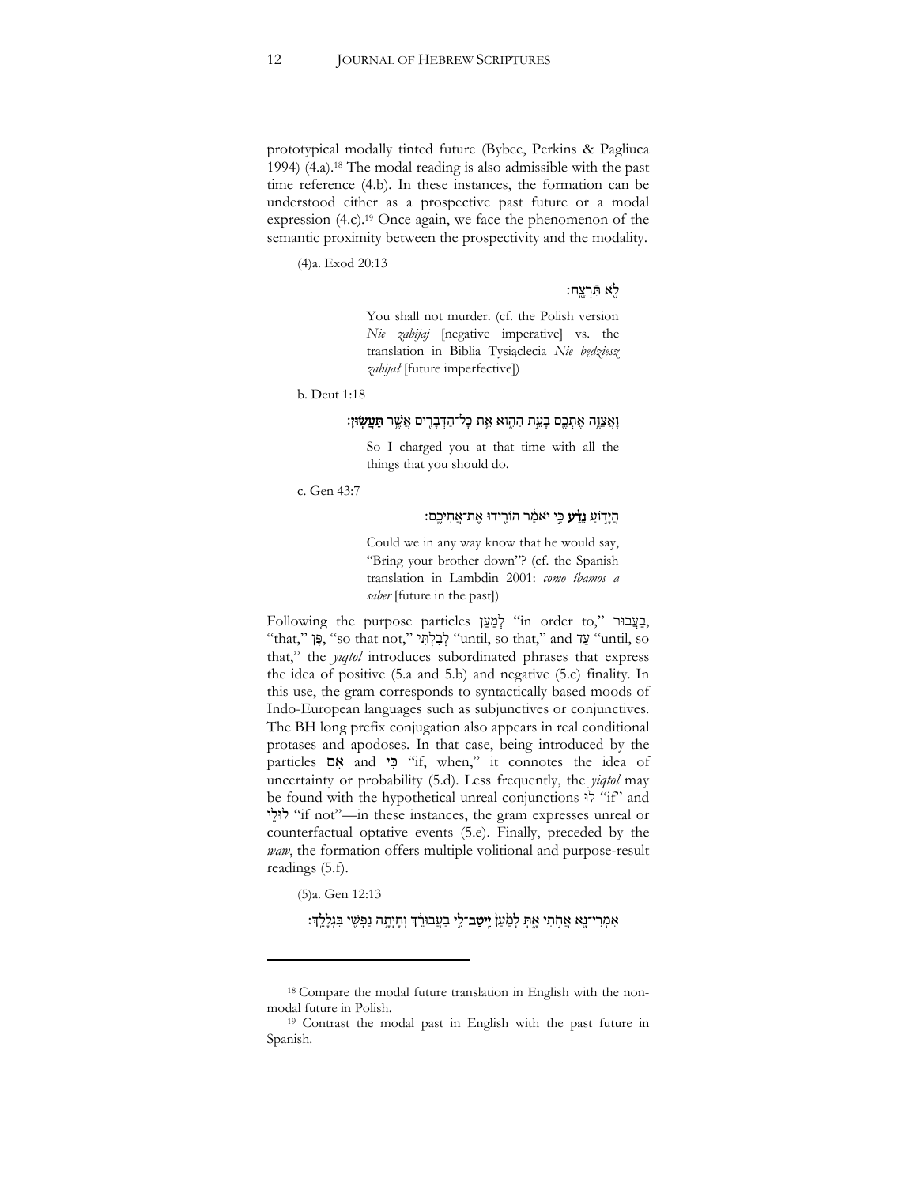prototypical modally tinted future (Bybee, Perkins & Pagliuca 1994) (4.a).[18] The modal reading is also admissible with the past time reference (4.b). In these instances, the formation can be understood either as a prospective past future or a modal expression (4.c).[19] Once again, we face the phenomenon of the semantic proximity between the prospectivity and the modality.

(4)a. Exod 20:13

לֹ֖א תִּֿרְצָֽח׃

> You shall not murder. (cf. the Polish version *Nie zabijaj* [negative imperative] vs. the translation in Biblia Tysiąclecia *Nie będziesz zabijał* [future imperfective])

b. Deut 1:18

וָאֲצַוֶּ֥ה אֶתְכֶ֖ם בָּעֵ֣ת הַהִ֑וא אֵ֥ת כָּל־הַדְּבָרִ֖ים אֲשֶׁ֥ר **תַּעֲשֽׂוּן׃**

> So I charged you at that time with all the things that you should do.

c. Gen 43:7

הֲיָד֣וֹעַ **נֵדַ֔ע** כִּ֣י יֹאמַ֔ר הוֹרִ֖ידוּ אֶת־אֲחִיכֶֽם׃

> Could we in any way know that he would say, "Bring your brother down"? (cf. the Spanish translation in Lambdin 2001: *como íbamos a saber* [future in the past])

Following the purpose particles לְמַעַן "in order to," בַּעֲבוּר, "that," פֶּן, "so that not," לְבִלְתִּי "until, so that," and עַד "until, so that," the *yiqtol* introduces subordinated phrases that express the idea of positive (5.a and 5.b) and negative (5.c) finality. In this use, the gram corresponds to syntactically based moods of Indo-European languages such as subjunctives or conjunctives. The BH long prefix conjugation also appears in real conditional protases and apodoses. In that case, being introduced by the particles **אִם** and **כִּי** "if, when," it connotes the idea of uncertainty or probability (5.d). Less frequently, the *yiqtol* may be found with the hypothetical unreal conjunctions לוּ "if" and לוּלֵי "if not"—in these instances, the gram expresses unreal or counterfactual optative events (5.e). Finally, preceded by the *waw*, the formation offers multiple volitional and purpose-result readings (5.f).

(5)a. Gen 12:13

אִמְרִי־נָ֖א אֲחֹ֣תִי אָ֑תְּ לְמַ֙עַן֙ **יִֽיטַב**־לִ֣י בַעֲבוּרֵ֔ךְ וְחָיְתָ֥ה נַפְשִׁ֖י בִּגְלָלֵֽךְ׃

---

[18] Compare the modal future translation in English with the non-modal future in Polish.

[19] Contrast the modal past in English with the past future in Spanish.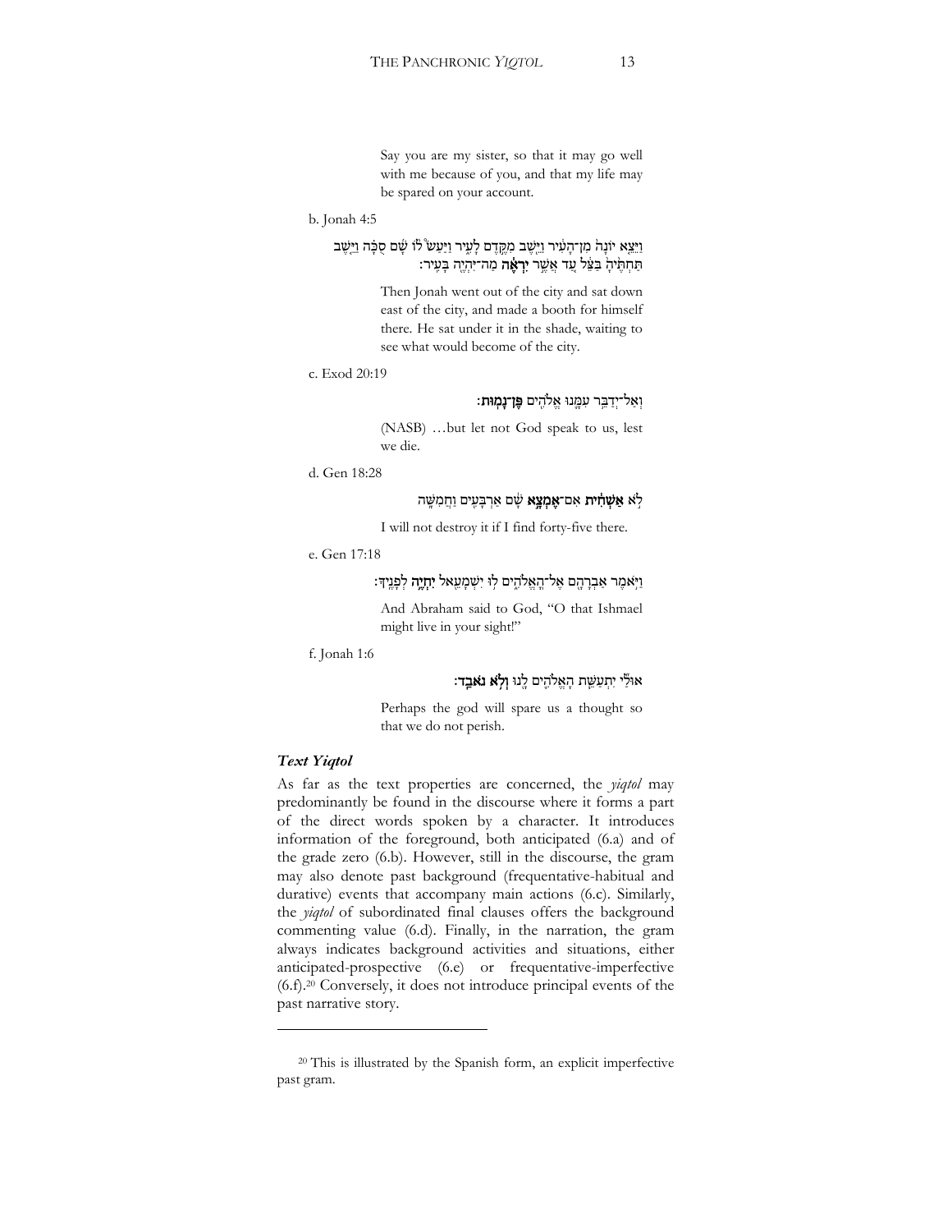Say you are my sister, so that it may go well with me because of you, and that my life may be spared on your account.

b. Jonah 4:5

וַיֵּצֵ֤א יוֹנָה֙ מִן־הָעִ֔יר וַיֵּ֖שֶׁב מִקֶּ֣דֶם לָעִ֑יר וַיַּ֨עַשׂ ל֜וֹ שָׁ֗ם סֻכָּה֙ וַיֵּ֤שֶׁב תַּחְתֶּ֙יהָ֙ בַּצֵּ֔ל עַ֚ד אֲשֶׁ֣ר **יִרְאֶ֔ה** מַה־יִּהְיֶ֖ה בָּעִֽיר׃

Then Jonah went out of the city and sat down east of the city, and made a booth for himself there. He sat under it in the shade, waiting to see what would become of the city.

c. Exod 20:19

וְאַל־יְדַבֵּ֥ר עִמָּ֛נוּ אֱלֹהִ֖ים **פֶּן־נָמֽוּת**׃

(NASB) …but let not God speak to us, lest we die.

d. Gen 18:28

לֹ֣א **אַשְׁחִ֔ית** אִם־**אֶמְצָ֣א** שָׁ֔ם אַרְבָּעִ֖ים וַחֲמִשָּֽׁה

I will not destroy it if I find forty-five there.

e. Gen 17:18

וַיֹּ֥אמֶר אַבְרָהָ֖ם אֶל־הָאֱלֹהִ֑ים ל֥וּ יִשְׁמָעֵ֖אל **יִחְיֶ֥ה** לְפָנֶֽיךָ׃

And Abraham said to God, "O that Ishmael might live in your sight!"

f. Jonah 1:6

אוּלַ֞י יִתְעַשֵּׁ֧ת הָאֱלֹהִ֛ים לָ֖נוּ **וְלֹ֥א נֹאבֵֽד**׃

Perhaps the god will spare us a thought so that we do not perish.

### *Text Yiqtol*

As far as the text properties are concerned, the *yiqtol* may predominantly be found in the discourse where it forms a part of the direct words spoken by a character. It introduces information of the foreground, both anticipated (6.a) and of the grade zero (6.b). However, still in the discourse, the gram may also denote past background (frequentative-habitual and durative) events that accompany main actions (6.c). Similarly, the *yiqtol* of subordinated final clauses offers the background commenting value (6.d). Finally, in the narration, the gram always indicates background activities and situations, either anticipated-prospective (6.e) or frequentative-imperfective (6.f).[20] Conversely, it does not introduce principal events of the past narrative story.

---

[20] This is illustrated by the Spanish form, an explicit imperfective past gram.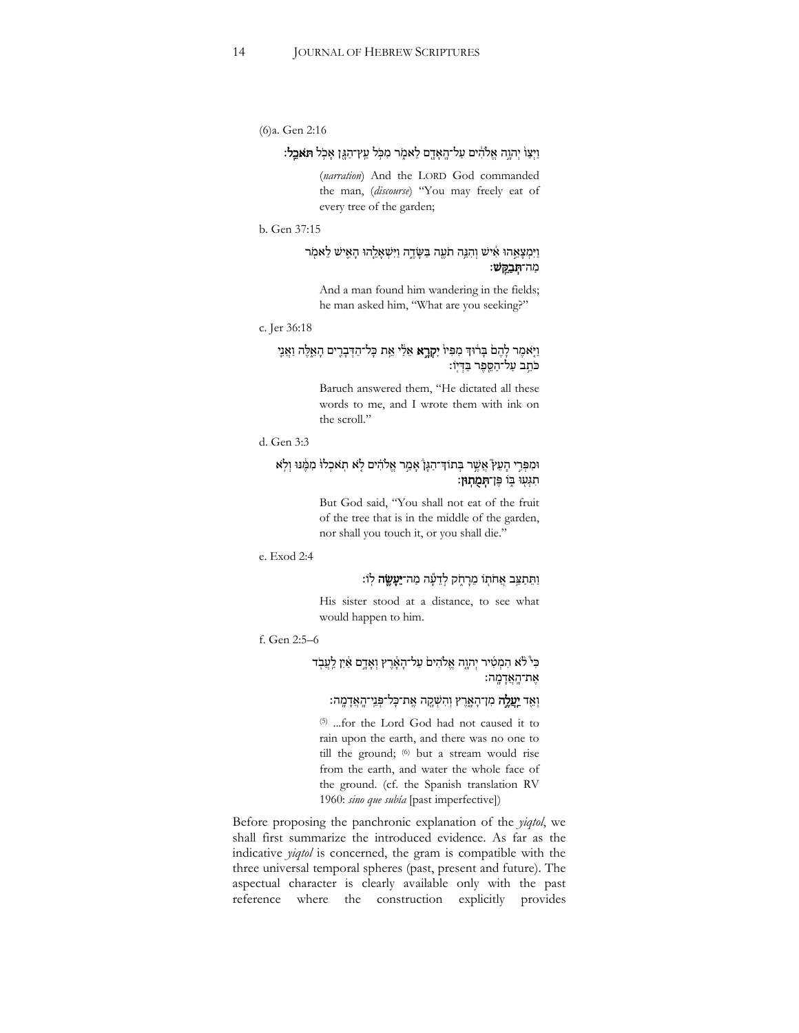(6)a. Gen 2:16

וַיְצַו֙ יְהוָ֣ה אֱלֹהִ֔ים עַל־הָֽאָדָ֖ם לֵאמֹ֑ר מִכֹּ֥ל עֵֽץ־הַגָּ֖ן אָכֹ֥ל **תֹּאכֵֽל**׃

(*narration*) And the LORD God commanded the man, (*discourse*) "You may freely eat of every tree of the garden;

b. Gen 37:15

וַיִּמְצָאֵ֣הוּ אִ֔ישׁ וְהִנֵּ֥ה תֹעֶ֖ה בַּשָּׂדֶ֑ה וַיִּשְׁאָלֵ֧הוּ הָאִ֛ישׁ לֵאמֹ֖ר מַה־**תְּבַקֵּֽשׁ**׃

And a man found him wandering in the fields; he man asked him, "What are you seeking?"

c. Jer 36:18

וַיֹּ֤אמֶר לָהֶם֙ בָּר֔וּךְ מִפִּיו֙ **יִקְרָ֣א** אֵלַ֔י אֵ֛ת כָּל־הַדְּבָרִ֥ים הָאֵ֖לֶּה וַאֲנִ֛י כֹּתֵ֥ב עַל־הַסֵּ֖פֶר בַּדְּיֽוֹ׃

Baruch answered them, "He dictated all these words to me, and I wrote them with ink on the scroll."

d. Gen 3:3

וּמִפְּרִ֣י הָעֵץ֮ אֲשֶׁ֣ר בְּתוֹךְ־הַגָּן֒ אָמַ֣ר אֱלֹהִ֗ים לֹ֤א תֹֽאכְלוּ֙ מִמֶּ֔נּוּ וְלֹ֥א תִגְּע֖וּ בּ֑וֹ פֶּן־**תְּמֻתֽוּן**׃

But God said, "You shall not eat of the fruit of the tree that is in the middle of the garden, nor shall you touch it, or you shall die."

e. Exod 2:4

וַתֵּתַצַּ֥ב אֲחֹת֖וֹ מֵרָחֹ֑ק לְדֵעָ֕ה מַה־**יֵּעָשֶׂ֖ה** לֽוֹ׃

His sister stood at a distance, to see what would happen to him.

f. Gen 2:5–6

כִּי֩ לֹ֨א הִמְטִ֜יר יְהוָ֤ה אֱלֹהִים֙ עַל־הָאָ֔רֶץ וְאָדָ֣ם אַ֔יִן לַעֲבֹ֖ד אֶת־הָאֲדָמָֽה׃

וְאֵ֖ד **יַעֲלֶ֣ה** מִן־הָאָ֑רֶץ וְהִשְׁקָ֖ה אֶֽת־כָּל־פְּנֵֽי־הָאֲדָמָֽה׃

[5] ...for the Lord God had not caused it to rain upon the earth, and there was no one to till the ground; [6] but a stream would rise from the earth, and water the whole face of the ground. (cf. the Spanish translation RV 1960: *sino que subía* [past imperfective])

Before proposing the panchronic explanation of the *yiqtol*, we shall first summarize the introduced evidence. As far as the indicative *yiqtol* is concerned, the gram is compatible with the three universal temporal spheres (past, present and future). The aspectual character is clearly available only with the past reference where the construction explicitly provides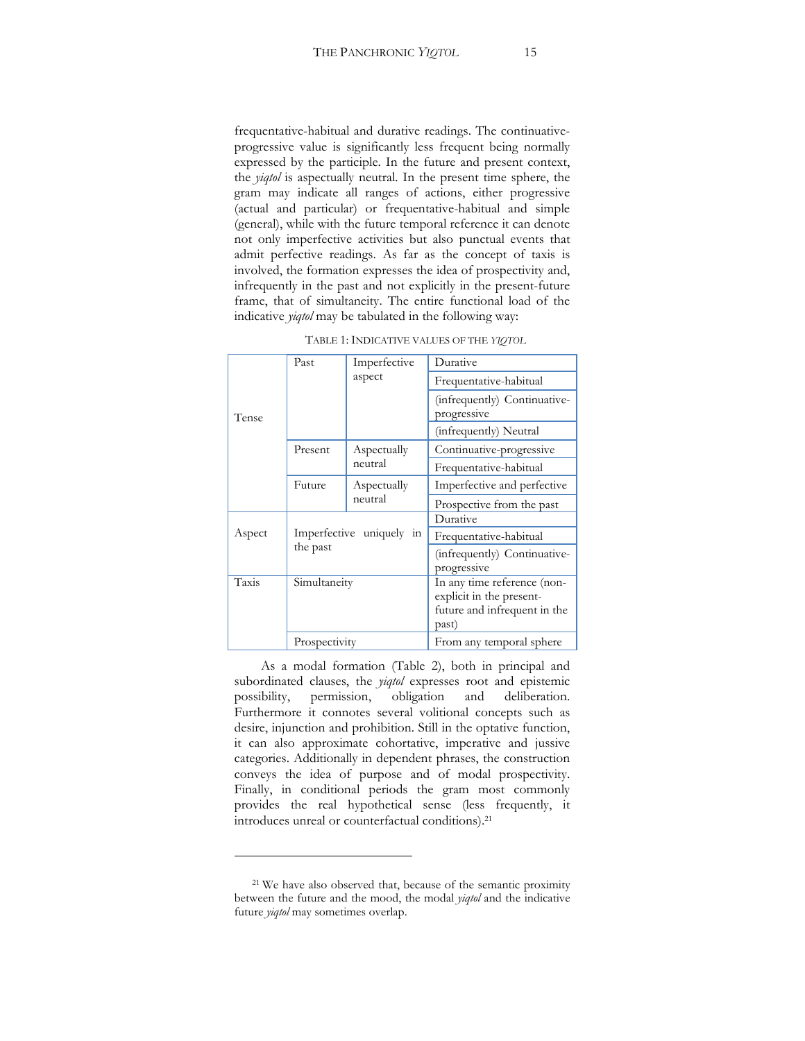frequentative-habitual and durative readings. The continuative-progressive value is significantly less frequent being normally expressed by the participle. In the future and present context, the *yiqtol* is aspectually neutral. In the present time sphere, the gram may indicate all ranges of actions, either progressive (actual and particular) or frequentative-habitual and simple (general), while with the future temporal reference it can denote not only imperfective activities but also punctual events that admit perfective readings. As far as the concept of taxis is involved, the formation expresses the idea of prospectivity and, infrequently in the past and not explicitly in the present-future frame, that of simultaneity. The entire functional load of the indicative *yiqtol* may be tabulated in the following way:

TABLE 1: INDICATIVE VALUES OF THE *YIQTOL*

| | | | |
|---|---|---|---|
| Tense | Past | Imperfective aspect | Durative |
| | | | Frequentative-habitual |
| | | | (infrequently) Continuative-progressive |
| | | | (infrequently) Neutral |
| | Present | Aspectually neutral | Continuative-progressive |
| | | | Frequentative-habitual |
| | Future | Aspectually neutral | Imperfective and perfective |
| | | | Prospective from the past |
| Aspect | Imperfective uniquely in the past | | Durative |
| | | | Frequentative-habitual |
| | | | (infrequently) Continuative-progressive |
| Taxis | Simultaneity | | In any time reference (non-explicit in the present-future and infrequent in the past) |
| | Prospectivity | | From any temporal sphere |

As a modal formation (Table 2), both in principal and subordinated clauses, the *yiqtol* expresses root and epistemic possibility, permission, obligation and deliberation. Furthermore it connotes several volitional concepts such as desire, injunction and prohibition. Still in the optative function, it can also approximate cohortative, imperative and jussive categories. Additionally in dependent phrases, the construction conveys the idea of purpose and of modal prospectivity. Finally, in conditional periods the gram most commonly provides the real hypothetical sense (less frequently, it introduces unreal or counterfactual conditions).[21]

[21] We have also observed that, because of the semantic proximity between the future and the mood, the modal *yiqtol* and the indicative future *yiqtol* may sometimes overlap.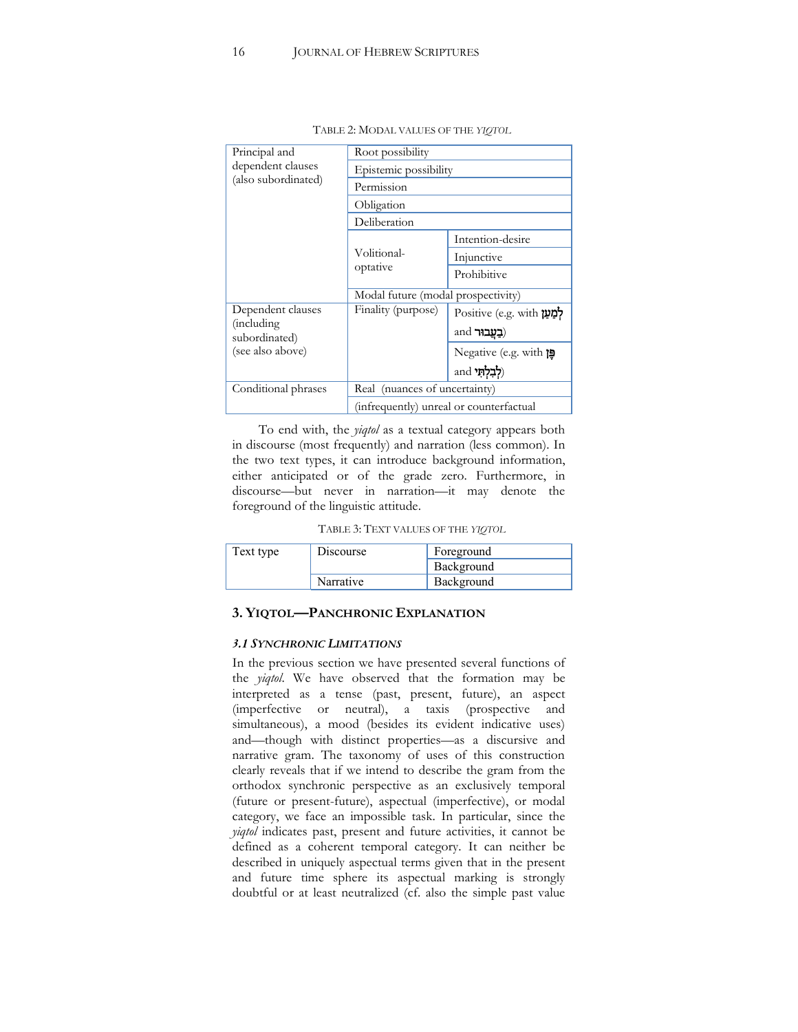TABLE 2: MODAL VALUES OF THE *YIQTOL*

| | | |
|---|---|---|
| Principal and dependent clauses (also subordinated) | Root possibility | |
| | Epistemic possibility | |
| | Permission | |
| | Obligation | |
| | Deliberation | |
| | Volitional-optative | Intention-desire |
| | | Injunctive |
| | | Prohibitive |
| | Modal future (modal prospectivity) | |
| Dependent clauses (including subordinated) (see also above) | Finality (purpose) | Positive (e.g. with לְמַעַן and בַּעֲבוּר) |
| | | Negative (e.g. with פֶּן and לְבִלְתִּי) |
| Conditional phrases | Real (nuances of uncertainty) | |
| | (infrequently) unreal or counterfactual | |

To end with, the *yiqtol* as a textual category appears both in discourse (most frequently) and narration (less common). In the two text types, it can introduce background information, either anticipated or of the grade zero. Furthermore, in discourse—but never in narration—it may denote the foreground of the linguistic attitude.

TABLE 3: TEXT VALUES OF THE *YIQTOL*

| | | |
|---|---|---|
| Text type | Discourse | Foreground |
| | | Background |
| | Narrative | Background |

## 3. YIQTOL—PANCHRONIC EXPLANATION

### *3.1 SYNCHRONIC LIMITATIONS*

In the previous section we have presented several functions of the *yiqtol*. We have observed that the formation may be interpreted as a tense (past, present, future), an aspect (imperfective or neutral), a taxis (prospective and simultaneous), a mood (besides its evident indicative uses) and—though with distinct properties—as a discursive and narrative gram. The taxonomy of uses of this construction clearly reveals that if we intend to describe the gram from the orthodox synchronic perspective as an exclusively temporal (future or present-future), aspectual (imperfective), or modal category, we face an impossible task. In particular, since the *yiqtol* indicates past, present and future activities, it cannot be defined as a coherent temporal category. It can neither be described in uniquely aspectual terms given that in the present and future time sphere its aspectual marking is strongly doubtful or at least neutralized (cf. also the simple past value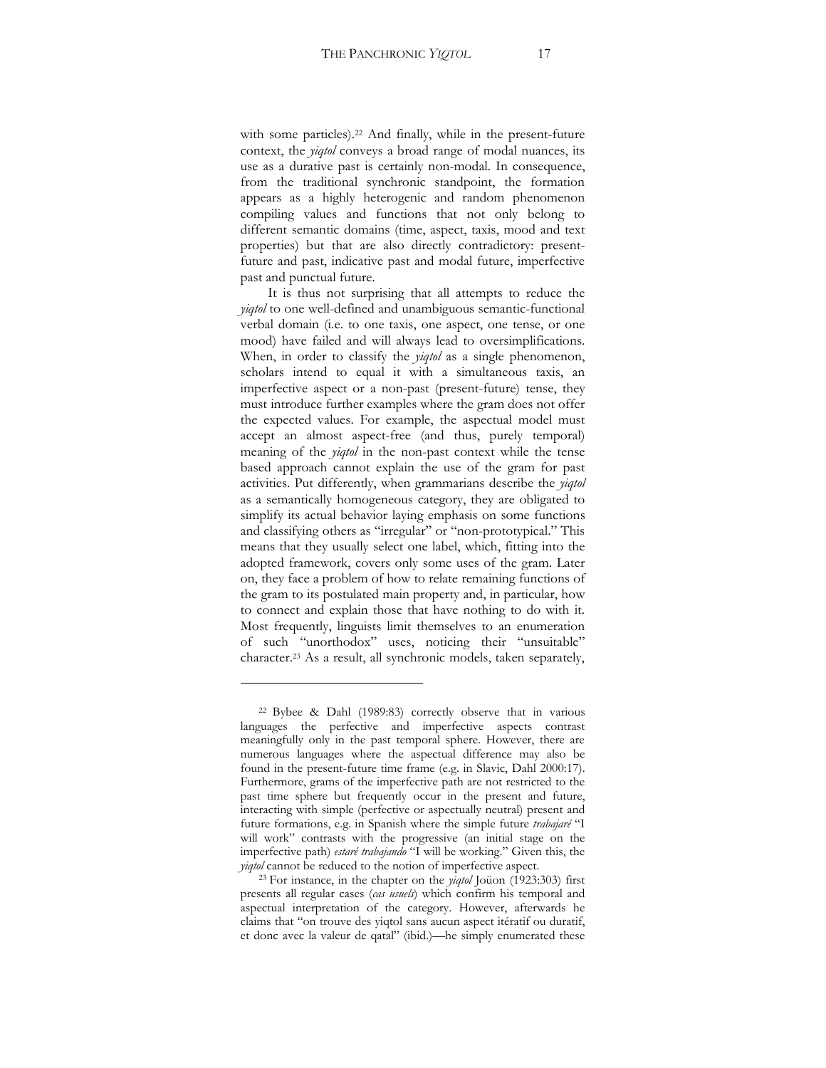with some particles).[22] And finally, while in the present-future context, the *yiqtol* conveys a broad range of modal nuances, its use as a durative past is certainly non-modal. In consequence, from the traditional synchronic standpoint, the formation appears as a highly heterogenic and random phenomenon compiling values and functions that not only belong to different semantic domains (time, aspect, taxis, mood and text properties) but that are also directly contradictory: present-future and past, indicative past and modal future, imperfective past and punctual future.

It is thus not surprising that all attempts to reduce the *yiqtol* to one well-defined and unambiguous semantic-functional verbal domain (i.e. to one taxis, one aspect, one tense, or one mood) have failed and will always lead to oversimplifications. When, in order to classify the *yiqtol* as a single phenomenon, scholars intend to equal it with a simultaneous taxis, an imperfective aspect or a non-past (present-future) tense, they must introduce further examples where the gram does not offer the expected values. For example, the aspectual model must accept an almost aspect-free (and thus, purely temporal) meaning of the *yiqtol* in the non-past context while the tense based approach cannot explain the use of the gram for past activities. Put differently, when grammarians describe the *yiqtol* as a semantically homogeneous category, they are obligated to simplify its actual behavior laying emphasis on some functions and classifying others as "irregular" or "non-prototypical." This means that they usually select one label, which, fitting into the adopted framework, covers only some uses of the gram. Later on, they face a problem of how to relate remaining functions of the gram to its postulated main property and, in particular, how to connect and explain those that have nothing to do with it. Most frequently, linguists limit themselves to an enumeration of such "unorthodox" uses, noticing their "unsuitable" character.[23] As a result, all synchronic models, taken separately,

---

[22] Bybee & Dahl (1989:83) correctly observe that in various languages the perfective and imperfective aspects contrast meaningfully only in the past temporal sphere. However, there are numerous languages where the aspectual difference may also be found in the present-future time frame (e.g. in Slavic, Dahl 2000:17). Furthermore, grams of the imperfective path are not restricted to the past time sphere but frequently occur in the present and future, interacting with simple (perfective or aspectually neutral) present and future formations, e.g. in Spanish where the simple future *trabajaré* "I will work" contrasts with the progressive (an initial stage on the imperfective path) *estaré trabajando* "I will be working." Given this, the *yiqtol* cannot be reduced to the notion of imperfective aspect.

[23] For instance, in the chapter on the *yiqtol* Joüon (1923:303) first presents all regular cases (*cas usuels*) which confirm his temporal and aspectual interpretation of the category. However, afterwards he claims that "on trouve des yiqtol sans aucun aspect itératif ou duratif, et donc avec la valeur de qatal" (ibid.)—he simply enumerated these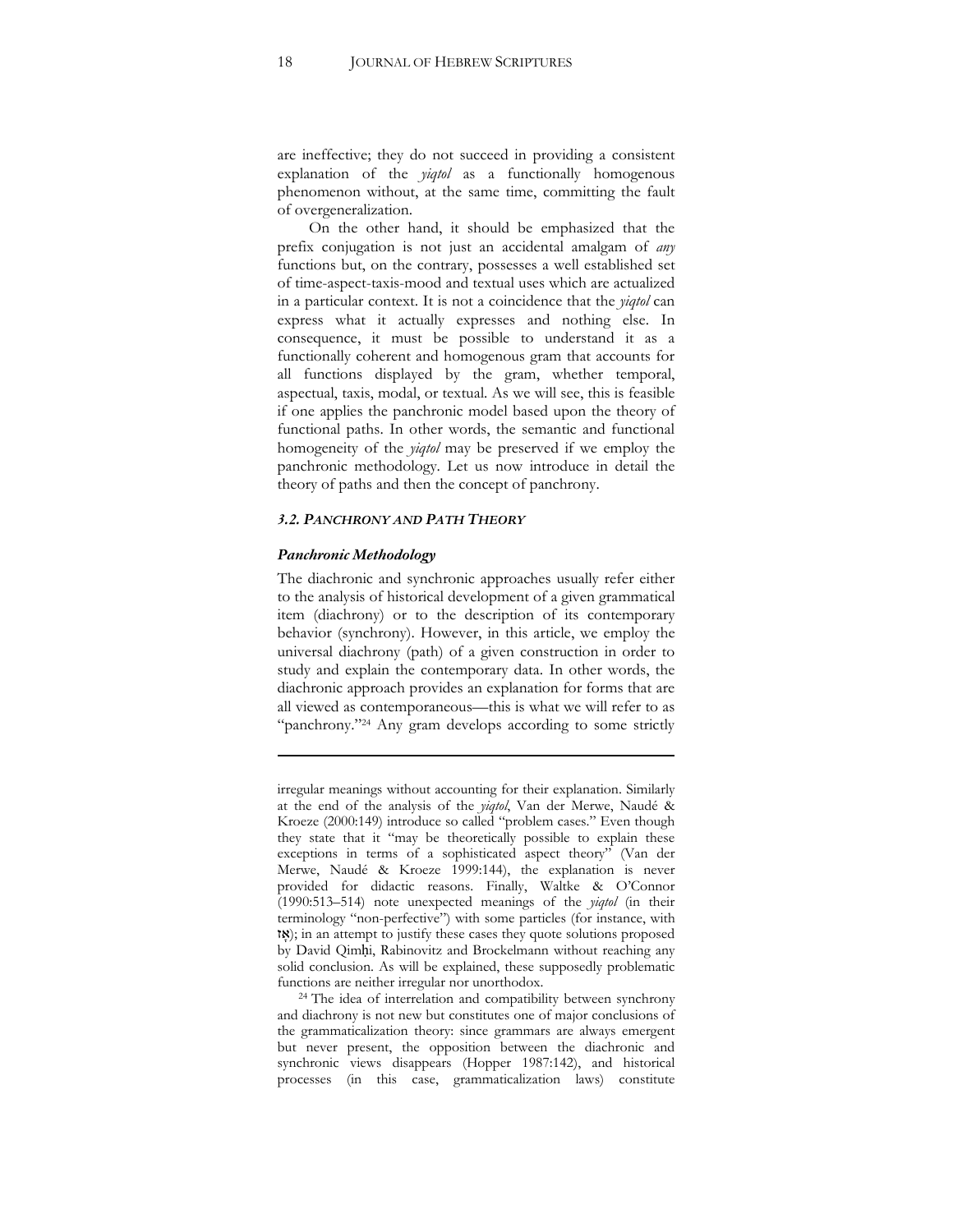are ineffective; they do not succeed in providing a consistent explanation of the *yiqtol* as a functionally homogenous phenomenon without, at the same time, committing the fault of overgeneralization.

On the other hand, it should be emphasized that the prefix conjugation is not just an accidental amalgam of *any* functions but, on the contrary, possesses a well established set of time-aspect-taxis-mood and textual uses which are actualized in a particular context. It is not a coincidence that the *yiqtol* can express what it actually expresses and nothing else. In consequence, it must be possible to understand it as a functionally coherent and homogenous gram that accounts for all functions displayed by the gram, whether temporal, aspectual, taxis, modal, or textual. As we will see, this is feasible if one applies the panchronic model based upon the theory of functional paths. In other words, the semantic and functional homogeneity of the *yiqtol* may be preserved if we employ the panchronic methodology. Let us now introduce in detail the theory of paths and then the concept of panchrony.

### *3.2. PANCHRONY AND PATH THEORY*

#### *Panchronic Methodology*

The diachronic and synchronic approaches usually refer either to the analysis of historical development of a given grammatical item (diachrony) or to the description of its contemporary behavior (synchrony). However, in this article, we employ the universal diachrony (path) of a given construction in order to study and explain the contemporary data. In other words, the diachronic approach provides an explanation for forms that are all viewed as contemporaneous—this is what we will refer to as "panchrony."[24] Any gram develops according to some strictly

---

irregular meanings without accounting for their explanation. Similarly at the end of the analysis of the *yiqtol*, Van der Merwe, Naudé & Kroeze (2000:149) introduce so called "problem cases." Even though they state that it "may be theoretically possible to explain these exceptions in terms of a sophisticated aspect theory" (Van der Merwe, Naudé & Kroeze 1999:144), the explanation is never provided for didactic reasons. Finally, Waltke & O'Connor (1990:513–514) note unexpected meanings of the *yiqtol* (in their terminology "non-perfective") with some particles (for instance, with אָז); in an attempt to justify these cases they quote solutions proposed by David Qimḥi, Rabinovitz and Brockelmann without reaching any solid conclusion. As will be explained, these supposedly problematic functions are neither irregular nor unorthodox.

[24] The idea of interrelation and compatibility between synchrony and diachrony is not new but constitutes one of major conclusions of the grammaticalization theory: since grammars are always emergent but never present, the opposition between the diachronic and synchronic views disappears (Hopper 1987:142), and historical processes (in this case, grammaticalization laws) constitute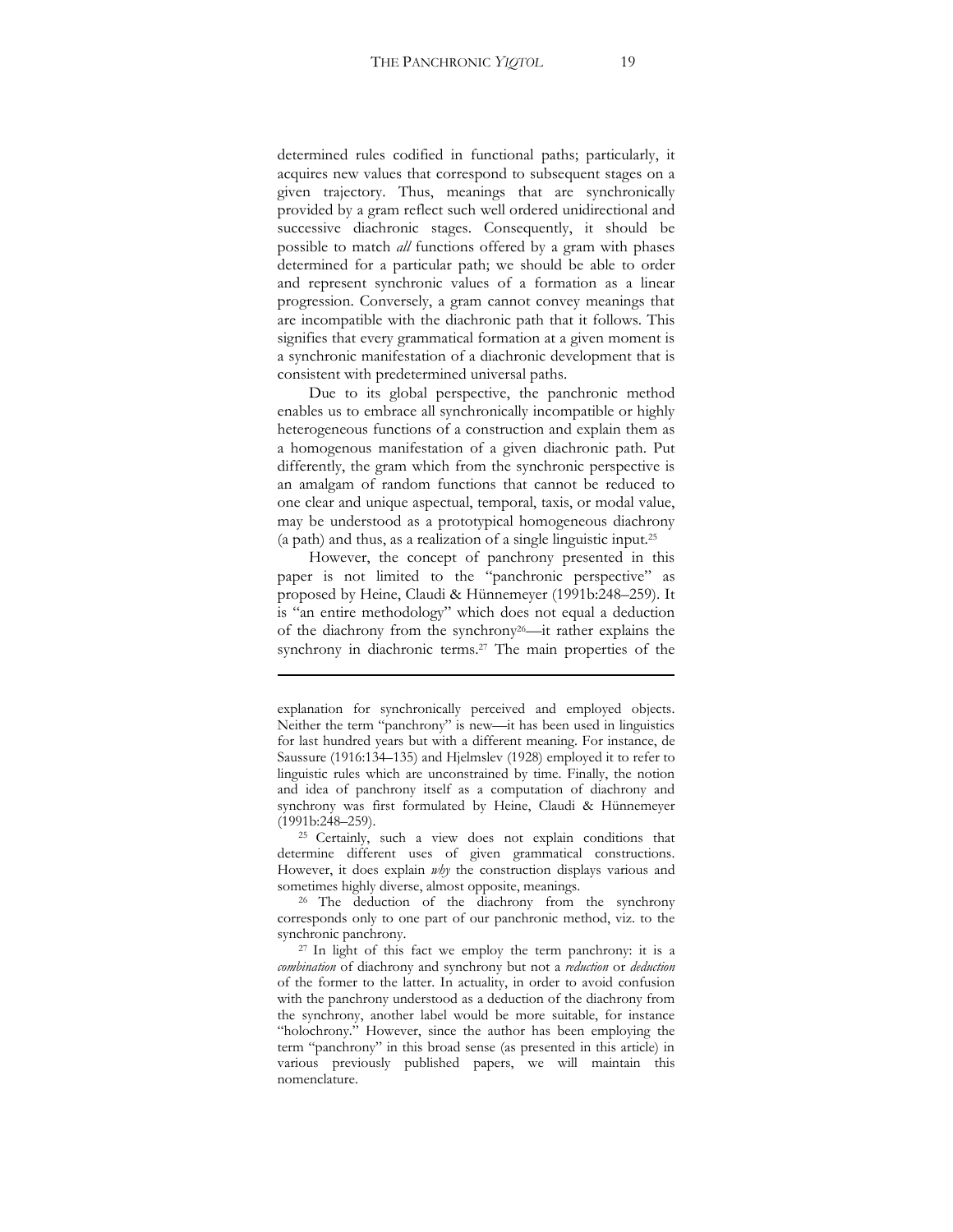determined rules codified in functional paths; particularly, it acquires new values that correspond to subsequent stages on a given trajectory. Thus, meanings that are synchronically provided by a gram reflect such well ordered unidirectional and successive diachronic stages. Consequently, it should be possible to match *all* functions offered by a gram with phases determined for a particular path; we should be able to order and represent synchronic values of a formation as a linear progression. Conversely, a gram cannot convey meanings that are incompatible with the diachronic path that it follows. This signifies that every grammatical formation at a given moment is a synchronic manifestation of a diachronic development that is consistent with predetermined universal paths.

Due to its global perspective, the panchronic method enables us to embrace all synchronically incompatible or highly heterogeneous functions of a construction and explain them as a homogenous manifestation of a given diachronic path. Put differently, the gram which from the synchronic perspective is an amalgam of random functions that cannot be reduced to one clear and unique aspectual, temporal, taxis, or modal value, may be understood as a prototypical homogeneous diachrony (a path) and thus, as a realization of a single linguistic input.[25]

However, the concept of panchrony presented in this paper is not limited to the "panchronic perspective" as proposed by Heine, Claudi & Hünnemeyer (1991b:248–259). It is "an entire methodology" which does not equal a deduction of the diachrony from the synchrony[26]—it rather explains the synchrony in diachronic terms.[27] The main properties of the

---

explanation for synchronically perceived and employed objects. Neither the term "panchrony" is new—it has been used in linguistics for last hundred years but with a different meaning. For instance, de Saussure (1916:134–135) and Hjelmslev (1928) employed it to refer to linguistic rules which are unconstrained by time. Finally, the notion and idea of panchrony itself as a computation of diachrony and synchrony was first formulated by Heine, Claudi & Hünnemeyer (1991b:248–259).

[25] Certainly, such a view does not explain conditions that determine different uses of given grammatical constructions. However, it does explain *why* the construction displays various and sometimes highly diverse, almost opposite, meanings.

[26] The deduction of the diachrony from the synchrony corresponds only to one part of our panchronic method, viz. to the synchronic panchrony.

[27] In light of this fact we employ the term panchrony: it is a *combination* of diachrony and synchrony but not a *reduction* or *deduction* of the former to the latter. In actuality, in order to avoid confusion with the panchrony understood as a deduction of the diachrony from the synchrony, another label would be more suitable, for instance "holochrony." However, since the author has been employing the term "panchrony" in this broad sense (as presented in this article) in various previously published papers, we will maintain this nomenclature.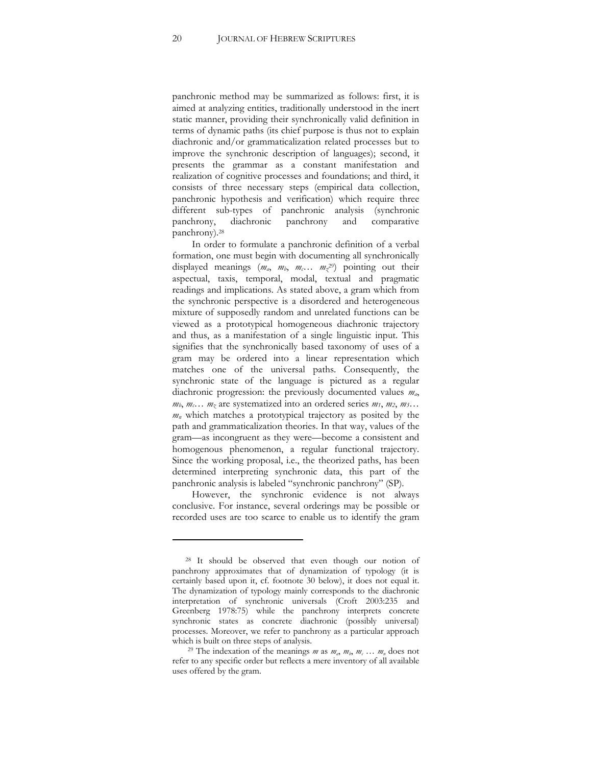panchronic method may be summarized as follows: first, it is aimed at analyzing entities, traditionally understood in the inert static manner, providing their synchronically valid definition in terms of dynamic paths (its chief purpose is thus not to explain diachronic and/or grammaticalization related processes but to improve the synchronic description of languages); second, it presents the grammar as a constant manifestation and realization of cognitive processes and foundations; and third, it consists of three necessary steps (empirical data collection, panchronic hypothesis and verification) which require three different sub-types of panchronic analysis (synchronic panchrony, diachronic panchrony and comparative panchrony).[28]

In order to formulate a panchronic definition of a verbal formation, one must begin with documenting all synchronically displayed meanings ($m_a$, $m_b$, $m_c$… $m_z$[29]) pointing out their aspectual, taxis, temporal, modal, textual and pragmatic readings and implications. As stated above, a gram which from the synchronic perspective is a disordered and heterogeneous mixture of supposedly random and unrelated functions can be viewed as a prototypical homogeneous diachronic trajectory and thus, as a manifestation of a single linguistic input. This signifies that the synchronically based taxonomy of uses of a gram may be ordered into a linear representation which matches one of the universal paths. Consequently, the synchronic state of the language is pictured as a regular diachronic progression: the previously documented values $m_a$, $m_b$, $m_c$… $m_z$ are systematized into an ordered series $m_1$, $m_2$, $m_3$… $m_n$ which matches a prototypical trajectory as posited by the path and grammaticalization theories. In that way, values of the gram—as incongruent as they were—become a consistent and homogenous phenomenon, a regular functional trajectory. Since the working proposal, i.e., the theorized paths, has been determined interpreting synchronic data, this part of the panchronic analysis is labeled "synchronic panchrony" (SP).

However, the synchronic evidence is not always conclusive. For instance, several orderings may be possible or recorded uses are too scarce to enable us to identify the gram

---

[28] It should be observed that even though our notion of panchrony approximates that of dynamization of typology (it is certainly based upon it, cf. footnote 30 below), it does not equal it. The dynamization of typology mainly corresponds to the diachronic interpretation of synchronic universals (Croft 2003:235 and Greenberg 1978:75) while the panchrony interprets concrete synchronic states as concrete diachronic (possibly universal) processes. Moreover, we refer to panchrony as a particular approach which is built on three steps of analysis.

[29] The indexation of the meanings $m$ as $m_a$, $m_b$, $m_c$ … $m_n$ does not refer to any specific order but reflects a mere inventory of all available uses offered by the gram.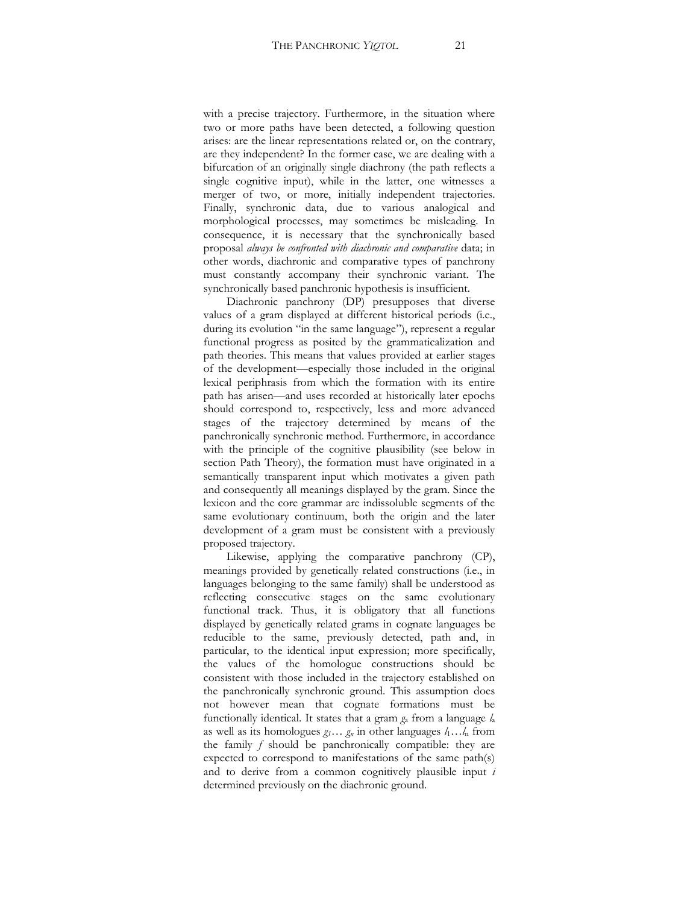with a precise trajectory. Furthermore, in the situation where two or more paths have been detected, a following question arises: are the linear representations related or, on the contrary, are they independent? In the former case, we are dealing with a bifurcation of an originally single diachrony (the path reflects a single cognitive input), while in the latter, one witnesses a merger of two, or more, initially independent trajectories. Finally, synchronic data, due to various analogical and morphological processes, may sometimes be misleading. In consequence, it is necessary that the synchronically based proposal *always be confronted with diachronic and comparative* data; in other words, diachronic and comparative types of panchrony must constantly accompany their synchronic variant. The synchronically based panchronic hypothesis is insufficient.

Diachronic panchrony (DP) presupposes that diverse values of a gram displayed at different historical periods (i.e., during its evolution "in the same language"), represent a regular functional progress as posited by the grammaticalization and path theories. This means that values provided at earlier stages of the development—especially those included in the original lexical periphrasis from which the formation with its entire path has arisen—and uses recorded at historically later epochs should correspond to, respectively, less and more advanced stages of the trajectory determined by means of the panchronically synchronic method. Furthermore, in accordance with the principle of the cognitive plausibility (see below in section Path Theory), the formation must have originated in a semantically transparent input which motivates a given path and consequently all meanings displayed by the gram. Since the lexicon and the core grammar are indissoluble segments of the same evolutionary continuum, both the origin and the later development of a gram must be consistent with a previously proposed trajectory.

Likewise, applying the comparative panchrony (CP), meanings provided by genetically related constructions (i.e., in languages belonging to the same family) shall be understood as reflecting consecutive stages on the same evolutionary functional track. Thus, it is obligatory that all functions displayed by genetically related grams in cognate languages be reducible to the same, previously detected, path and, in particular, to the identical input expression; more specifically, the values of the homologue constructions should be consistent with those included in the trajectory established on the panchronically synchronic ground. This assumption does not however mean that cognate formations must be functionally identical. It states that a gram $g_a$ from a language $l_a$ as well as its homologues $g_1 \ldots g_n$ in other languages $l_1 \ldots l_n$ from the family $f$ should be panchronically compatible: they are expected to correspond to manifestations of the same path(s) and to derive from a common cognitively plausible input $i$ determined previously on the diachronic ground.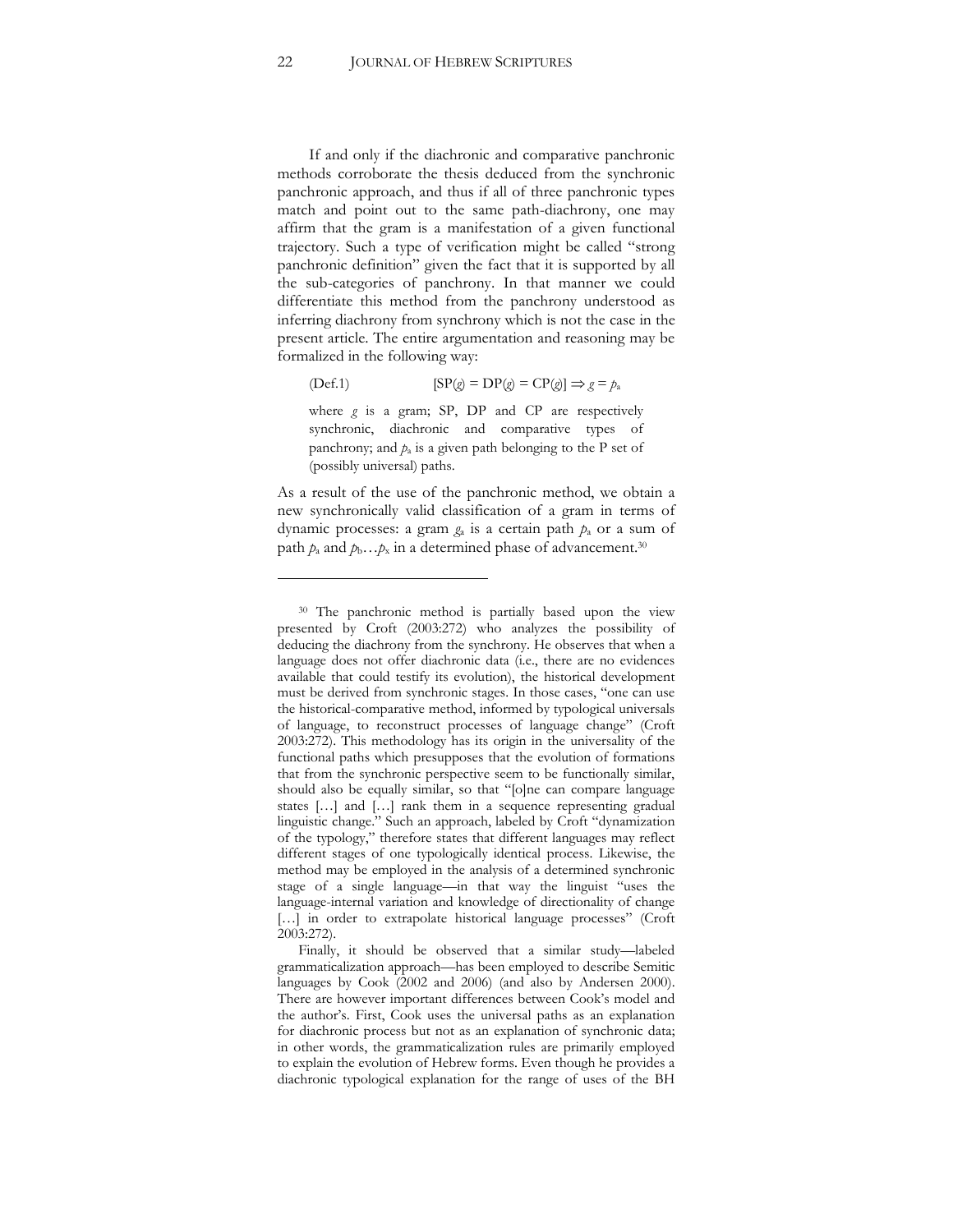If and only if the diachronic and comparative panchronic methods corroborate the thesis deduced from the synchronic panchronic approach, and thus if all of three panchronic types match and point out to the same path-diachrony, one may affirm that the gram is a manifestation of a given functional trajectory. Such a type of verification might be called "strong panchronic definition" given the fact that it is supported by all the sub-categories of panchrony. In that manner we could differentiate this method from the panchrony understood as inferring diachrony from synchrony which is not the case in the present article. The entire argumentation and reasoning may be formalized in the following way:

(Def.1) $[SP(g) = DP(g) = CP(g)] \Rightarrow g = p_a$

where $g$ is a gram; SP, DP and CP are respectively synchronic, diachronic and comparative types of panchrony; and $p_a$ is a given path belonging to the P set of (possibly universal) paths.

As a result of the use of the panchronic method, we obtain a new synchronically valid classification of a gram in terms of dynamic processes: a gram $g_a$ is a certain path $p_a$ or a sum of path $p_a$ and $p_b \ldots p_x$ in a determined phase of advancement.[30]

---

[30] The panchronic method is partially based upon the view presented by Croft (2003:272) who analyzes the possibility of deducing the diachrony from the synchrony. He observes that when a language does not offer diachronic data (i.e., there are no evidences available that could testify its evolution), the historical development must be derived from synchronic stages. In those cases, "one can use the historical-comparative method, informed by typological universals of language, to reconstruct processes of language change" (Croft 2003:272). This methodology has its origin in the universality of the functional paths which presupposes that the evolution of formations that from the synchronic perspective seem to be functionally similar, should also be equally similar, so that "[o]ne can compare language states […] and […] rank them in a sequence representing gradual linguistic change." Such an approach, labeled by Croft "dynamization of the typology," therefore states that different languages may reflect different stages of one typologically identical process. Likewise, the method may be employed in the analysis of a determined synchronic stage of a single language—in that way the linguist "uses the language-internal variation and knowledge of directionality of change […] in order to extrapolate historical language processes" (Croft 2003:272).

Finally, it should be observed that a similar study—labeled grammaticalization approach—has been employed to describe Semitic languages by Cook (2002 and 2006) (and also by Andersen 2000). There are however important differences between Cook's model and the author's. First, Cook uses the universal paths as an explanation for diachronic process but not as an explanation of synchronic data; in other words, the grammaticalization rules are primarily employed to explain the evolution of Hebrew forms. Even though he provides a diachronic typological explanation for the range of uses of the BH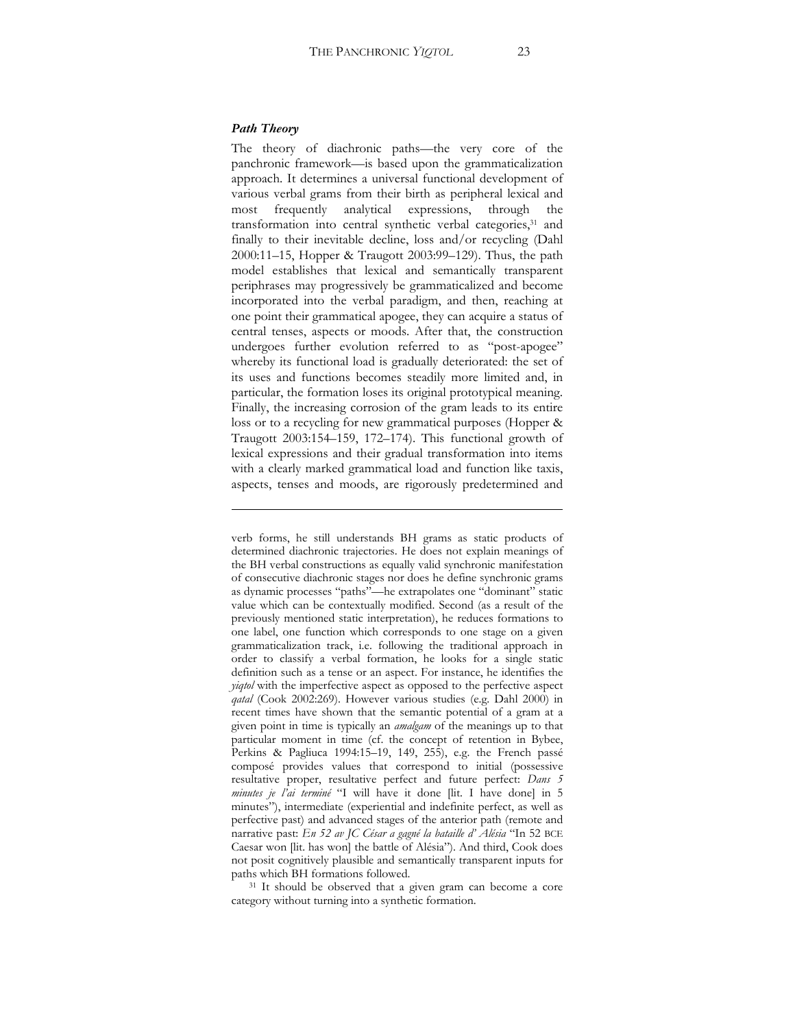### *Path Theory*

The theory of diachronic paths—the very core of the panchronic framework—is based upon the grammaticalization approach. It determines a universal functional development of various verbal grams from their birth as peripheral lexical and most frequently analytical expressions, through the transformation into central synthetic verbal categories,[31] and finally to their inevitable decline, loss and/or recycling (Dahl 2000:11–15, Hopper & Traugott 2003:99–129). Thus, the path model establishes that lexical and semantically transparent periphrases may progressively be grammaticalized and become incorporated into the verbal paradigm, and then, reaching at one point their grammatical apogee, they can acquire a status of central tenses, aspects or moods. After that, the construction undergoes further evolution referred to as "post-apogee" whereby its functional load is gradually deteriorated: the set of its uses and functions becomes steadily more limited and, in particular, the formation loses its original prototypical meaning. Finally, the increasing corrosion of the gram leads to its entire loss or to a recycling for new grammatical purposes (Hopper & Traugott 2003:154–159, 172–174). This functional growth of lexical expressions and their gradual transformation into items with a clearly marked grammatical load and function like taxis, aspects, tenses and moods, are rigorously predetermined and

---

verb forms, he still understands BH grams as static products of determined diachronic trajectories. He does not explain meanings of the BH verbal constructions as equally valid synchronic manifestation of consecutive diachronic stages nor does he define synchronic grams as dynamic processes "paths"—he extrapolates one "dominant" static value which can be contextually modified. Second (as a result of the previously mentioned static interpretation), he reduces formations to one label, one function which corresponds to one stage on a given grammaticalization track, i.e. following the traditional approach in order to classify a verbal formation, he looks for a single static definition such as a tense or an aspect. For instance, he identifies the *yiqtol* with the imperfective aspect as opposed to the perfective aspect *qatal* (Cook 2002:269). However various studies (e.g. Dahl 2000) in recent times have shown that the semantic potential of a gram at a given point in time is typically an *amalgam* of the meanings up to that particular moment in time (cf. the concept of retention in Bybee, Perkins & Pagliuca 1994:15–19, 149, 255), e.g. the French passé composé provides values that correspond to initial (possessive resultative proper, resultative perfect and future perfect: *Dans 5 minutes je l'ai terminé* "I will have it done [lit. I have done] in 5 minutes"), intermediate (experiential and indefinite perfect, as well as perfective past) and advanced stages of the anterior path (remote and narrative past: *En 52 av JC César a gagné la bataille d' Alésia* "In 52 BCE Caesar won [lit. has won] the battle of Alésia"). And third, Cook does not posit cognitively plausible and semantically transparent inputs for paths which BH formations followed.

[31] It should be observed that a given gram can become a core category without turning into a synthetic formation.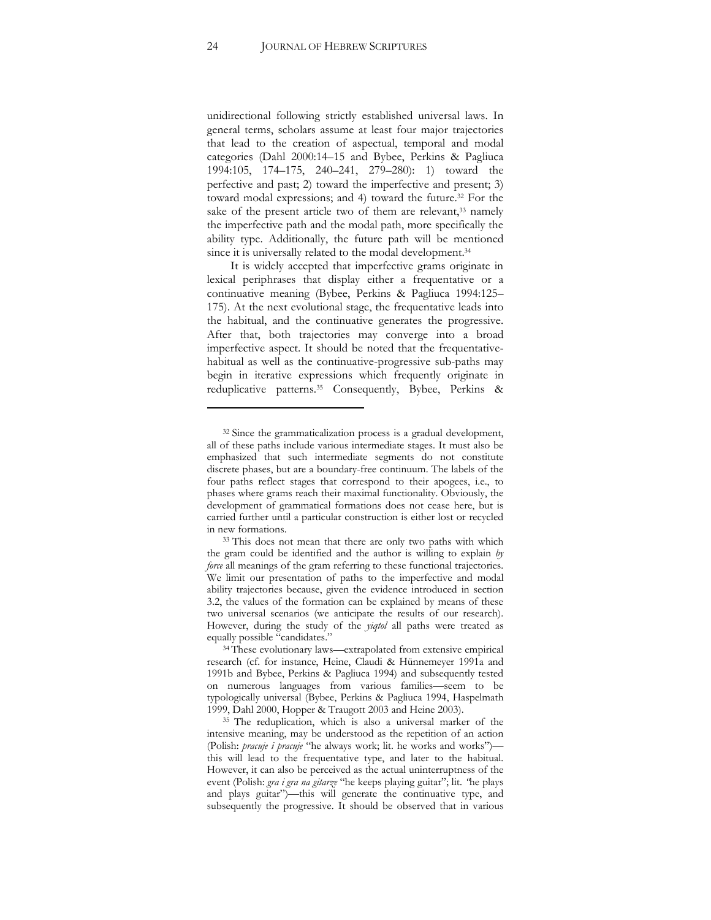unidirectional following strictly established universal laws. In general terms, scholars assume at least four major trajectories that lead to the creation of aspectual, temporal and modal categories (Dahl 2000:14–15 and Bybee, Perkins & Pagliuca 1994:105, 174–175, 240–241, 279–280): 1) toward the perfective and past; 2) toward the imperfective and present; 3) toward modal expressions; and 4) toward the future.[32] For the sake of the present article two of them are relevant,[33] namely the imperfective path and the modal path, more specifically the ability type. Additionally, the future path will be mentioned since it is universally related to the modal development.[34]

It is widely accepted that imperfective grams originate in lexical periphrases that display either a frequentative or a continuative meaning (Bybee, Perkins & Pagliuca 1994:125–175). At the next evolutional stage, the frequentative leads into the habitual, and the continuative generates the progressive. After that, both trajectories may converge into a broad imperfective aspect. It should be noted that the frequentative-habitual as well as the continuative-progressive sub-paths may begin in iterative expressions which frequently originate in reduplicative patterns.[35] Consequently, Bybee, Perkins &

---

[32] Since the grammaticalization process is a gradual development, all of these paths include various intermediate stages. It must also be emphasized that such intermediate segments do not constitute discrete phases, but are a boundary-free continuum. The labels of the four paths reflect stages that correspond to their apogees, i.e., to phases where grams reach their maximal functionality. Obviously, the development of grammatical formations does not cease here, but is carried further until a particular construction is either lost or recycled in new formations.

[33] This does not mean that there are only two paths with which the gram could be identified and the author is willing to explain *by force* all meanings of the gram referring to these functional trajectories. We limit our presentation of paths to the imperfective and modal ability trajectories because, given the evidence introduced in section 3.2, the values of the formation can be explained by means of these two universal scenarios (we anticipate the results of our research). However, during the study of the *yiqtol* all paths were treated as equally possible "candidates."

[34] These evolutionary laws—extrapolated from extensive empirical research (cf. for instance, Heine, Claudi & Hünnemeyer 1991a and 1991b and Bybee, Perkins & Pagliuca 1994) and subsequently tested on numerous languages from various families—seem to be typologically universal (Bybee, Perkins & Pagliuca 1994, Haspelmath 1999, Dahl 2000, Hopper & Traugott 2003 and Heine 2003).

[35] The reduplication, which is also a universal marker of the intensive meaning, may be understood as the repetition of an action (Polish: *pracuje i pracuje* "he always work; lit. he works and works")—this will lead to the frequentative type, and later to the habitual. However, it can also be perceived as the actual uninterruptness of the event (Polish: *gra i gra na gitarze* "he keeps playing guitar"; lit. "he plays and plays guitar")—this will generate the continuative type, and subsequently the progressive. It should be observed that in various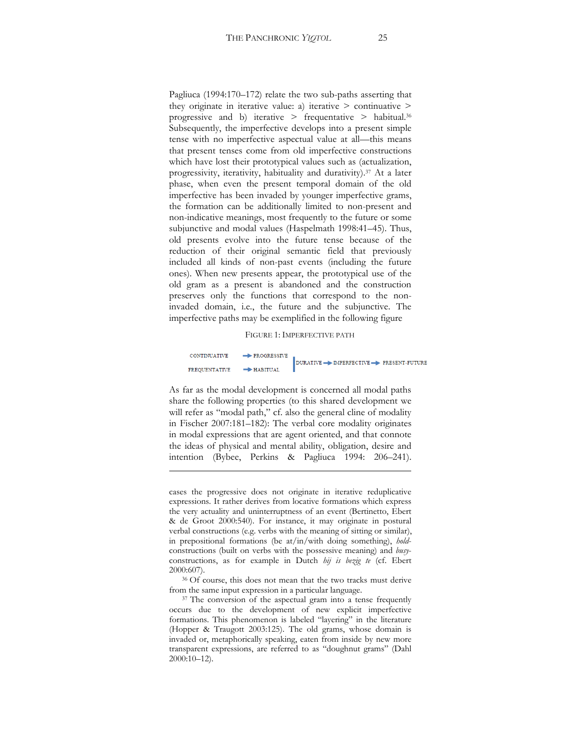Pagliuca (1994:170–172) relate the two sub-paths asserting that they originate in iterative value: a) iterative > continuative > progressive and b) iterative > frequentative > habitual.[36] Subsequently, the imperfective develops into a present simple tense with no imperfective aspectual value at all—this means that present tenses come from old imperfective constructions which have lost their prototypical values such as (actualization, progressivity, iterativity, habituality and durativity).[37] At a later phase, when even the present temporal domain of the old imperfective has been invaded by younger imperfective grams, the formation can be additionally limited to non-present and non-indicative meanings, most frequently to the future or some subjunctive and modal values (Haspelmath 1998:41–45). Thus, old presents evolve into the future tense because of the reduction of their original semantic field that previously included all kinds of non-past events (including the future ones). When new presents appear, the prototypical use of the old gram as a present is abandoned and the construction preserves only the functions that correspond to the non-invaded domain, i.e., the future and the subjunctive. The imperfective paths may be exemplified in the following figure

FIGURE 1: IMPERFECTIVE PATH

CONTINUATIVE → PROGRESSIVE
FREQUENTATIVE → HABITUAL
| DURATIVE → IMPERFECTIVE → PRESENT-FUTURE

As far as the modal development is concerned all modal paths share the following properties (to this shared development we will refer as "modal path," cf. also the general cline of modality in Fischer 2007:181–182): The verbal core modality originates in modal expressions that are agent oriented, and that connote the ideas of physical and mental ability, obligation, desire and intention (Bybee, Perkins & Pagliuca 1994: 206–241).

---

cases the progressive does not originate in iterative reduplicative expressions. It rather derives from locative formations which express the very actuality and uninterruptness of an event (Bertinetto, Ebert & de Groot 2000:540). For instance, it may originate in postural verbal constructions (e.g. verbs with the meaning of sitting or similar), in prepositional formations (be at/in/with doing something), *hold*-constructions (built on verbs with the possessive meaning) and *busy*-constructions, as for example in Dutch *hij is bezig te* (cf. Ebert 2000:607).

[36] Of course, this does not mean that the two tracks must derive from the same input expression in a particular language.

[37] The conversion of the aspectual gram into a tense frequently occurs due to the development of new explicit imperfective formations. This phenomenon is labeled "layering" in the literature (Hopper & Traugott 2003:125). The old grams, whose domain is invaded or, metaphorically speaking, eaten from inside by new more transparent expressions, are referred to as "doughnut grams" (Dahl 2000:10–12).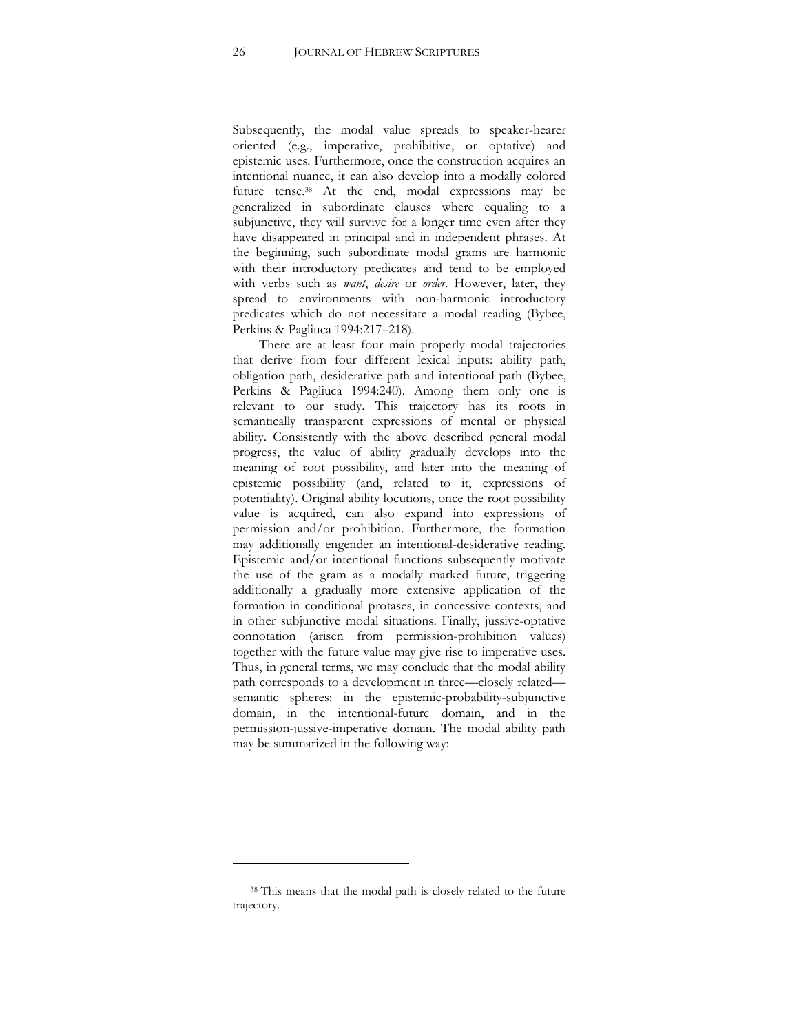Subsequently, the modal value spreads to speaker-hearer oriented (e.g., imperative, prohibitive, or optative) and epistemic uses. Furthermore, once the construction acquires an intentional nuance, it can also develop into a modally colored future tense.[38] At the end, modal expressions may be generalized in subordinate clauses where equaling to a subjunctive, they will survive for a longer time even after they have disappeared in principal and in independent phrases. At the beginning, such subordinate modal grams are harmonic with their introductory predicates and tend to be employed with verbs such as *want*, *desire* or *order*. However, later, they spread to environments with non-harmonic introductory predicates which do not necessitate a modal reading (Bybee, Perkins & Pagliuca 1994:217–218).

There are at least four main properly modal trajectories that derive from four different lexical inputs: ability path, obligation path, desiderative path and intentional path (Bybee, Perkins & Pagliuca 1994:240). Among them only one is relevant to our study. This trajectory has its roots in semantically transparent expressions of mental or physical ability. Consistently with the above described general modal progress, the value of ability gradually develops into the meaning of root possibility, and later into the meaning of epistemic possibility (and, related to it, expressions of potentiality). Original ability locutions, once the root possibility value is acquired, can also expand into expressions of permission and/or prohibition. Furthermore, the formation may additionally engender an intentional-desiderative reading. Epistemic and/or intentional functions subsequently motivate the use of the gram as a modally marked future, triggering additionally a gradually more extensive application of the formation in conditional protases, in concessive contexts, and in other subjunctive modal situations. Finally, jussive-optative connotation (arisen from permission-prohibition values) together with the future value may give rise to imperative uses. Thus, in general terms, we may conclude that the modal ability path corresponds to a development in three—closely related—semantic spheres: in the epistemic-probability-subjunctive domain, in the intentional-future domain, and in the permission-jussive-imperative domain. The modal ability path may be summarized in the following way:

---

[38] This means that the modal path is closely related to the future trajectory.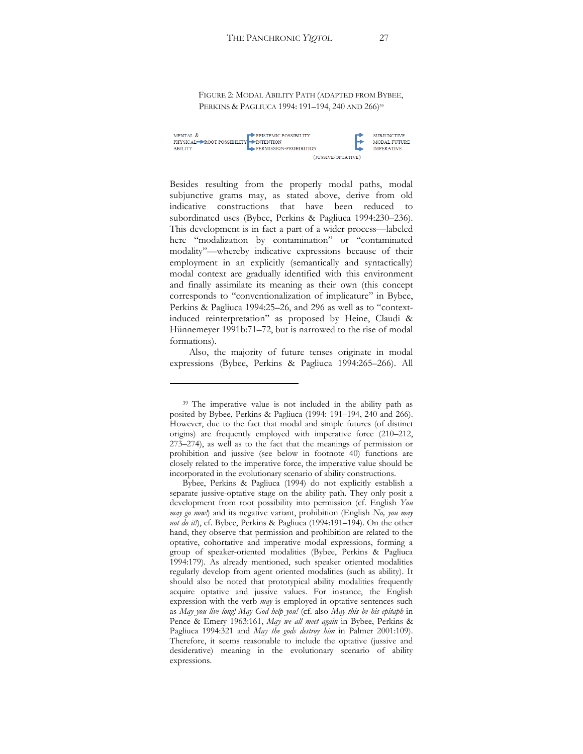FIGURE 2: MODAL ABILITY PATH (ADAPTED FROM BYBEE, PERKINS & PAGLIUCA 1994: 191–194, 240 AND 266)[39]

MENTAL & PHYSICAL ABILITY → ROOT POSSIBILITY → EPISTEMIC POSSIBILITY / INTENTION / PERMISSION-PROHIBITION (JUSSIVE/OPTATIVE) → SUBJUNCTIVE / MODAL FUTURE / IMPERATIVE

Besides resulting from the properly modal paths, modal subjunctive grams may, as stated above, derive from old indicative constructions that have been reduced to subordinated uses (Bybee, Perkins & Pagliuca 1994:230–236). This development is in fact a part of a wider process—labeled here "modalization by contamination" or "contaminated modality"—whereby indicative expressions because of their employment in an explicitly (semantically and syntactically) modal context are gradually identified with this environment and finally assimilate its meaning as their own (this concept corresponds to "conventionalization of implicature" in Bybee, Perkins & Pagliuca 1994:25–26, and 296 as well as to "context-induced reinterpretation" as proposed by Heine, Claudi & Hünnemeyer 1991b:71–72, but is narrowed to the rise of modal formations).

Also, the majority of future tenses originate in modal expressions (Bybee, Perkins & Pagliuca 1994:265–266). All

---

[39] The imperative value is not included in the ability path as posited by Bybee, Perkins & Pagliuca (1994: 191–194, 240 and 266). However, due to the fact that modal and simple futures (of distinct origins) are frequently employed with imperative force (210–212, 273–274), as well as to the fact that the meanings of permission or prohibition and jussive (see below in footnote 40) functions are closely related to the imperative force, the imperative value should be incorporated in the evolutionary scenario of ability constructions.

Bybee, Perkins & Pagliuca (1994) do not explicitly establish a separate jussive-optative stage on the ability path. They only posit a development from root possibility into permission (cf. English *You may go now!*) and its negative variant, prohibition (English *No, you may not do it!*), cf. Bybee, Perkins & Pagliuca (1994:191–194). On the other hand, they observe that permission and prohibition are related to the optative, cohortative and imperative modal expressions, forming a group of speaker-oriented modalities (Bybee, Perkins & Pagliuca 1994:179). As already mentioned, such speaker oriented modalities regularly develop from agent oriented modalities (such as ability). It should also be noted that prototypical ability modalities frequently acquire optative and jussive values. For instance, the English expression with the verb *may* is employed in optative sentences such as *May you live long! May God help you!* (cf. also *May this be his epitaph* in Pence & Emery 1963:161, *May we all meet again* in Bybee, Perkins & Pagliuca 1994:321 and *May the gods destroy him* in Palmer 2001:109). Therefore, it seems reasonable to include the optative (jussive and desiderative) meaning in the evolutionary scenario of ability expressions.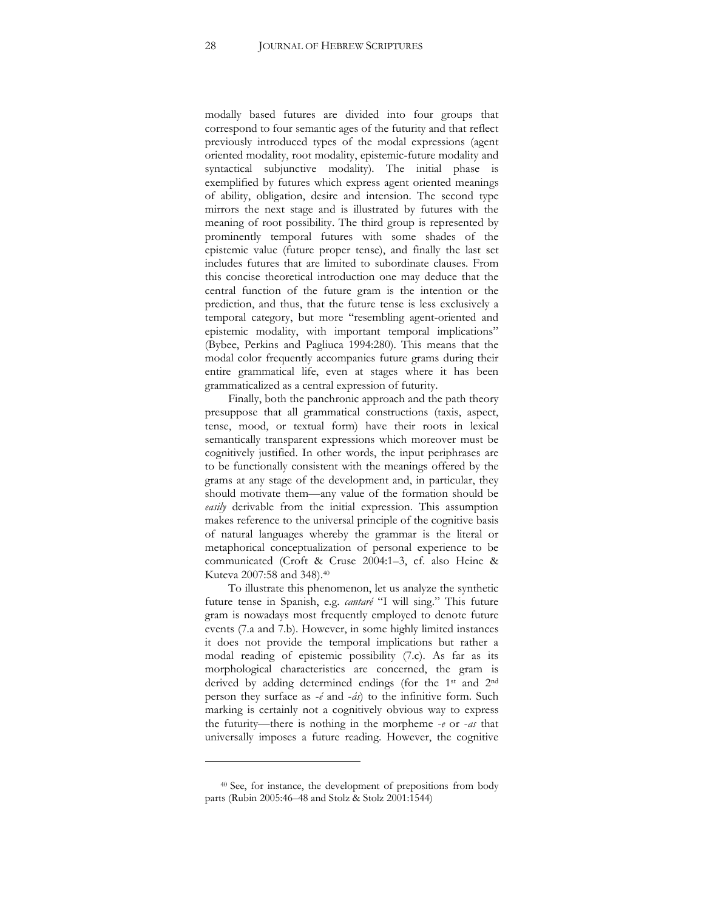modally based futures are divided into four groups that correspond to four semantic ages of the futurity and that reflect previously introduced types of the modal expressions (agent oriented modality, root modality, epistemic-future modality and syntactical subjunctive modality). The initial phase is exemplified by futures which express agent oriented meanings of ability, obligation, desire and intension. The second type mirrors the next stage and is illustrated by futures with the meaning of root possibility. The third group is represented by prominently temporal futures with some shades of the epistemic value (future proper tense), and finally the last set includes futures that are limited to subordinate clauses. From this concise theoretical introduction one may deduce that the central function of the future gram is the intention or the prediction, and thus, that the future tense is less exclusively a temporal category, but more "resembling agent-oriented and epistemic modality, with important temporal implications" (Bybee, Perkins and Pagliuca 1994:280). This means that the modal color frequently accompanies future grams during their entire grammatical life, even at stages where it has been grammaticalized as a central expression of futurity.

Finally, both the panchronic approach and the path theory presuppose that all grammatical constructions (taxis, aspect, tense, mood, or textual form) have their roots in lexical semantically transparent expressions which moreover must be cognitively justified. In other words, the input periphrases are to be functionally consistent with the meanings offered by the grams at any stage of the development and, in particular, they should motivate them—any value of the formation should be *easily* derivable from the initial expression. This assumption makes reference to the universal principle of the cognitive basis of natural languages whereby the grammar is the literal or metaphorical conceptualization of personal experience to be communicated (Croft & Cruse 2004:1–3, cf. also Heine & Kuteva 2007:58 and 348).[40]

To illustrate this phenomenon, let us analyze the synthetic future tense in Spanish, e.g. *cantaré* "I will sing." This future gram is nowadays most frequently employed to denote future events (7.a and 7.b). However, in some highly limited instances it does not provide the temporal implications but rather a modal reading of epistemic possibility (7.c). As far as its morphological characteristics are concerned, the gram is derived by adding determined endings (for the 1st and 2nd person they surface as *-é* and *-ás*) to the infinitive form. Such marking is certainly not a cognitively obvious way to express the futurity—there is nothing in the morpheme *-e* or *-as* that universally imposes a future reading. However, the cognitive

[40] See, for instance, the development of prepositions from body parts (Rubin 2005:46–48 and Stolz & Stolz 2001:1544)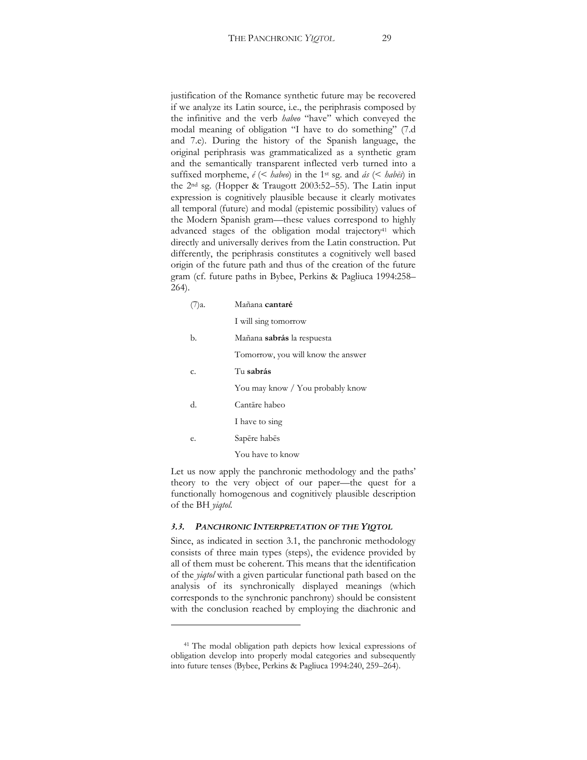justification of the Romance synthetic future may be recovered if we analyze its Latin source, i.e., the periphrasis composed by the infinitive and the verb *habeo* "have" which conveyed the modal meaning of obligation "I have to do something" (7.d and 7.e). During the history of the Spanish language, the original periphrasis was grammaticalized as a synthetic gram and the semantically transparent inflected verb turned into a suffixed morpheme, *é* (< *habeo*) in the 1st sg. and *ás* (< *habēs*) in the 2nd sg. (Hopper & Traugott 2003:52–55). The Latin input expression is cognitively plausible because it clearly motivates all temporal (future) and modal (epistemic possibility) values of the Modern Spanish gram—these values correspond to highly advanced stages of the obligation modal trajectory[41] which directly and universally derives from the Latin construction. Put differently, the periphrasis constitutes a cognitively well based origin of the future path and thus of the creation of the future gram (cf. future paths in Bybee, Perkins & Pagliuca 1994:258–264).

(7)a. Mañana **cantaré**

I will sing tomorrow

b. Mañana **sabrás** la respuesta

Tomorrow, you will know the answer

c. Tu **sabrás**

You may know / You probably know

d. Cantāre habeo

I have to sing

e. Sapēre habēs

You have to know

Let us now apply the panchronic methodology and the paths' theory to the very object of our paper—the quest for a functionally homogenous and cognitively plausible description of the BH *yiqtol*.

### *3.3. PANCHRONIC INTERPRETATION OF THE YIQTOL*

Since, as indicated in section 3.1, the panchronic methodology consists of three main types (steps), the evidence provided by all of them must be coherent. This means that the identification of the *yiqtol* with a given particular functional path based on the analysis of its synchronically displayed meanings (which corresponds to the synchronic panchrony) should be consistent with the conclusion reached by employing the diachronic and

[41] The modal obligation path depicts how lexical expressions of obligation develop into properly modal categories and subsequently into future tenses (Bybee, Perkins & Pagliuca 1994:240, 259–264).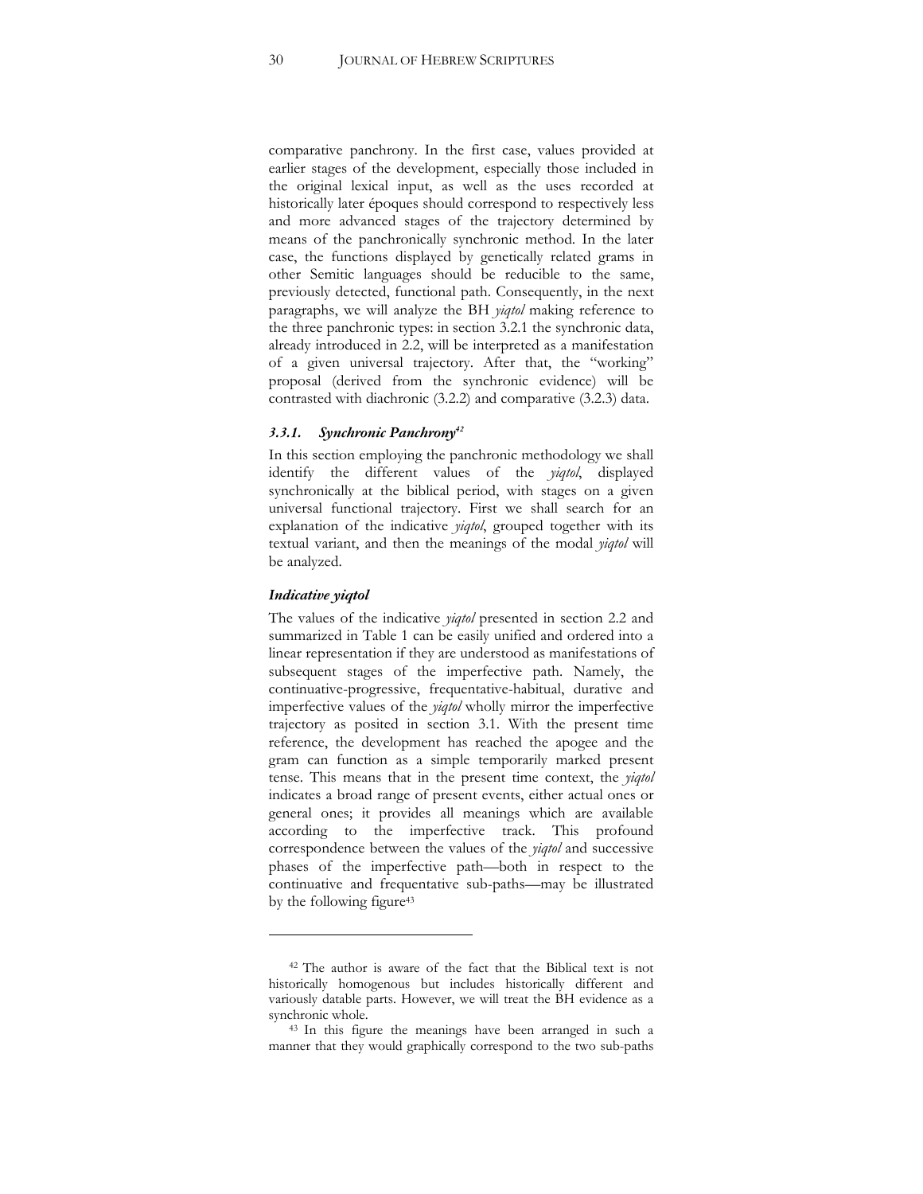comparative panchrony. In the first case, values provided at earlier stages of the development, especially those included in the original lexical input, as well as the uses recorded at historically later époques should correspond to respectively less and more advanced stages of the trajectory determined by means of the panchronically synchronic method. In the later case, the functions displayed by genetically related grams in other Semitic languages should be reducible to the same, previously detected, functional path. Consequently, in the next paragraphs, we will analyze the BH *yiqtol* making reference to the three panchronic types: in section 3.2.1 the synchronic data, already introduced in 2.2, will be interpreted as a manifestation of a given universal trajectory. After that, the "working" proposal (derived from the synchronic evidence) will be contrasted with diachronic (3.2.2) and comparative (3.2.3) data.

### *3.3.1. Synchronic Panchrony*[42]

In this section employing the panchronic methodology we shall identify the different values of the *yiqtol*, displayed synchronically at the biblical period, with stages on a given universal functional trajectory. First we shall search for an explanation of the indicative *yiqtol*, grouped together with its textual variant, and then the meanings of the modal *yiqtol* will be analyzed.

#### *Indicative yiqtol*

The values of the indicative *yiqtol* presented in section 2.2 and summarized in Table 1 can be easily unified and ordered into a linear representation if they are understood as manifestations of subsequent stages of the imperfective path. Namely, the continuative-progressive, frequentative-habitual, durative and imperfective values of the *yiqtol* wholly mirror the imperfective trajectory as posited in section 3.1. With the present time reference, the development has reached the apogee and the gram can function as a simple temporarily marked present tense. This means that in the present time context, the *yiqtol* indicates a broad range of present events, either actual ones or general ones; it provides all meanings which are available according to the imperfective track. This profound correspondence between the values of the *yiqtol* and successive phases of the imperfective path—both in respect to the continuative and frequentative sub-paths—may be illustrated by the following figure[43]

---

[42] The author is aware of the fact that the Biblical text is not historically homogenous but includes historically different and variously datable parts. However, we will treat the BH evidence as a synchronic whole.

[43] In this figure the meanings have been arranged in such a manner that they would graphically correspond to the two sub-paths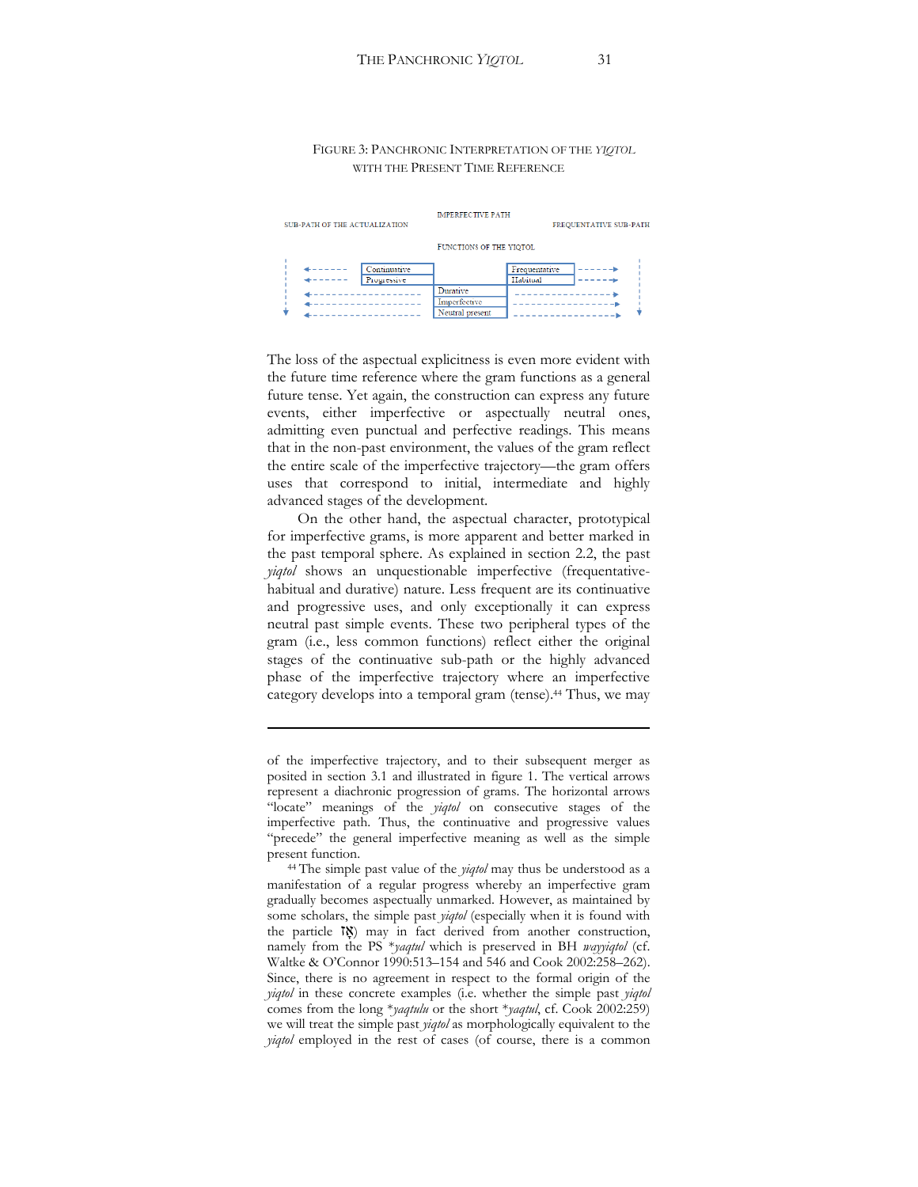FIGURE 3: PANCHRONIC INTERPRETATION OF THE *YIQTOL* WITH THE PRESENT TIME REFERENCE

IMPERFECTIVE PATH

SUB-PATH OF THE ACTUALIZATION | FREQUENTATIVE SUB-PATH

FUNCTIONS OF THE YIQTOL

| | | | |
|---|---|---|---|
| ← | Continuative | | Frequentative → |
| ← | Progressive | | Habitual → |
| ← | | Durative | → |
| ← | | Imperfective | → |
| ← | | Neutral present | → |

The loss of the aspectual explicitness is even more evident with the future time reference where the gram functions as a general future tense. Yet again, the construction can express any future events, either imperfective or aspectually neutral ones, admitting even punctual and perfective readings. This means that in the non-past environment, the values of the gram reflect the entire scale of the imperfective trajectory—the gram offers uses that correspond to initial, intermediate and highly advanced stages of the development.

On the other hand, the aspectual character, prototypical for imperfective grams, is more apparent and better marked in the past temporal sphere. As explained in section 2.2, the past *yiqtol* shows an unquestionable imperfective (frequentative-habitual and durative) nature. Less frequent are its continuative and progressive uses, and only exceptionally it can express neutral past simple events. These two peripheral types of the gram (i.e., less common functions) reflect either the original stages of the continuative sub-path or the highly advanced phase of the imperfective trajectory where an imperfective category develops into a temporal gram (tense).[44] Thus, we may

---

of the imperfective trajectory, and to their subsequent merger as posited in section 3.1 and illustrated in figure 1. The vertical arrows represent a diachronic progression of grams. The horizontal arrows "locate" meanings of the *yiqtol* on consecutive stages of the imperfective path. Thus, the continuative and progressive values "precede" the general imperfective meaning as well as the simple present function.

[44] The simple past value of the *yiqtol* may thus be understood as a manifestation of a regular progress whereby an imperfective gram gradually becomes aspectually unmarked. However, as maintained by some scholars, the simple past *yiqtol* (especially when it is found with the particle אָז) may in fact derived from another construction, namely from the PS \**yaqtul* which is preserved in BH *wayyiqtol* (cf. Waltke & O'Connor 1990:513–154 and 546 and Cook 2002:258–262). Since, there is no agreement in respect to the formal origin of the *yiqtol* in these concrete examples (i.e. whether the simple past *yiqtol* comes from the long \**yaqtulu* or the short \**yaqtul*, cf. Cook 2002:259) we will treat the simple past *yiqtol* as morphologically equivalent to the *yiqtol* employed in the rest of cases (of course, there is a common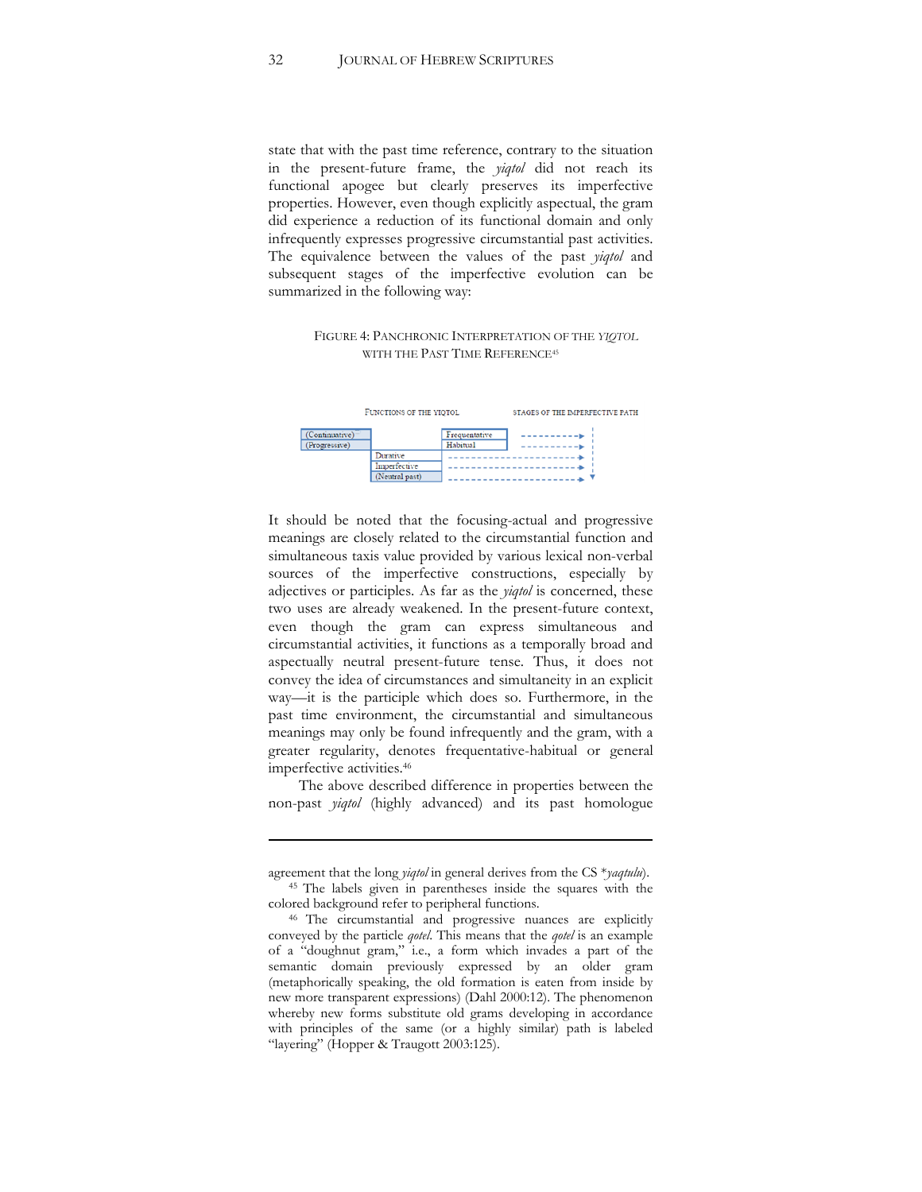state that with the past time reference, contrary to the situation in the present-future frame, the *yiqtol* did not reach its functional apogee but clearly preserves its imperfective properties. However, even though explicitly aspectual, the gram did experience a reduction of its functional domain and only infrequently expresses progressive circumstantial past activities. The equivalence between the values of the past *yiqtol* and subsequent stages of the imperfective evolution can be summarized in the following way:

FIGURE 4: PANCHRONIC INTERPRETATION OF THE *YIQTOL* WITH THE PAST TIME REFERENCE[45]

| FUNCTIONS OF THE YIQTOL | | | STAGES OF THE IMPERFECTIVE PATH |
|---|---|---|---|
| (Continuative) | | Frequentative | ---------→ |
| (Progressive) | | Habitual | ---------→ |
| | Durative | | ---------→ |
| | Imperfective | | ---------→ |
| | (Neutral past) | | ---------→ ▼ |

It should be noted that the focusing-actual and progressive meanings are closely related to the circumstantial function and simultaneous taxis value provided by various lexical non-verbal sources of the imperfective constructions, especially by adjectives or participles. As far as the *yiqtol* is concerned, these two uses are already weakened. In the present-future context, even though the gram can express simultaneous and circumstantial activities, it functions as a temporally broad and aspectually neutral present-future tense. Thus, it does not convey the idea of circumstances and simultaneity in an explicit way—it is the participle which does so. Furthermore, in the past time environment, the circumstantial and simultaneous meanings may only be found infrequently and the gram, with a greater regularity, denotes frequentative-habitual or general imperfective activities.[46]

The above described difference in properties between the non-past *yiqtol* (highly advanced) and its past homologue

---

agreement that the long *yiqtol* in general derives from the CS **yaqtulu*).

[45] The labels given in parentheses inside the squares with the colored background refer to peripheral functions.

[46] The circumstantial and progressive nuances are explicitly conveyed by the particle *qotel*. This means that the *qotel* is an example of a "doughnut gram," i.e., a form which invades a part of the semantic domain previously expressed by an older gram (metaphorically speaking, the old formation is eaten from inside by new more transparent expressions) (Dahl 2000:12). The phenomenon whereby new forms substitute old grams developing in accordance with principles of the same (or a highly similar) path is labeled "layering" (Hopper & Traugott 2003:125).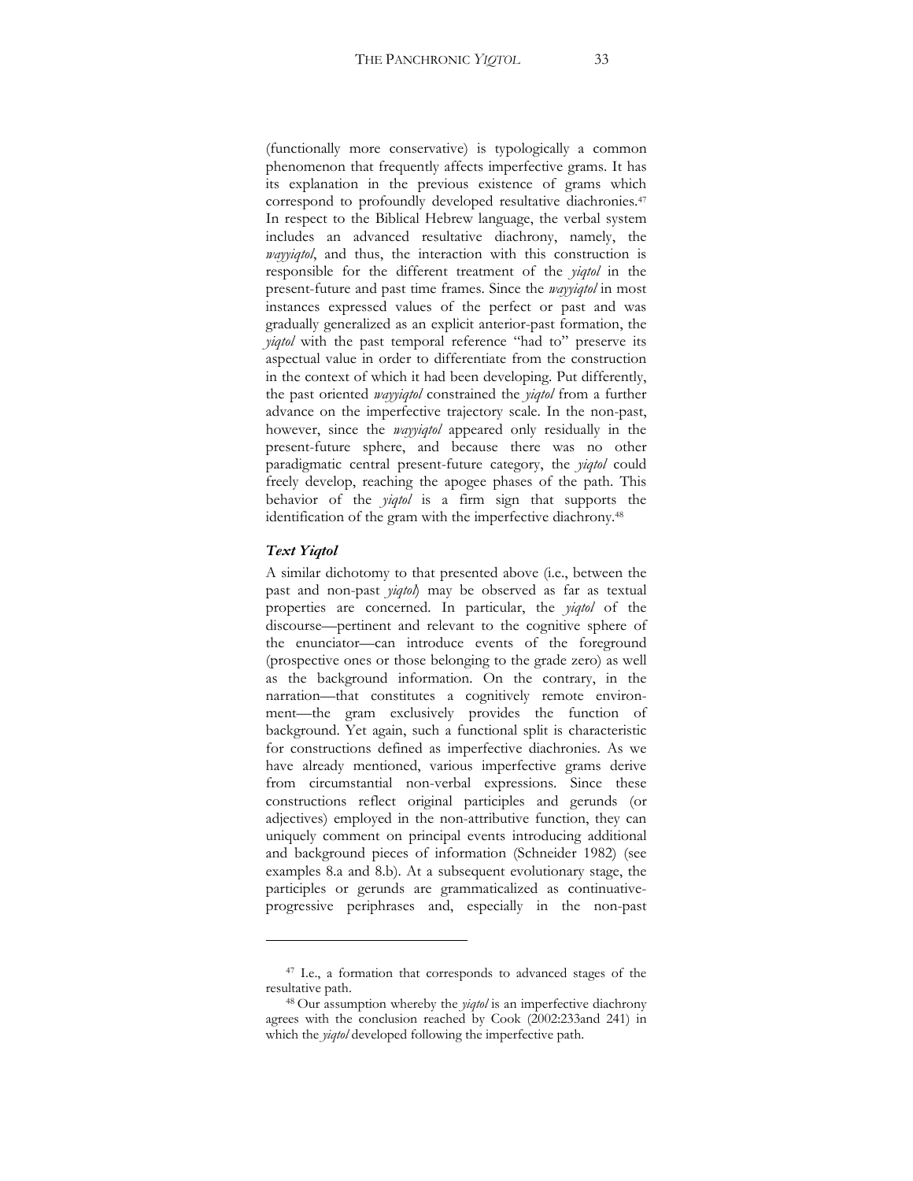(functionally more conservative) is typologically a common phenomenon that frequently affects imperfective grams. It has its explanation in the previous existence of grams which correspond to profoundly developed resultative diachronies.[47] In respect to the Biblical Hebrew language, the verbal system includes an advanced resultative diachrony, namely, the *wayyiqtol*, and thus, the interaction with this construction is responsible for the different treatment of the *yiqtol* in the present-future and past time frames. Since the *wayyiqtol* in most instances expressed values of the perfect or past and was gradually generalized as an explicit anterior-past formation, the *yiqtol* with the past temporal reference "had to" preserve its aspectual value in order to differentiate from the construction in the context of which it had been developing. Put differently, the past oriented *wayyiqtol* constrained the *yiqtol* from a further advance on the imperfective trajectory scale. In the non-past, however, since the *wayyiqtol* appeared only residually in the present-future sphere, and because there was no other paradigmatic central present-future category, the *yiqtol* could freely develop, reaching the apogee phases of the path. This behavior of the *yiqtol* is a firm sign that supports the identification of the gram with the imperfective diachrony.[48]

### *Text Yiqtol*

A similar dichotomy to that presented above (i.e., between the past and non-past *yiqtol*) may be observed as far as textual properties are concerned. In particular, the *yiqtol* of the discourse—pertinent and relevant to the cognitive sphere of the enunciator—can introduce events of the foreground (prospective ones or those belonging to the grade zero) as well as the background information. On the contrary, in the narration—that constitutes a cognitively remote environment—the gram exclusively provides the function of background. Yet again, such a functional split is characteristic for constructions defined as imperfective diachronies. As we have already mentioned, various imperfective grams derive from circumstantial non-verbal expressions. Since these constructions reflect original participles and gerunds (or adjectives) employed in the non-attributive function, they can uniquely comment on principal events introducing additional and background pieces of information (Schneider 1982) (see examples 8.a and 8.b). At a subsequent evolutionary stage, the participles or gerunds are grammaticalized as continuative-progressive periphrases and, especially in the non-past

---

[47] I.e., a formation that corresponds to advanced stages of the resultative path.

[48] Our assumption whereby the *yiqtol* is an imperfective diachrony agrees with the conclusion reached by Cook (2002:233and 241) in which the *yiqtol* developed following the imperfective path.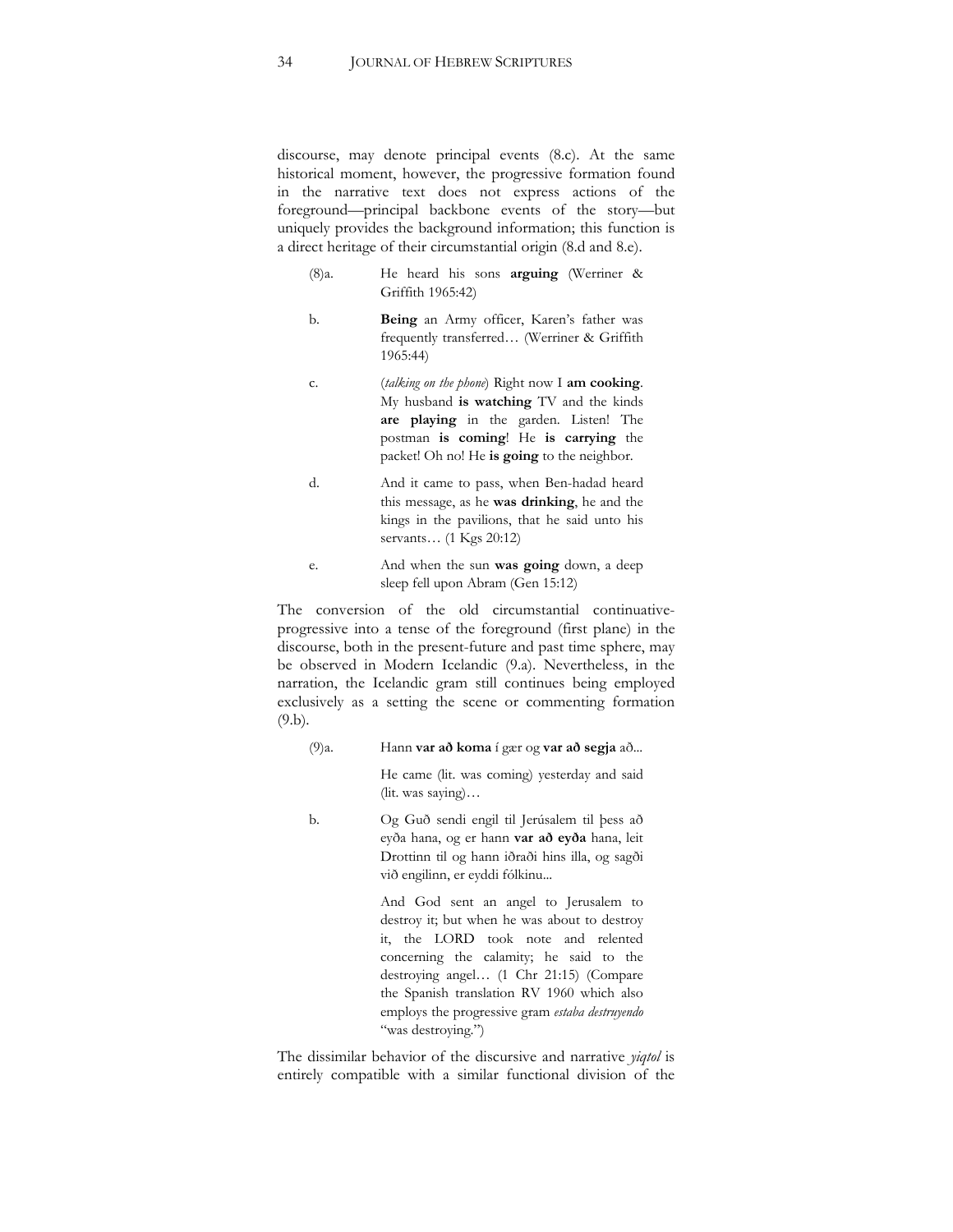discourse, may denote principal events (8.c). At the same historical moment, however, the progressive formation found in the narrative text does not express actions of the foreground—principal backbone events of the story—but uniquely provides the background information; this function is a direct heritage of their circumstantial origin (8.d and 8.e).

(8)a. He heard his sons **arguing** (Werriner & Griffith 1965:42)

b. **Being** an Army officer, Karen's father was frequently transferred… (Werriner & Griffith 1965:44)

c. (*talking on the phone*) Right now I **am cooking**. My husband **is watching** TV and the kinds **are playing** in the garden. Listen! The postman **is coming**! He **is carrying** the packet! Oh no! He **is going** to the neighbor.

d. And it came to pass, when Ben-hadad heard this message, as he **was drinking**, he and the kings in the pavilions, that he said unto his servants… (1 Kgs 20:12)

e. And when the sun **was going** down, a deep sleep fell upon Abram (Gen 15:12)

The conversion of the old circumstantial continuative-progressive into a tense of the foreground (first plane) in the discourse, both in the present-future and past time sphere, may be observed in Modern Icelandic (9.a). Nevertheless, in the narration, the Icelandic gram still continues being employed exclusively as a setting the scene or commenting formation (9.b).

(9)a. Hann **var að koma** í gær og **var að segja** að...

He came (lit. was coming) yesterday and said (lit. was saying)…

b. Og Guð sendi engil til Jerúsalem til þess að eyða hana, og er hann **var að eyða** hana, leit Drottinn til og hann iðraði hins illa, og sagði við engilinn, er eyddi fólkinu...

And God sent an angel to Jerusalem to destroy it; but when he was about to destroy it, the LORD took note and relented concerning the calamity; he said to the destroying angel… (1 Chr 21:15) (Compare the Spanish translation RV 1960 which also employs the progressive gram *estaba destruyendo* "was destroying.")

The dissimilar behavior of the discursive and narrative *yiqtol* is entirely compatible with a similar functional division of the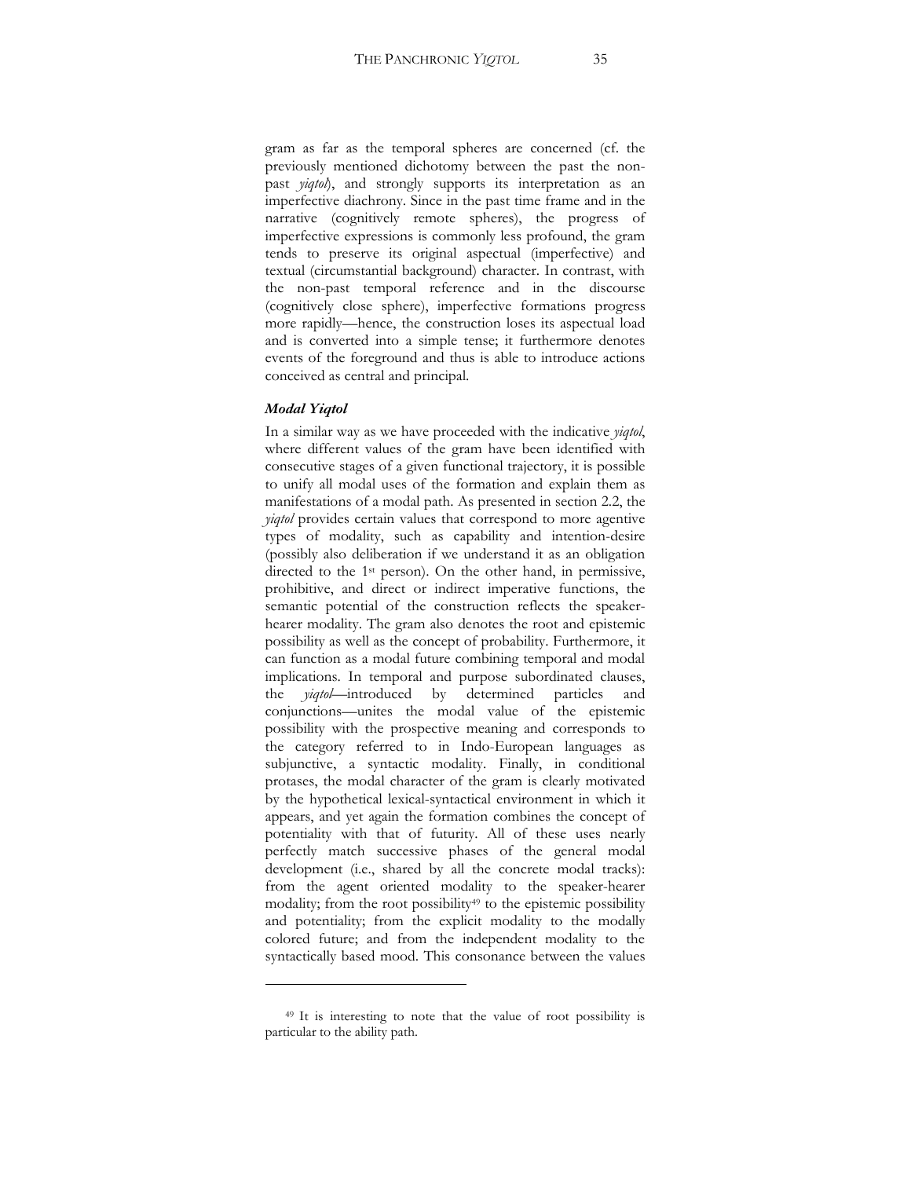gram as far as the temporal spheres are concerned (cf. the previously mentioned dichotomy between the past the non-past *yiqtol*), and strongly supports its interpretation as an imperfective diachrony. Since in the past time frame and in the narrative (cognitively remote spheres), the progress of imperfective expressions is commonly less profound, the gram tends to preserve its original aspectual (imperfective) and textual (circumstantial background) character. In contrast, with the non-past temporal reference and in the discourse (cognitively close sphere), imperfective formations progress more rapidly—hence, the construction loses its aspectual load and is converted into a simple tense; it furthermore denotes events of the foreground and thus is able to introduce actions conceived as central and principal.

### *Modal Yiqtol*

In a similar way as we have proceeded with the indicative *yiqtol*, where different values of the gram have been identified with consecutive stages of a given functional trajectory, it is possible to unify all modal uses of the formation and explain them as manifestations of a modal path. As presented in section 2.2, the *yiqtol* provides certain values that correspond to more agentive types of modality, such as capability and intention-desire (possibly also deliberation if we understand it as an obligation directed to the 1st person). On the other hand, in permissive, prohibitive, and direct or indirect imperative functions, the semantic potential of the construction reflects the speaker-hearer modality. The gram also denotes the root and epistemic possibility as well as the concept of probability. Furthermore, it can function as a modal future combining temporal and modal implications. In temporal and purpose subordinated clauses, the *yiqtol*—introduced by determined particles and conjunctions—unites the modal value of the epistemic possibility with the prospective meaning and corresponds to the category referred to in Indo-European languages as subjunctive, a syntactic modality. Finally, in conditional protases, the modal character of the gram is clearly motivated by the hypothetical lexical-syntactical environment in which it appears, and yet again the formation combines the concept of potentiality with that of futurity. All of these uses nearly perfectly match successive phases of the general modal development (i.e., shared by all the concrete modal tracks): from the agent oriented modality to the speaker-hearer modality; from the root possibility[49] to the epistemic possibility and potentiality; from the explicit modality to the modally colored future; and from the independent modality to the syntactically based mood. This consonance between the values

---

[49] It is interesting to note that the value of root possibility is particular to the ability path.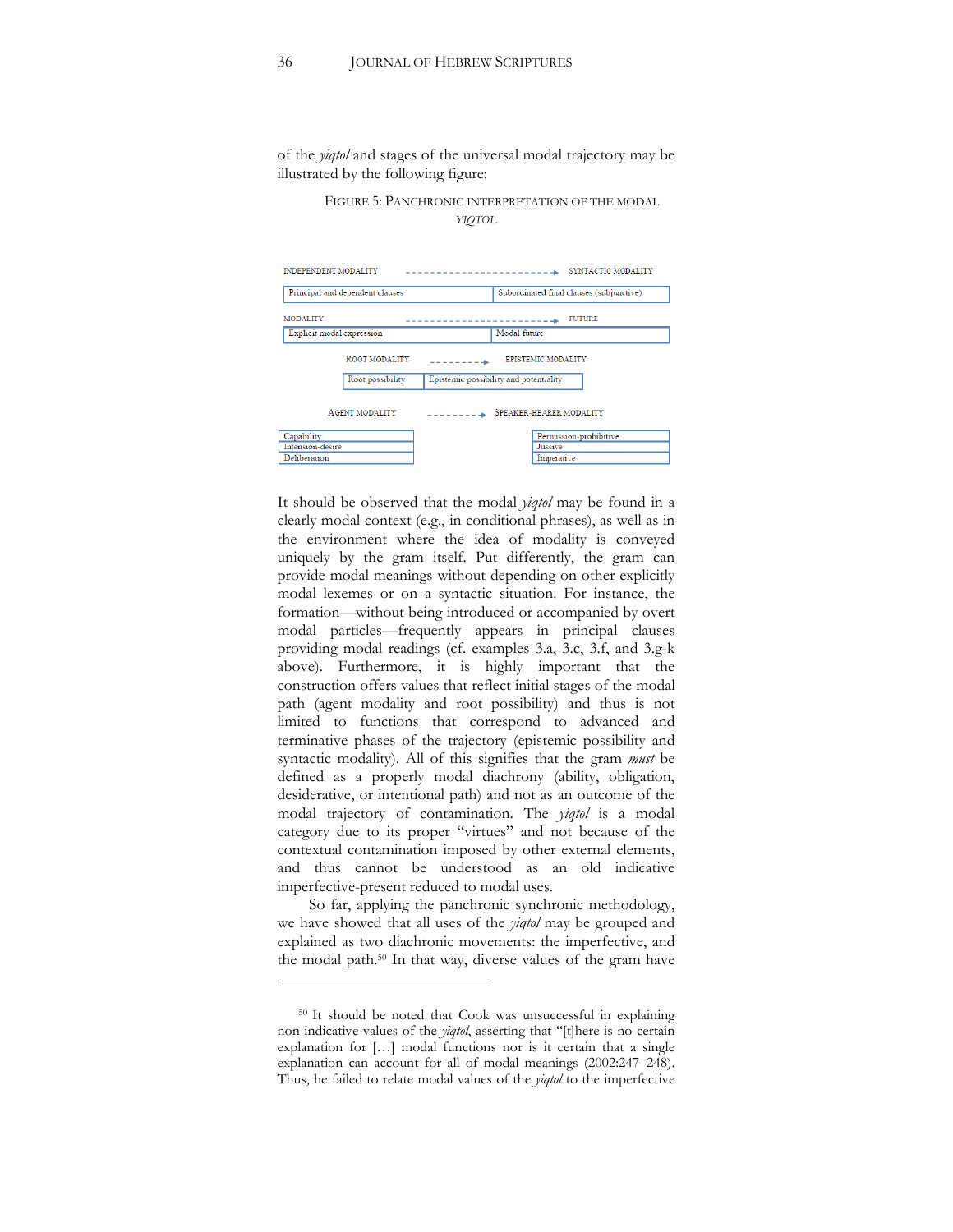of the *yiqtol* and stages of the universal modal trajectory may be illustrated by the following figure:

FIGURE 5: PANCHRONIC INTERPRETATION OF THE MODAL *YIQTOL*

INDEPENDENT MODALITY → SYNTACTIC MODALITY

| Principal and dependent clauses | Subordinated final clauses (subjunctive) |
|---|---|

MODALITY → FUTURE

| Explicit modal expression | Modal future |
|---|---|

ROOT MODALITY → EPISTEMIC MODALITY

| Root possibility | Epistemic possibility and potentiality |
|---|---|

AGENT MODALITY → SPEAKER-HEARER MODALITY

| Agent modality | Speaker-hearer modality |
|---|---|
| Capability | Permission-prohibitive |
| Intension-desire | Jussive |
| Deliberation | Imperative |

It should be observed that the modal *yiqtol* may be found in a clearly modal context (e.g., in conditional phrases), as well as in the environment where the idea of modality is conveyed uniquely by the gram itself. Put differently, the gram can provide modal meanings without depending on other explicitly modal lexemes or on a syntactic situation. For instance, the formation—without being introduced or accompanied by overt modal particles—frequently appears in principal clauses providing modal readings (cf. examples 3.a, 3.c, 3.f, and 3.g-k above). Furthermore, it is highly important that the construction offers values that reflect initial stages of the modal path (agent modality and root possibility) and thus is not limited to functions that correspond to advanced and terminative phases of the trajectory (epistemic possibility and syntactic modality). All of this signifies that the gram *must* be defined as a properly modal diachrony (ability, obligation, desiderative, or intentional path) and not as an outcome of the modal trajectory of contamination. The *yiqtol* is a modal category due to its proper "virtues" and not because of the contextual contamination imposed by other external elements, and thus cannot be understood as an old indicative imperfective-present reduced to modal uses.

So far, applying the panchronic synchronic methodology, we have showed that all uses of the *yiqtol* may be grouped and explained as two diachronic movements: the imperfective, and the modal path.[50] In that way, diverse values of the gram have

[50] It should be noted that Cook was unsuccessful in explaining non-indicative values of the *yiqtol*, asserting that "[t]here is no certain explanation for […] modal functions nor is it certain that a single explanation can account for all of modal meanings (2002:247–248). Thus, he failed to relate modal values of the *yiqtol* to the imperfective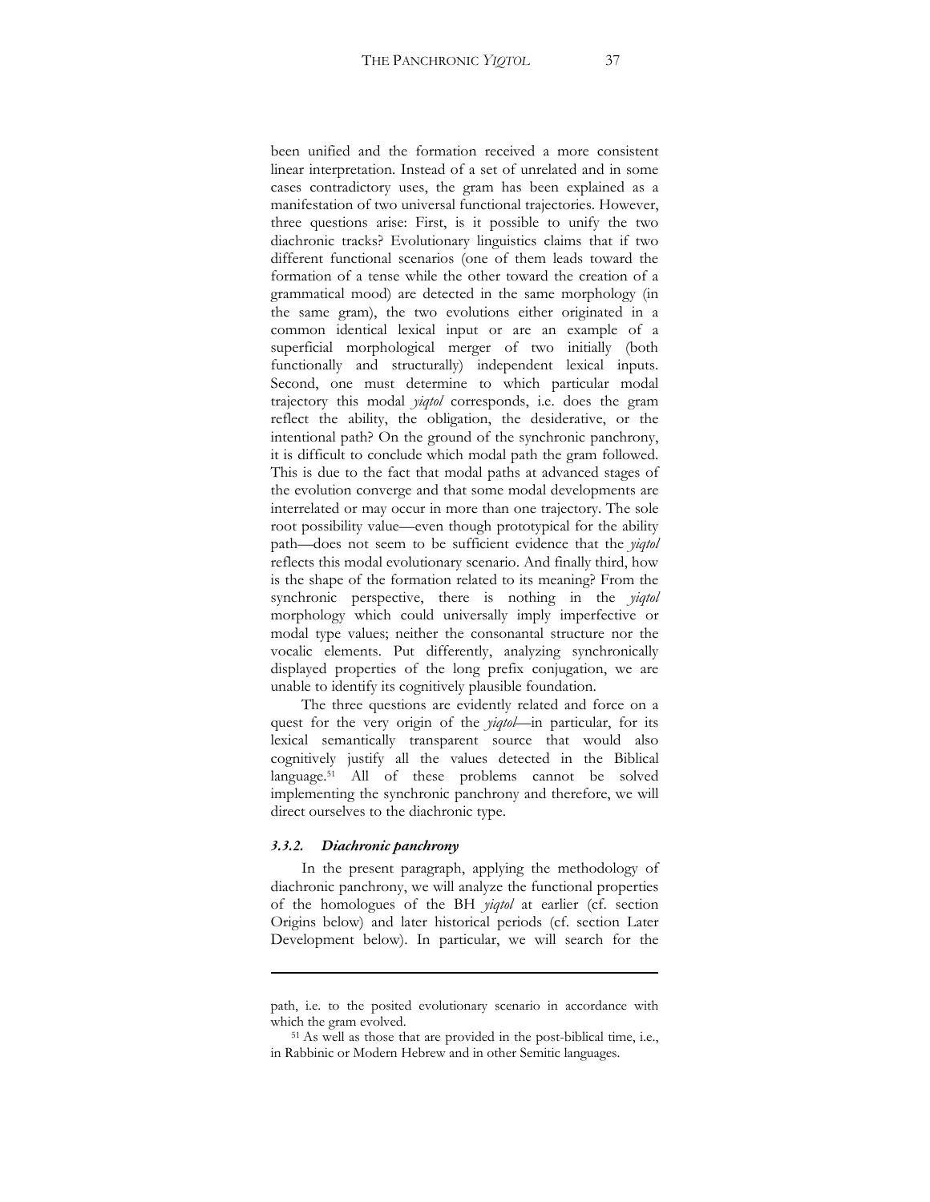been unified and the formation received a more consistent linear interpretation. Instead of a set of unrelated and in some cases contradictory uses, the gram has been explained as a manifestation of two universal functional trajectories. However, three questions arise: First, is it possible to unify the two diachronic tracks? Evolutionary linguistics claims that if two different functional scenarios (one of them leads toward the formation of a tense while the other toward the creation of a grammatical mood) are detected in the same morphology (in the same gram), the two evolutions either originated in a common identical lexical input or are an example of a superficial morphological merger of two initially (both functionally and structurally) independent lexical inputs. Second, one must determine to which particular modal trajectory this modal *yiqtol* corresponds, i.e. does the gram reflect the ability, the obligation, the desiderative, or the intentional path? On the ground of the synchronic panchrony, it is difficult to conclude which modal path the gram followed. This is due to the fact that modal paths at advanced stages of the evolution converge and that some modal developments are interrelated or may occur in more than one trajectory. The sole root possibility value—even though prototypical for the ability path—does not seem to be sufficient evidence that the *yiqtol* reflects this modal evolutionary scenario. And finally third, how is the shape of the formation related to its meaning? From the synchronic perspective, there is nothing in the *yiqtol* morphology which could universally imply imperfective or modal type values; neither the consonantal structure nor the vocalic elements. Put differently, analyzing synchronically displayed properties of the long prefix conjugation, we are unable to identify its cognitively plausible foundation.

The three questions are evidently related and force on a quest for the very origin of the *yiqtol*—in particular, for its lexical semantically transparent source that would also cognitively justify all the values detected in the Biblical language.[51] All of these problems cannot be solved implementing the synchronic panchrony and therefore, we will direct ourselves to the diachronic type.

### *3.3.2. Diachronic panchrony*

In the present paragraph, applying the methodology of diachronic panchrony, we will analyze the functional properties of the homologues of the BH *yiqtol* at earlier (cf. section Origins below) and later historical periods (cf. section Later Development below). In particular, we will search for the

---

path, i.e. to the posited evolutionary scenario in accordance with which the gram evolved.

[51] As well as those that are provided in the post-biblical time, i.e., in Rabbinic or Modern Hebrew and in other Semitic languages.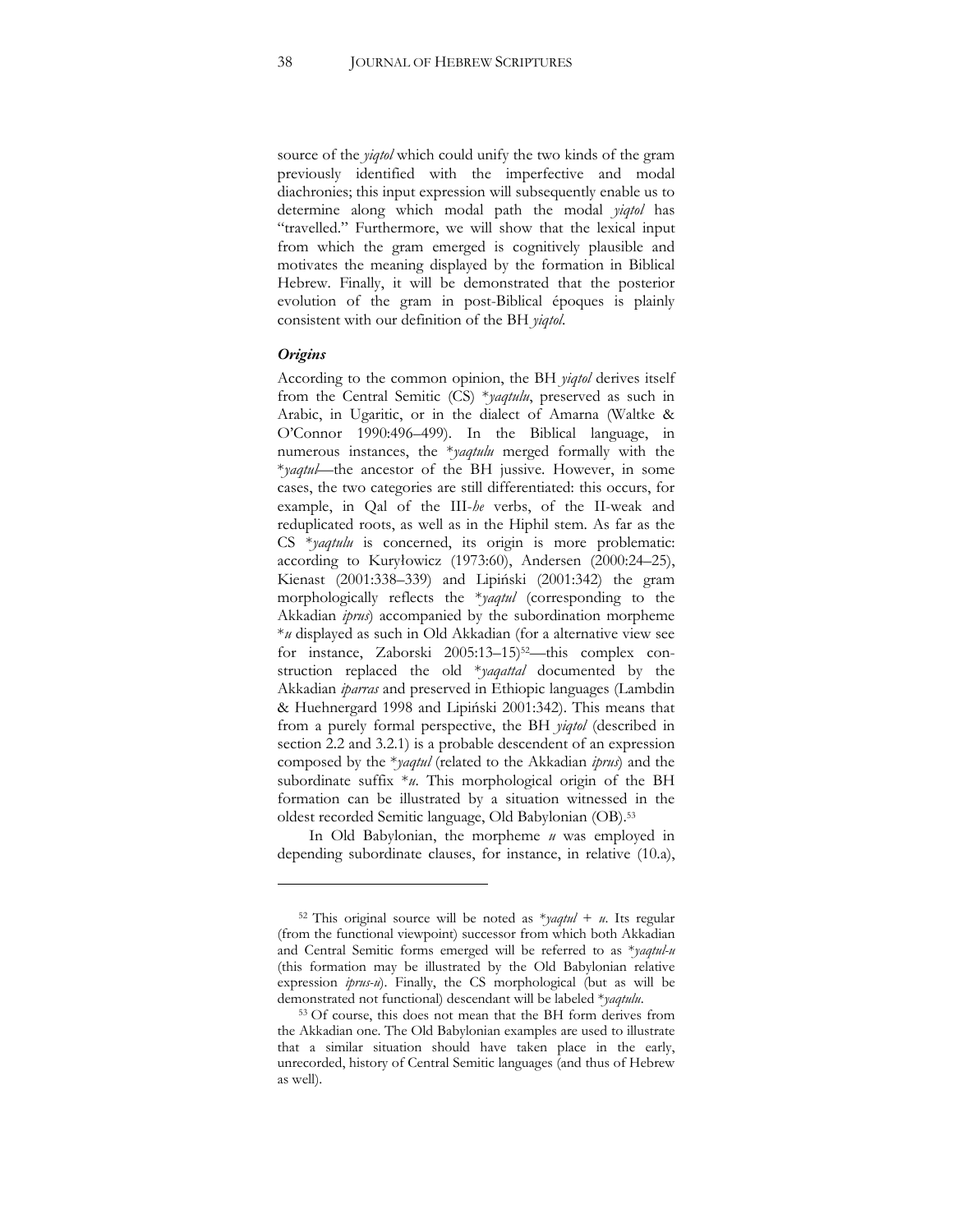source of the *yiqtol* which could unify the two kinds of the gram previously identified with the imperfective and modal diachronies; this input expression will subsequently enable us to determine along which modal path the modal *yiqtol* has "travelled." Furthermore, we will show that the lexical input from which the gram emerged is cognitively plausible and motivates the meaning displayed by the formation in Biblical Hebrew. Finally, it will be demonstrated that the posterior evolution of the gram in post-Biblical époques is plainly consistent with our definition of the BH *yiqtol*.

### *Origins*

According to the common opinion, the BH *yiqtol* derives itself from the Central Semitic (CS) **yaqtulu*, preserved as such in Arabic, in Ugaritic, or in the dialect of Amarna (Waltke & O'Connor 1990:496–499). In the Biblical language, in numerous instances, the **yaqtulu* merged formally with the **yaqtul*—the ancestor of the BH jussive. However, in some cases, the two categories are still differentiated: this occurs, for example, in Qal of the III-*he* verbs, of the II-weak and reduplicated roots, as well as in the Hiphil stem. As far as the CS **yaqtulu* is concerned, its origin is more problematic: according to Kuryłowicz (1973:60), Andersen (2000:24–25), Kienast (2001:338–339) and Lipiński (2001:342) the gram morphologically reflects the **yaqtul* (corresponding to the Akkadian *iprus*) accompanied by the subordination morpheme **u* displayed as such in Old Akkadian (for a alternative view see for instance, Zaborski 2005:13–15)[52]—this complex construction replaced the old **yaqattal* documented by the Akkadian *iparras* and preserved in Ethiopic languages (Lambdin & Huehnergard 1998 and Lipiński 2001:342). This means that from a purely formal perspective, the BH *yiqtol* (described in section 2.2 and 3.2.1) is a probable descendent of an expression composed by the **yaqtul* (related to the Akkadian *iprus*) and the subordinate suffix **u*. This morphological origin of the BH formation can be illustrated by a situation witnessed in the oldest recorded Semitic language, Old Babylonian (OB).[53]

In Old Babylonian, the morpheme *u* was employed in depending subordinate clauses, for instance, in relative (10.a),

---

[52] This original source will be noted as **yaqtul* + *u*. Its regular (from the functional viewpoint) successor from which both Akkadian and Central Semitic forms emerged will be referred to as **yaqtul-u* (this formation may be illustrated by the Old Babylonian relative expression *iprus-u*). Finally, the CS morphological (but as will be demonstrated not functional) descendant will be labeled **yaqtulu*.

[53] Of course, this does not mean that the BH form derives from the Akkadian one. The Old Babylonian examples are used to illustrate that a similar situation should have taken place in the early, unrecorded, history of Central Semitic languages (and thus of Hebrew as well).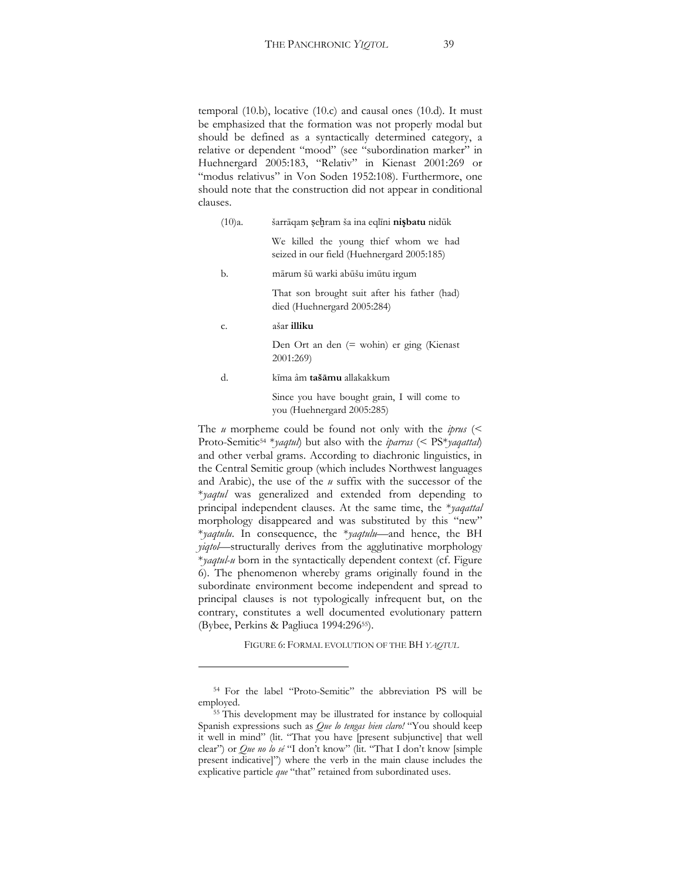temporal (10.b), locative (10.c) and causal ones (10.d). It must be emphasized that the formation was not properly modal but should be defined as a syntactically determined category, a relative or dependent "mood" (see "subordination marker" in Huehnergard 2005:183, "Relativ" in Kienast 2001:269 or "modus relativus" in Von Soden 1952:108). Furthermore, one should note that the construction did not appear in conditional clauses.

(10)a. šarrāqam ṣeḫram ša ina eqlīni **niṣbatu** nidūk

We killed the young thief whom we had seized in our field (Huehnergard 2005:185)

b. mārum šū warki abūšu imūtu irgum

That son brought suit after his father (had) died (Huehnergard 2005:284)

c. ašar **illiku**

Den Ort an den (= wohin) er ging (Kienast 2001:269)

d. kīma âm **tašāmu** allakakkum

Since you have bought grain, I will come to you (Huehnergard 2005:285)

The *u* morpheme could be found not only with the *iprus* (< Proto-Semitic[54] \**yaqtul*) but also with the *iparras* (< PS\**yaqattal*) and other verbal grams. According to diachronic linguistics, in the Central Semitic group (which includes Northwest languages and Arabic), the use of the *u* suffix with the successor of the \**yaqtul* was generalized and extended from depending to principal independent clauses. At the same time, the \**yaqattal* morphology disappeared and was substituted by this "new" \**yaqtulu*. In consequence, the \**yaqtulu*—and hence, the BH *yiqtol*—structurally derives from the agglutinative morphology \**yaqtul-u* born in the syntactically dependent context (cf. Figure 6). The phenomenon whereby grams originally found in the subordinate environment become independent and spread to principal clauses is not typologically infrequent but, on the contrary, constitutes a well documented evolutionary pattern (Bybee, Perkins & Pagliuca 1994:296[55]).

FIGURE 6: FORMAL EVOLUTION OF THE BH *YAQTUL*

[54] For the label "Proto-Semitic" the abbreviation PS will be employed.

[55] This development may be illustrated for instance by colloquial Spanish expressions such as *Que lo tengas bien claro!* "You should keep it well in mind" (lit. "That you have [present subjunctive] that well clear") or *Que no lo sé* "I don't know" (lit. "That I don't know [simple present indicative]") where the verb in the main clause includes the explicative particle *que* "that" retained from subordinated uses.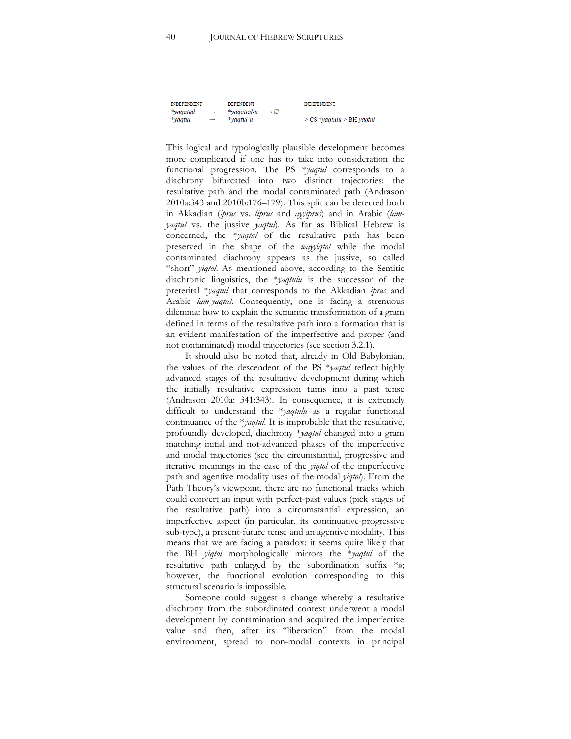| INDEPENDENT | | DEPENDENT | | INDEPENDENT |
|---|---|---|---|---|
| **yaqattal* | → | **yaqattal-u* | → ∅ | |
| **yaqtul* | → | **yaqtul-u* | | > CS **yaqtulu* > BH *yaqtul* |

This logical and typologically plausible development becomes more complicated if one has to take into consideration the functional progression. The PS **yaqtul* corresponds to a diachrony bifurcated into two distinct trajectories: the resultative path and the modal contaminated path (Andrason 2010a:343 and 2010b:176–179). This split can be detected both in Akkadian (*iprus* vs. *liprus* and *ayyiprus*) and in Arabic (*lam-yaqtul* vs. the jussive *yaqtul*). As far as Biblical Hebrew is concerned, the **yaqtul* of the resultative path has been preserved in the shape of the *wayyiqtol* while the modal contaminated diachrony appears as the jussive, so called "short" *yiqtol*. As mentioned above, according to the Semitic diachronic linguistics, the **yaqtulu* is the successor of the preterital **yaqtul* that corresponds to the Akkadian *iprus* and Arabic *lam-yaqtul*. Consequently, one is facing a strenuous dilemma: how to explain the semantic transformation of a gram defined in terms of the resultative path into a formation that is an evident manifestation of the imperfective and proper (and not contaminated) modal trajectories (see section 3.2.1).

It should also be noted that, already in Old Babylonian, the values of the descendent of the PS **yaqtul* reflect highly advanced stages of the resultative development during which the initially resultative expression turns into a past tense (Andrason 2010a: 341:343). In consequence, it is extremely difficult to understand the **yaqtulu* as a regular functional continuance of the **yaqtul*. It is improbable that the resultative, profoundly developed, diachrony **yaqtul* changed into a gram matching initial and not-advanced phases of the imperfective and modal trajectories (see the circumstantial, progressive and iterative meanings in the case of the *yiqtol* of the imperfective path and agentive modality uses of the modal *yiqtol*). From the Path Theory's viewpoint, there are no functional tracks which could convert an input with perfect-past values (pick stages of the resultative path) into a circumstantial expression, an imperfective aspect (in particular, its continuative-progressive sub-type), a present-future tense and an agentive modality. This means that we are facing a paradox: it seems quite likely that the BH *yiqtol* morphologically mirrors the **yaqtul* of the resultative path enlarged by the subordination suffix **u*; however, the functional evolution corresponding to this structural scenario is impossible.

Someone could suggest a change whereby a resultative diachrony from the subordinated context underwent a modal development by contamination and acquired the imperfective value and then, after its "liberation" from the modal environment, spread to non-modal contexts in principal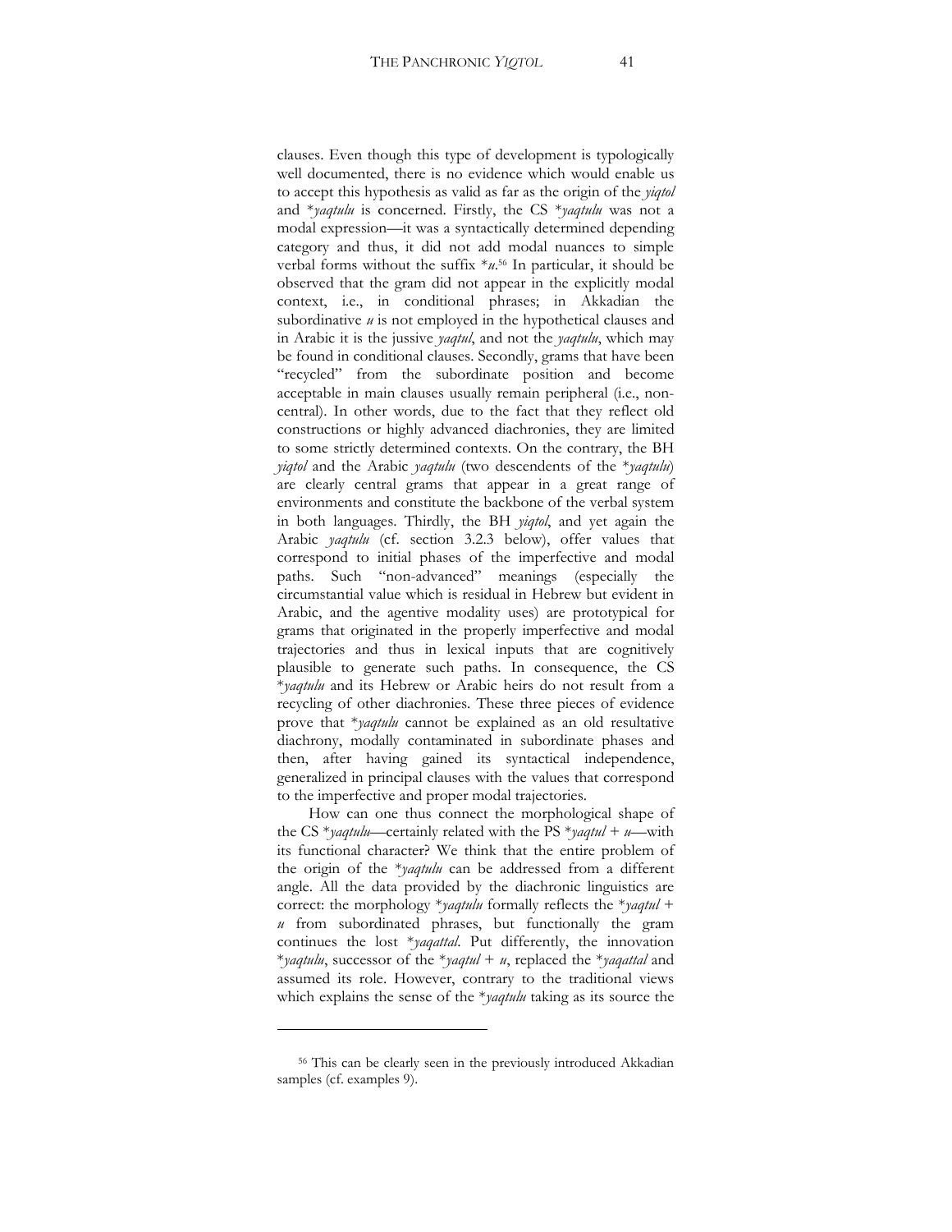clauses. Even though this type of development is typologically well documented, there is no evidence which would enable us to accept this hypothesis as valid as far as the origin of the *yiqtol* and *\*yaqtulu* is concerned. Firstly, the CS *\*yaqtulu* was not a modal expression—it was a syntactically determined depending category and thus, it did not add modal nuances to simple verbal forms without the suffix *\*u*.[56] In particular, it should be observed that the gram did not appear in the explicitly modal context, i.e., in conditional phrases; in Akkadian the subordinative *u* is not employed in the hypothetical clauses and in Arabic it is the jussive *yaqtul*, and not the *yaqtulu*, which may be found in conditional clauses. Secondly, grams that have been "recycled" from the subordinate position and become acceptable in main clauses usually remain peripheral (i.e., non-central). In other words, due to the fact that they reflect old constructions or highly advanced diachronies, they are limited to some strictly determined contexts. On the contrary, the BH *yiqtol* and the Arabic *yaqtulu* (two descendents of the *\*yaqtulu*) are clearly central grams that appear in a great range of environments and constitute the backbone of the verbal system in both languages. Thirdly, the BH *yiqtol*, and yet again the Arabic *yaqtulu* (cf. section 3.2.3 below), offer values that correspond to initial phases of the imperfective and modal paths. Such "non-advanced" meanings (especially the circumstantial value which is residual in Hebrew but evident in Arabic, and the agentive modality uses) are prototypical for grams that originated in the properly imperfective and modal trajectories and thus in lexical inputs that are cognitively plausible to generate such paths. In consequence, the CS *\*yaqtulu* and its Hebrew or Arabic heirs do not result from a recycling of other diachronies. These three pieces of evidence prove that *\*yaqtulu* cannot be explained as an old resultative diachrony, modally contaminated in subordinate phases and then, after having gained its syntactical independence, generalized in principal clauses with the values that correspond to the imperfective and proper modal trajectories.

How can one thus connect the morphological shape of the CS *\*yaqtulu*—certainly related with the PS *\*yaqtul* + *u*—with its functional character? We think that the entire problem of the origin of the *\*yaqtulu* can be addressed from a different angle. All the data provided by the diachronic linguistics are correct: the morphology *\*yaqtulu* formally reflects the *\*yaqtul* + *u* from subordinated phrases, but functionally the gram continues the lost *\*yaqattal*. Put differently, the innovation *\*yaqtulu*, successor of the *\*yaqtul* + *u*, replaced the *\*yaqattal* and assumed its role. However, contrary to the traditional views which explains the sense of the *\*yaqtulu* taking as its source the

---

[56] This can be clearly seen in the previously introduced Akkadian samples (cf. examples 9).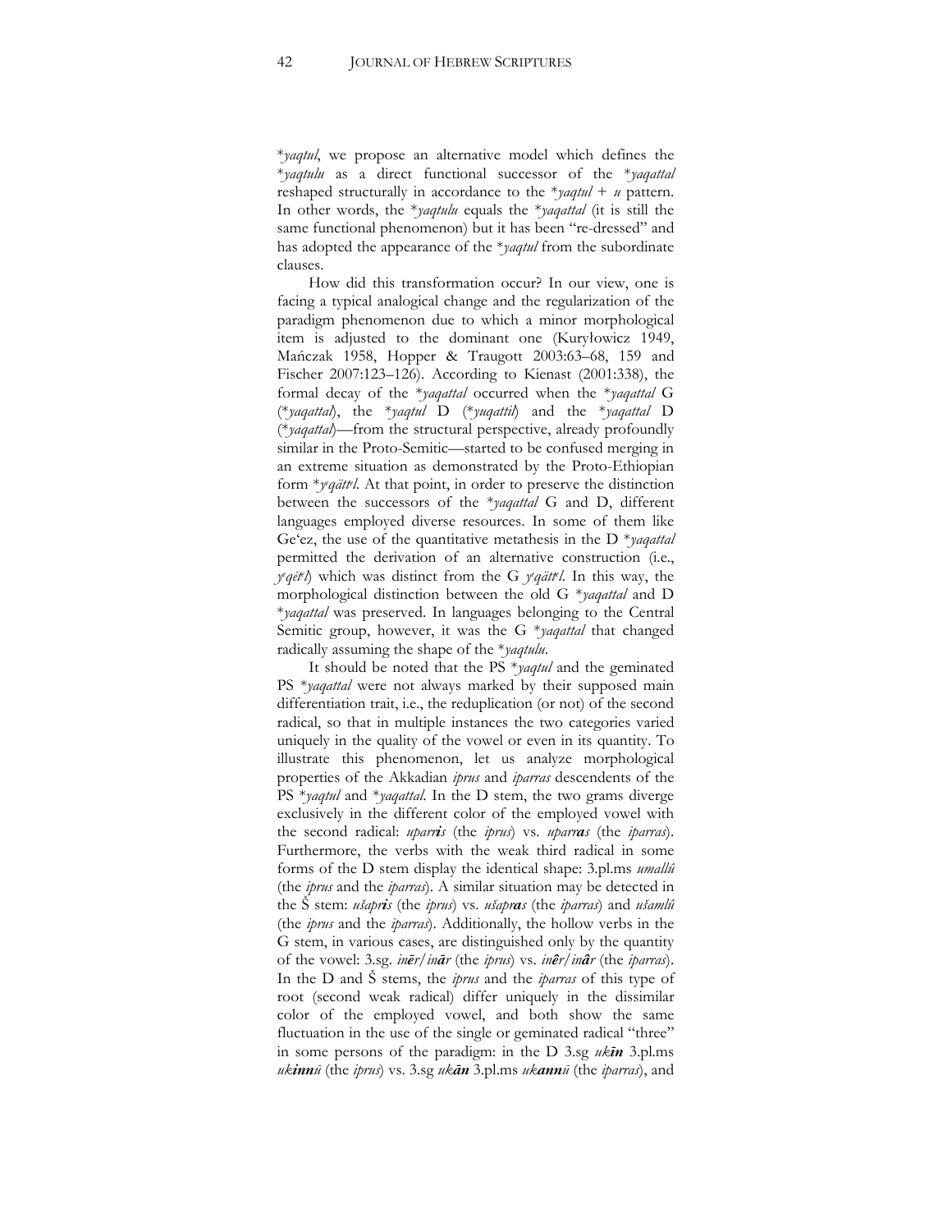\**yaqtul*, we propose an alternative model which defines the \**yaqtulu* as a direct functional successor of the \**yaqattal* reshaped structurally in accordance to the \**yaqtul* + *u* pattern. In other words, the \**yaqtulu* equals the \**yaqattal* (it is still the same functional phenomenon) but it has been "re-dressed" and has adopted the appearance of the \**yaqtul* from the subordinate clauses.

How did this transformation occur? In our view, one is facing a typical analogical change and the regularization of the paradigm phenomenon due to which a minor morphological item is adjusted to the dominant one (Kuryłowicz 1949, Mańczak 1958, Hopper & Traugott 2003:63–68, 159 and Fischer 2007:123–126). According to Kienast (2001:338), the formal decay of the \**yaqattal* occurred when the \**yaqattal* G (\**yaqattal*), the \**yaqtul* D (\**yuqattil*) and the \**yaqattal* D (\**yaqattal*)—from the structural perspective, already profoundly similar in the Proto-Semitic—started to be confused merging in an extreme situation as demonstrated by the Proto-Ethiopian form \**yᵊqättᵊl*. At that point, in order to preserve the distinction between the successors of the \**yaqattal* G and D, different languages employed diverse resources. In some of them like Ge'ez, the use of the quantitative metathesis in the D \**yaqattal* permitted the derivation of an alternative construction (i.e., *yᵊqētᵊl*) which was distinct from the G *yᵊqättᵊl*. In this way, the morphological distinction between the old G \**yaqattal* and D \**yaqattal* was preserved. In languages belonging to the Central Semitic group, however, it was the G \**yaqattal* that changed radically assuming the shape of the \**yaqtulu*.

It should be noted that the PS \**yaqtul* and the geminated PS \**yaqattal* were not always marked by their supposed main differentiation trait, i.e., the reduplication (or not) of the second radical, so that in multiple instances the two categories varied uniquely in the quality of the vowel or even in its quantity. To illustrate this phenomenon, let us analyze morphological properties of the Akkadian *iprus* and *iparras* descendents of the PS \**yaqtul* and \**yaqattal*. In the D stem, the two grams diverge exclusively in the different color of the employed vowel with the second radical: *uparr**i**s* (the *iprus*) vs. *uparr**a**s* (the *iparras*). Furthermore, the verbs with the weak third radical in some forms of the D stem display the identical shape: 3.pl.ms *umallû* (the *iprus* and the *iparras*). A similar situation may be detected in the Š stem: *ušapr**i**s* (the *iprus*) vs. *ušapr**a**s* (the *iparras*) and *ušamlû* (the *iprus* and the *iparras*). Additionally, the hollow verbs in the G stem, in various cases, are distinguished only by the quantity of the vowel: 3.sg. *in**ē**r*/*in**ā**r* (the *iprus*) vs. *in**ê**r*/*in**â**r* (the *iparras*). In the D and Š stems, the *iprus* and the *iparras* of this type of root (second weak radical) differ uniquely in the dissimilar color of the employed vowel, and both show the same fluctuation in the use of the single or geminated radical "three" in some persons of the paradigm: in the D 3.sg *uk**ī**n* 3.pl.ms *uk**inn**ū* (the *iprus*) vs. 3.sg *uk**ā**n* 3.pl.ms *uk**ann**ū* (the *iparras*), and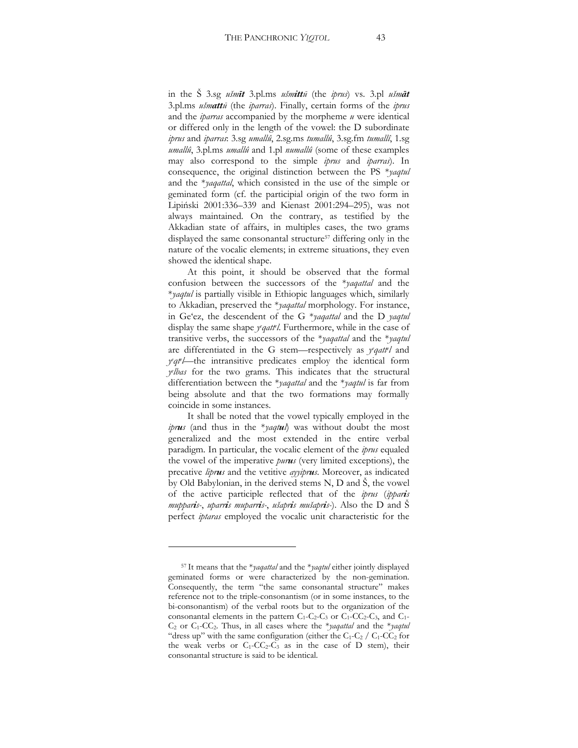in the Š 3.sg *ušm**ī**t* 3.pl.ms *ušm**itt**ū* (the *iprus*) vs. 3.pl *ušm**āt*** 3.pl.ms *ušm**att**ū* (the *iparras*). Finally, certain forms of the *iprus* and the *iparras* accompanied by the morpheme *u* were identical or differed only in the length of the vowel: the D subordinate *iprus* and *iparras*: 3.sg *umallû*, 2.sg.ms *tumallû*, 3.sg.fm *tumallî*, 1.sg *umallû*, 3.pl.ms *umallû* and 1.pl *numallû* (some of these examples may also correspond to the simple *iprus* and *iparras*). In consequence, the original distinction between the PS *\*yaqtul* and the *\*yaqattal*, which consisted in the use of the simple or geminated form (cf. the participial origin of the two form in Lipiński 2001:336–339 and Kienast 2001:294–295), was not always maintained. On the contrary, as testified by the Akkadian state of affairs, in multiples cases, the two grams displayed the same consonantal structure[57] differing only in the nature of the vocalic elements; in extreme situations, they even showed the identical shape.

At this point, it should be observed that the formal confusion between the successors of the *\*yaqattal* and the *\*yaqtul* is partially visible in Ethiopic languages which, similarly to Akkadian, preserved the *\*yaqattal* morphology. For instance, in Ge'ez, the descendent of the G *\*yaqattal* and the D *yaqtul* display the same shape *yᵊqattᵊl*. Furthermore, while in the case of transitive verbs, the successors of the *\*yaqattal* and the *\*yaqtul* are differentiated in the G stem—respectively as *yᵊqattᵊl* and *yᵊqtᵊl*—the intransitive predicates employ the identical form *yᵊlbas* for the two grams. This indicates that the structural differentiation between the *\*yaqattal* and the *\*yaqtul* is far from being absolute and that the two formations may formally coincide in some instances.

It shall be noted that the vowel typically employed in the *ipr**u**s* (and thus in the *\*yaqt**u**l*) was without doubt the most generalized and the most extended in the entire verbal paradigm. In particular, the vocalic element of the *iprus* equaled the vowel of the imperative *pur**u**s* (very limited exceptions), the precative *lipr**u**s* and the vetitive *ayyipr**u**s*. Moreover, as indicated by Old Babylonian, in the derived stems N, D and Š, the vowel of the active participle reflected that of the *iprus* (*ippar**i**s muppar**i**s-*, *uparr**i**s muparr**i**s-*, *ušapr**i**s mušapr**i**s-*). Also the D and Š perfect *iptaras* employed the vocalic unit characteristic for the

---

[57] It means that the *\*yaqattal* and the *\*yaqtul* either jointly displayed geminated forms or were characterized by the non-gemination. Consequently, the term "the same consonantal structure" makes reference not to the triple-consonantism (or in some instances, to the bi-consonantism) of the verbal roots but to the organization of the consonantal elements in the pattern $C_1$-$C_2$-$C_3$ or $C_1$-$CC_2$-$C_3$, and $C_1$-$C_2$ or $C_1$-$CC_2$. Thus, in all cases where the *\*yaqattal* and the *\*yaqtul* "dress up" with the same configuration (either the $C_1$-$C_2$ / $C_1$-$CC_2$ for the weak verbs or $C_1$-$CC_2$-$C_3$ as in the case of D stem), their consonantal structure is said to be identical.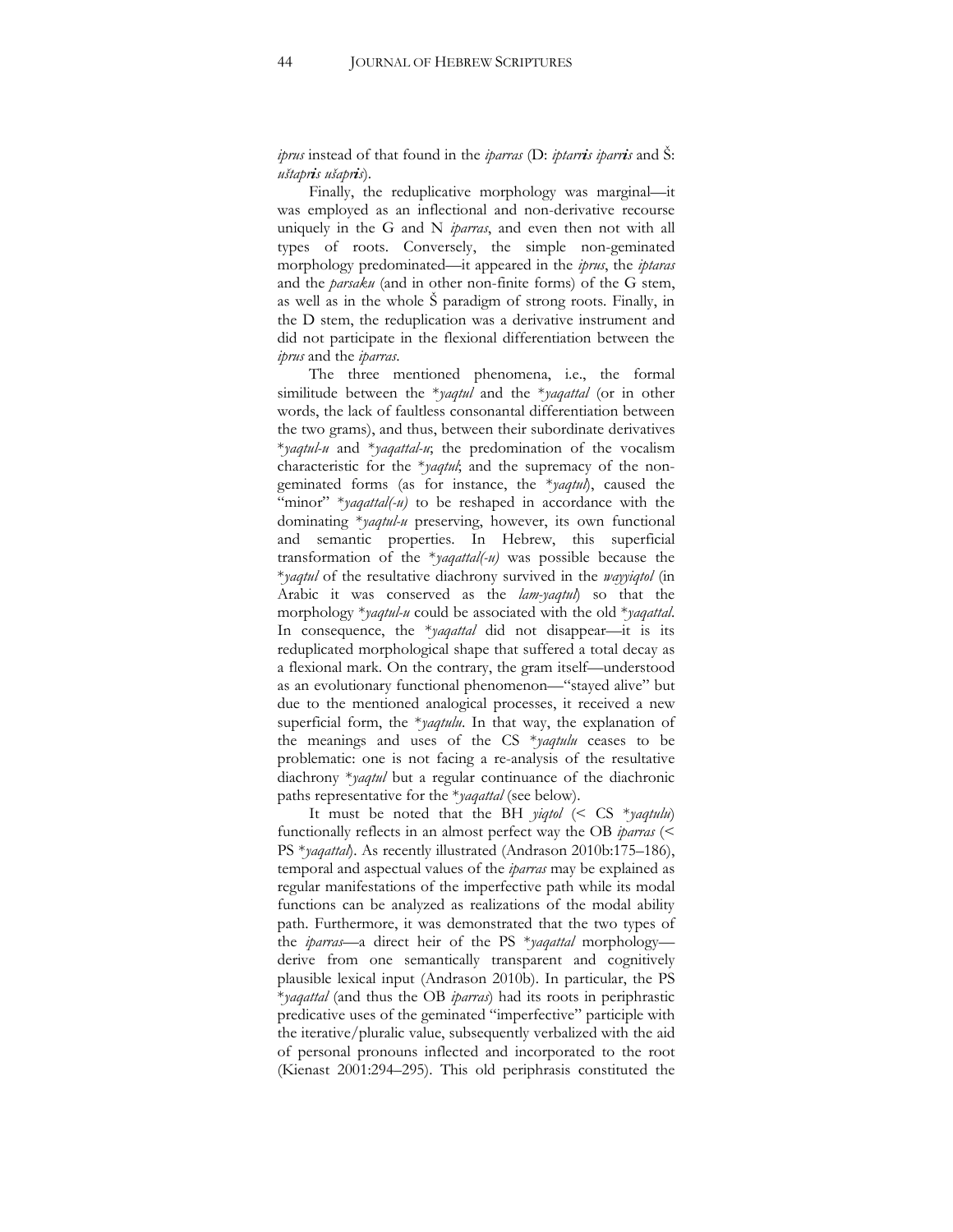*iprus* instead of that found in the *iparras* (D: *iptarr**i**s iparr**i**s* and Š: *uštapr**i**s ušapr**i**s*).

Finally, the reduplicative morphology was marginal—it was employed as an inflectional and non-derivative recourse uniquely in the G and N *iparras*, and even then not with all types of roots. Conversely, the simple non-geminated morphology predominated—it appeared in the *iprus*, the *iptaras* and the *parsaku* (and in other non-finite forms) of the G stem, as well as in the whole Š paradigm of strong roots. Finally, in the D stem, the reduplication was a derivative instrument and did not participate in the flexional differentiation between the *iprus* and the *iparras*.

The three mentioned phenomena, i.e., the formal similitude between the *\*yaqtul* and the *\*yaqattal* (or in other words, the lack of faultless consonantal differentiation between the two grams), and thus, between their subordinate derivatives *\*yaqtul-u* and *\*yaqattal-u*; the predomination of the vocalism characteristic for the *\*yaqtul*; and the supremacy of the non-geminated forms (as for instance, the *\*yaqtul*), caused the "minor" *\*yaqattal(-u)* to be reshaped in accordance with the dominating *\*yaqtul-u* preserving, however, its own functional and semantic properties. In Hebrew, this superficial transformation of the *\*yaqattal(-u)* was possible because the *\*yaqtul* of the resultative diachrony survived in the *wayyiqtol* (in Arabic it was conserved as the *lam-yaqtul*) so that the morphology *\*yaqtul-u* could be associated with the old *\*yaqattal*. In consequence, the *\*yaqattal* did not disappear—it is its reduplicated morphological shape that suffered a total decay as a flexional mark. On the contrary, the gram itself—understood as an evolutionary functional phenomenon—"stayed alive" but due to the mentioned analogical processes, it received a new superficial form, the *\*yaqtulu*. In that way, the explanation of the meanings and uses of the CS *\*yaqtulu* ceases to be problematic: one is not facing a re-analysis of the resultative diachrony *\*yaqtul* but a regular continuance of the diachronic paths representative for the *\*yaqattal* (see below).

It must be noted that the BH *yiqtol* (< CS *\*yaqtulu*) functionally reflects in an almost perfect way the OB *iparras* (< PS *\*yaqattal*). As recently illustrated (Andrason 2010b:175–186), temporal and aspectual values of the *iparras* may be explained as regular manifestations of the imperfective path while its modal functions can be analyzed as realizations of the modal ability path. Furthermore, it was demonstrated that the two types of the *iparras*—a direct heir of the PS *\*yaqattal* morphology—derive from one semantically transparent and cognitively plausible lexical input (Andrason 2010b). In particular, the PS *\*yaqattal* (and thus the OB *iparras*) had its roots in periphrastic predicative uses of the geminated "imperfective" participle with the iterative/pluralic value, subsequently verbalized with the aid of personal pronouns inflected and incorporated to the root (Kienast 2001:294–295). This old periphrasis constituted the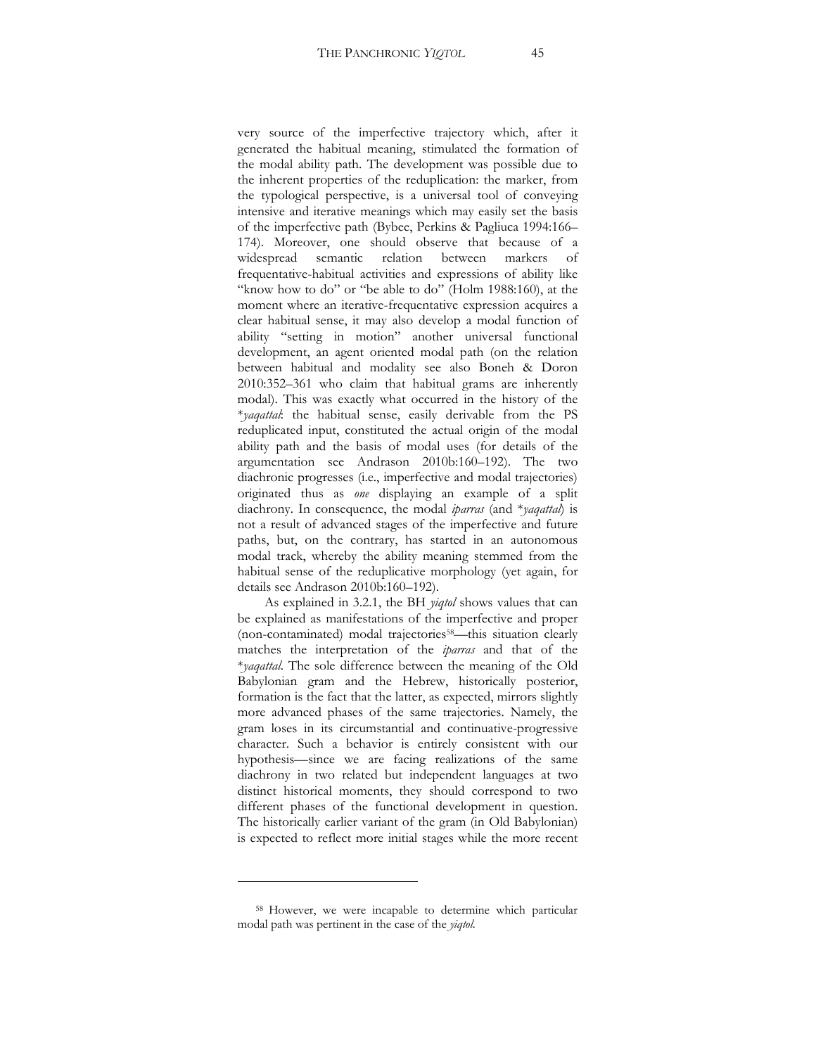very source of the imperfective trajectory which, after it generated the habitual meaning, stimulated the formation of the modal ability path. The development was possible due to the inherent properties of the reduplication: the marker, from the typological perspective, is a universal tool of conveying intensive and iterative meanings which may easily set the basis of the imperfective path (Bybee, Perkins & Pagliuca 1994:166–174). Moreover, one should observe that because of a widespread semantic relation between markers of frequentative-habitual activities and expressions of ability like "know how to do" or "be able to do" (Holm 1988:160), at the moment where an iterative-frequentative expression acquires a clear habitual sense, it may also develop a modal function of ability "setting in motion" another universal functional development, an agent oriented modal path (on the relation between habitual and modality see also Boneh & Doron 2010:352–361 who claim that habitual grams are inherently modal). This was exactly what occurred in the history of the \**yaqattal*: the habitual sense, easily derivable from the PS reduplicated input, constituted the actual origin of the modal ability path and the basis of modal uses (for details of the argumentation see Andrason 2010b:160–192). The two diachronic progresses (i.e., imperfective and modal trajectories) originated thus as *one* displaying an example of a split diachrony. In consequence, the modal *iparras* (and \**yaqattal*) is not a result of advanced stages of the imperfective and future paths, but, on the contrary, has started in an autonomous modal track, whereby the ability meaning stemmed from the habitual sense of the reduplicative morphology (yet again, for details see Andrason 2010b:160–192).

As explained in 3.2.1, the BH *yiqtol* shows values that can be explained as manifestations of the imperfective and proper (non-contaminated) modal trajectories[58]—this situation clearly matches the interpretation of the *iparras* and that of the \**yaqattal*. The sole difference between the meaning of the Old Babylonian gram and the Hebrew, historically posterior, formation is the fact that the latter, as expected, mirrors slightly more advanced phases of the same trajectories. Namely, the gram loses in its circumstantial and continuative-progressive character. Such a behavior is entirely consistent with our hypothesis—since we are facing realizations of the same diachrony in two related but independent languages at two distinct historical moments, they should correspond to two different phases of the functional development in question. The historically earlier variant of the gram (in Old Babylonian) is expected to reflect more initial stages while the more recent

---

[58] However, we were incapable to determine which particular modal path was pertinent in the case of the *yiqtol*.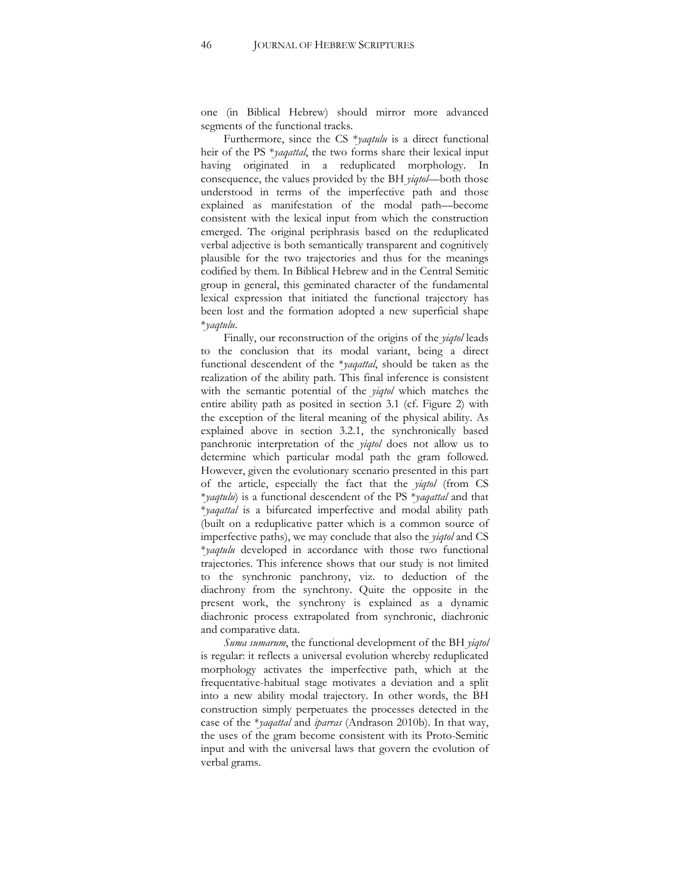one (in Biblical Hebrew) should mirror more advanced segments of the functional tracks.

Furthermore, since the CS **yaqtulu* is a direct functional heir of the PS **yaqattal*, the two forms share their lexical input having originated in a reduplicated morphology. In consequence, the values provided by the BH *yiqtol*—both those understood in terms of the imperfective path and those explained as manifestation of the modal path—become consistent with the lexical input from which the construction emerged. The original periphrasis based on the reduplicated verbal adjective is both semantically transparent and cognitively plausible for the two trajectories and thus for the meanings codified by them. In Biblical Hebrew and in the Central Semitic group in general, this geminated character of the fundamental lexical expression that initiated the functional trajectory has been lost and the formation adopted a new superficial shape **yaqtulu*.

Finally, our reconstruction of the origins of the *yiqtol* leads to the conclusion that its modal variant, being a direct functional descendent of the **yaqattal*, should be taken as the realization of the ability path. This final inference is consistent with the semantic potential of the *yiqtol* which matches the entire ability path as posited in section 3.1 (cf. Figure 2) with the exception of the literal meaning of the physical ability. As explained above in section 3.2.1, the synchronically based panchronic interpretation of the *yiqtol* does not allow us to determine which particular modal path the gram followed. However, given the evolutionary scenario presented in this part of the article, especially the fact that the *yiqtol* (from CS **yaqtulu*) is a functional descendent of the PS **yaqattal* and that **yaqattal* is a bifurcated imperfective and modal ability path (built on a reduplicative patter which is a common source of imperfective paths), we may conclude that also the *yiqtol* and CS **yaqtulu* developed in accordance with those two functional trajectories. This inference shows that our study is not limited to the synchronic panchrony, viz. to deduction of the diachrony from the synchrony. Quite the opposite in the present work, the synchrony is explained as a dynamic diachronic process extrapolated from synchronic, diachronic and comparative data.

*Suma sumarum*, the functional development of the BH *yiqtol* is regular: it reflects a universal evolution whereby reduplicated morphology activates the imperfective path, which at the frequentative-habitual stage motivates a deviation and a split into a new ability modal trajectory. In other words, the BH construction simply perpetuates the processes detected in the case of the **yaqattal* and *iparras* (Andrason 2010b). In that way, the uses of the gram become consistent with its Proto-Semitic input and with the universal laws that govern the evolution of verbal grams.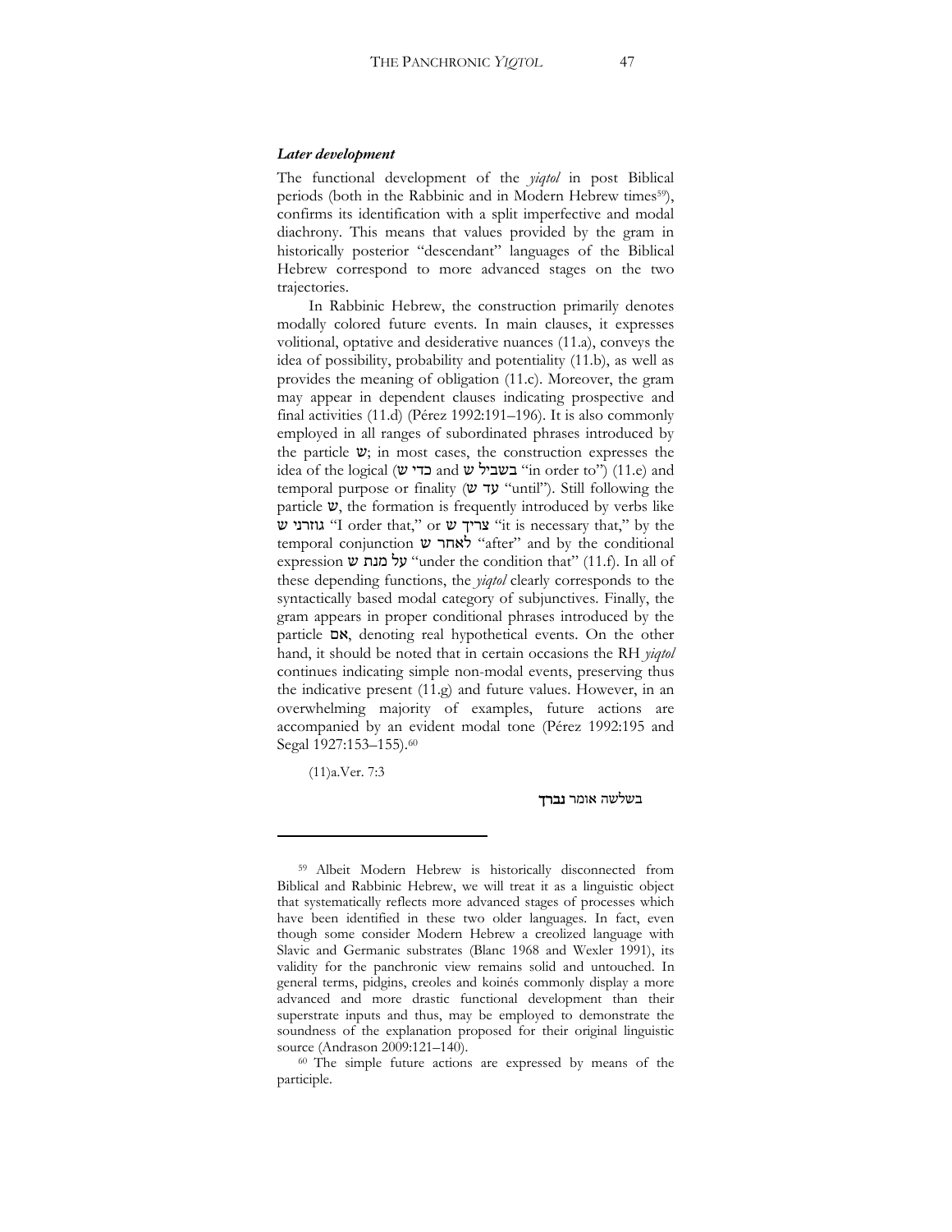### *Later development*

The functional development of the *yiqtol* in post Biblical periods (both in the Rabbinic and in Modern Hebrew times[59]), confirms its identification with a split imperfective and modal diachrony. This means that values provided by the gram in historically posterior "descendant" languages of the Biblical Hebrew correspond to more advanced stages on the two trajectories.

In Rabbinic Hebrew, the construction primarily denotes modally colored future events. In main clauses, it expresses volitional, optative and desiderative nuances (11.a), conveys the idea of possibility, probability and potentiality (11.b), as well as provides the meaning of obligation (11.c). Moreover, the gram may appear in dependent clauses indicating prospective and final activities (11.d) (Pérez 1992:191–196). It is also commonly employed in all ranges of subordinated phrases introduced by the particle ש; in most cases, the construction expresses the idea of the logical (כדי ש and בשביל ש "in order to") (11.e) and temporal purpose or finality (עד ש "until"). Still following the particle ש, the formation is frequently introduced by verbs like גוזרני ש "I order that," or צריך ש "it is necessary that," by the temporal conjunction לאחר ש "after" and by the conditional expression על מנת ש "under the condition that" (11.f). In all of these depending functions, the *yiqtol* clearly corresponds to the syntactically based modal category of subjunctives. Finally, the gram appears in proper conditional phrases introduced by the particle אם, denoting real hypothetical events. On the other hand, it should be noted that in certain occasions the RH *yiqtol* continues indicating simple non-modal events, preserving thus the indicative present (11.g) and future values. However, in an overwhelming majority of examples, future actions are accompanied by an evident modal tone (Pérez 1992:195 and Segal 1927:153–155).[60]

(11)a.Ver. 7:3

בשלשה אומר **נברך**

---

[59] Albeit Modern Hebrew is historically disconnected from Biblical and Rabbinic Hebrew, we will treat it as a linguistic object that systematically reflects more advanced stages of processes which have been identified in these two older languages. In fact, even though some consider Modern Hebrew a creolized language with Slavic and Germanic substrates (Blanc 1968 and Wexler 1991), its validity for the panchronic view remains solid and untouched. In general terms, pidgins, creoles and koinés commonly display a more advanced and more drastic functional development than their superstrate inputs and thus, may be employed to demonstrate the soundness of the explanation proposed for their original linguistic source (Andrason 2009:121–140).

[60] The simple future actions are expressed by means of the participle.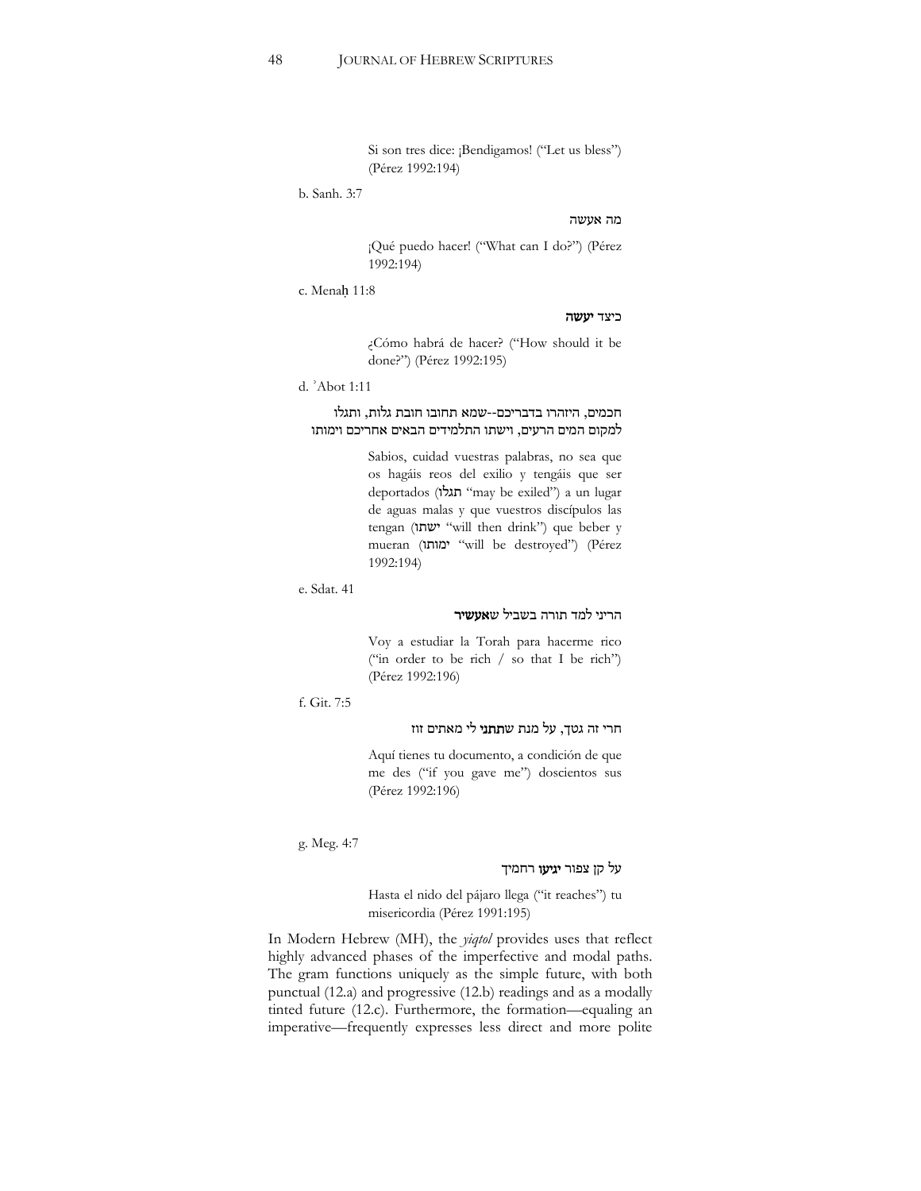Si son tres dice: ¡Bendigamos! ("Let us bless") (Pérez 1992:194)

b. Sanh. 3:7

מה אעשה

¡Qué puedo hacer! ("What can I do?") (Pérez 1992:194)

c. Menaḥ 11:8

כיצד **יעשה**

¿Cómo habrá de hacer? ("How should it be done?") (Pérez 1992:195)

d. ʾAbot 1:11

חכמים, היזהרו בדבריכם--שמא תחובו חובת גלות, ותגלו למקום המים הרעים, וישתו התלמידים הבאים אחריכם וימותו

Sabios, cuidad vuestras palabras, no sea que os hagáis reos del exilio y tengáis que ser deportados (תגלו "may be exiled") a un lugar de aguas malas y que vuestros discípulos las tengan (ישתו "will then drink") que beber y mueran (ימותו "will be destroyed") (Pérez 1992:194)

e. Sdat. 41

הריני למד תורה בשביל **שאעשיר**

Voy a estudiar la Torah para hacerme rico ("in order to be rich / so that I be rich") (Pérez 1992:196)

f. Git. 7:5

חרי זה גטך, על מנת ש**תתני** לי מאתים זוז

Aquí tienes tu documento, a condición de que me des ("if you gave me") doscientos sus (Pérez 1992:196)

g. Meg. 4:7

על קן צפור **יגיעו** רחמיך

Hasta el nido del pájaro llega ("it reaches") tu misericordia (Pérez 1991:195)

In Modern Hebrew (MH), the *yiqtol* provides uses that reflect highly advanced phases of the imperfective and modal paths. The gram functions uniquely as the simple future, with both punctual (12.a) and progressive (12.b) readings and as a modally tinted future (12.c). Furthermore, the formation—equaling an imperative—frequently expresses less direct and more polite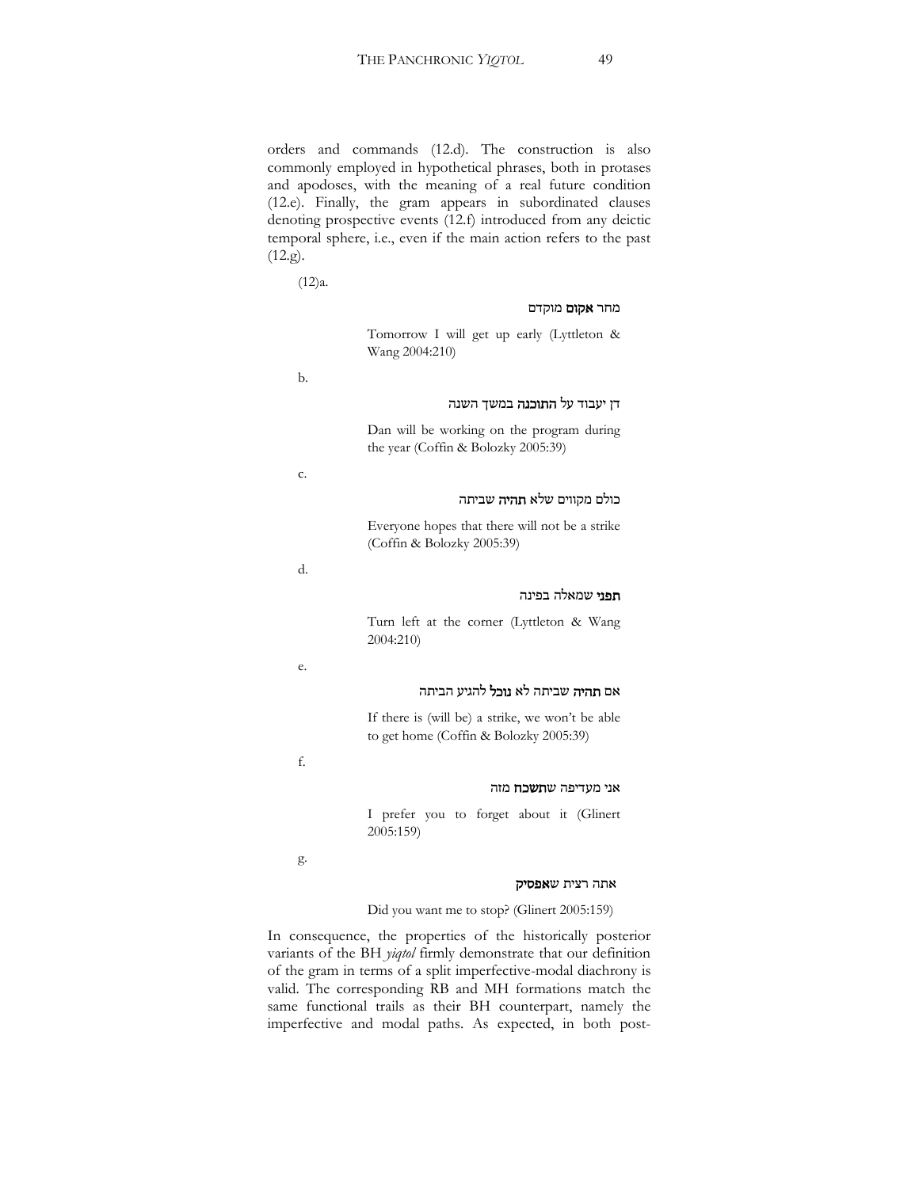orders and commands (12.d). The construction is also commonly employed in hypothetical phrases, both in protases and apodoses, with the meaning of a real future condition (12.e). Finally, the gram appears in subordinated clauses denoting prospective events (12.f) introduced from any deictic temporal sphere, i.e., even if the main action refers to the past (12.g).

(12)a.

מחר **אקום** מוקדם

Tomorrow I will get up early (Lyttleton & Wang 2004:210)

b.

דן יעבוד על **התוכנה** במשך השנה

Dan will be working on the program during the year (Coffin & Bolozky 2005:39)

c.

כולם מקווים שלא **תהיה** שביתה

Everyone hopes that there will not be a strike (Coffin & Bolozky 2005:39)

d.

**תפני** שמאלה בפינה

Turn left at the corner (Lyttleton & Wang 2004:210)

e.

אם **תהיה** שביתה לא **נוכל** להגיע הביתה

If there is (will be) a strike, we won't be able to get home (Coffin & Bolozky 2005:39)

f.

אני מעדיפה ש**תשכח** מזה

I prefer you to forget about it (Glinert 2005:159)

g.

אתה רצית ש**אפסיק**

Did you want me to stop? (Glinert 2005:159)

In consequence, the properties of the historically posterior variants of the BH *yiqtol* firmly demonstrate that our definition of the gram in terms of a split imperfective-modal diachrony is valid. The corresponding RB and MH formations match the same functional trails as their BH counterpart, namely the imperfective and modal paths. As expected, in both post-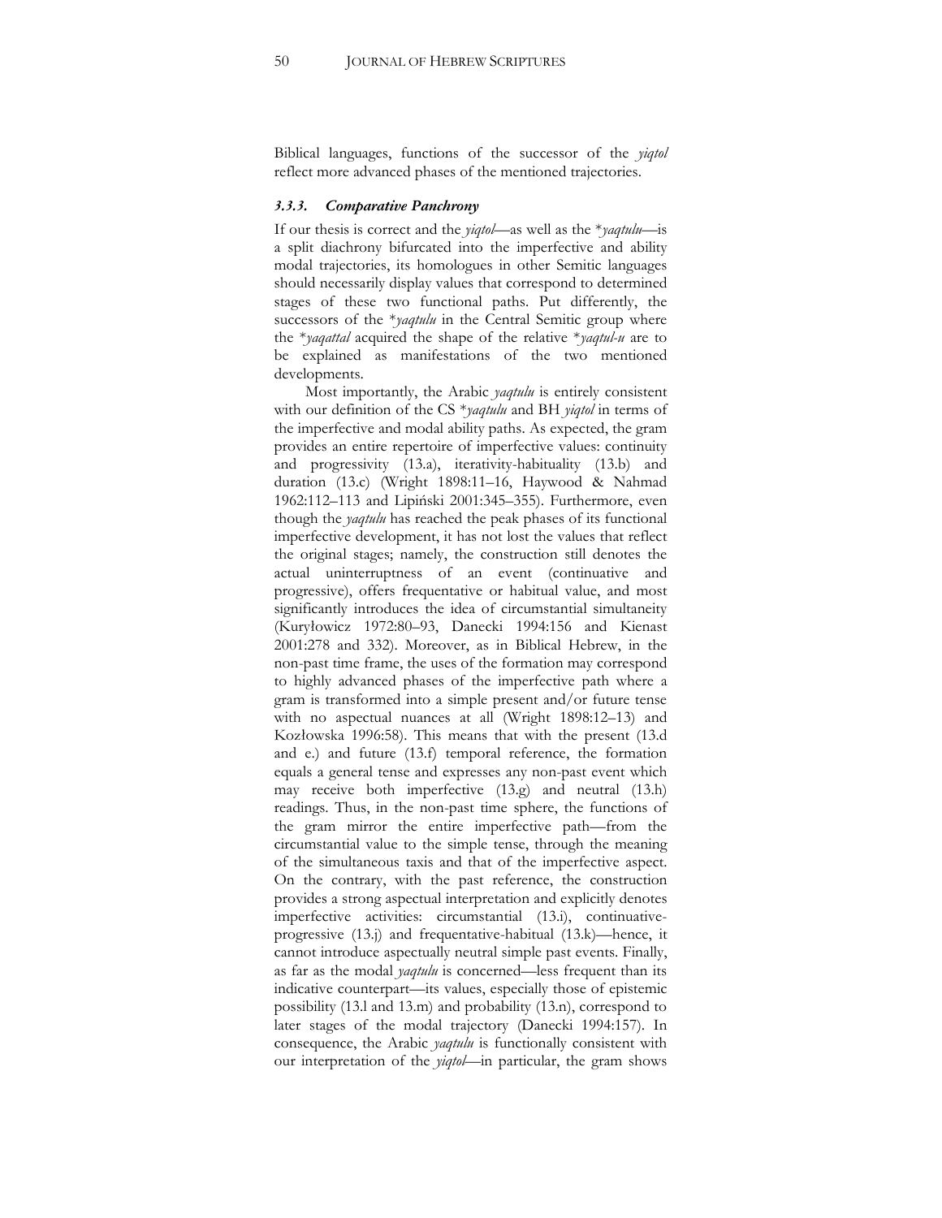Biblical languages, functions of the successor of the *yiqtol* reflect more advanced phases of the mentioned trajectories.

### *3.3.3. Comparative Panchrony*

If our thesis is correct and the *yiqtol*—as well as the \**yaqtulu*—is a split diachrony bifurcated into the imperfective and ability modal trajectories, its homologues in other Semitic languages should necessarily display values that correspond to determined stages of these two functional paths. Put differently, the successors of the \**yaqtulu* in the Central Semitic group where the \**yaqattal* acquired the shape of the relative \**yaqtul-u* are to be explained as manifestations of the two mentioned developments.

Most importantly, the Arabic *yaqtulu* is entirely consistent with our definition of the CS \**yaqtulu* and BH *yiqtol* in terms of the imperfective and modal ability paths. As expected, the gram provides an entire repertoire of imperfective values: continuity and progressivity (13.a), iterativity-habituality (13.b) and duration (13.c) (Wright 1898:11–16, Haywood & Nahmad 1962:112–113 and Lipiński 2001:345–355). Furthermore, even though the *yaqtulu* has reached the peak phases of its functional imperfective development, it has not lost the values that reflect the original stages; namely, the construction still denotes the actual uninterruptness of an event (continuative and progressive), offers frequentative or habitual value, and most significantly introduces the idea of circumstantial simultaneity (Kuryłowicz 1972:80–93, Danecki 1994:156 and Kienast 2001:278 and 332). Moreover, as in Biblical Hebrew, in the non-past time frame, the uses of the formation may correspond to highly advanced phases of the imperfective path where a gram is transformed into a simple present and/or future tense with no aspectual nuances at all (Wright 1898:12–13) and Kozłowska 1996:58). This means that with the present (13.d and e.) and future (13.f) temporal reference, the formation equals a general tense and expresses any non-past event which may receive both imperfective (13.g) and neutral (13.h) readings. Thus, in the non-past time sphere, the functions of the gram mirror the entire imperfective path—from the circumstantial value to the simple tense, through the meaning of the simultaneous taxis and that of the imperfective aspect. On the contrary, with the past reference, the construction provides a strong aspectual interpretation and explicitly denotes imperfective activities: circumstantial (13.i), continuative-progressive (13.j) and frequentative-habitual (13.k)—hence, it cannot introduce aspectually neutral simple past events. Finally, as far as the modal *yaqtulu* is concerned—less frequent than its indicative counterpart—its values, especially those of epistemic possibility (13.l and 13.m) and probability (13.n), correspond to later stages of the modal trajectory (Danecki 1994:157). In consequence, the Arabic *yaqtulu* is functionally consistent with our interpretation of the *yiqtol*—in particular, the gram shows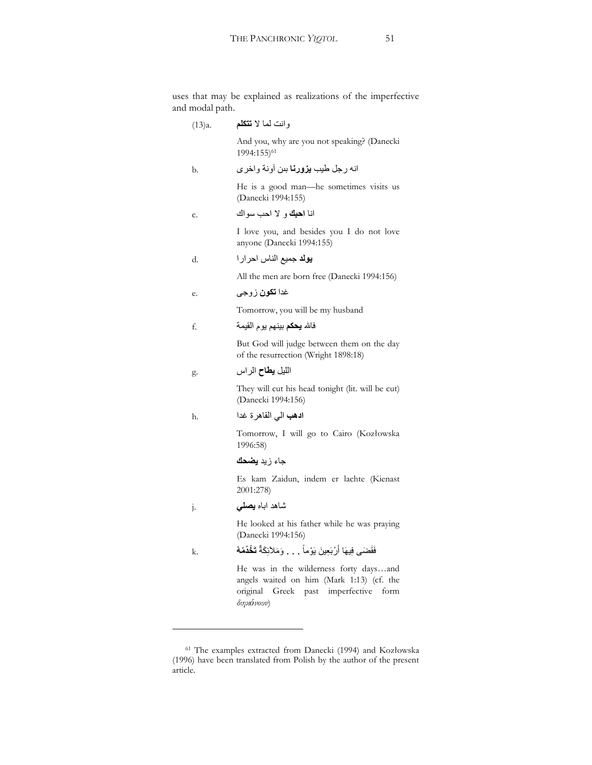uses that may be explained as realizations of the imperfective and modal path.

(13)a. وانت لما لا **تتكلم**

And you, why are you not speaking? (Danecki 1994:155)[61]

b. انه رجل طيب **يزورنا** بين آونة واخرى

He is a good man—he sometimes visits us (Danecki 1994:155)

c. انا **احبك** و لا احب سواك

I love you, and besides you I do not love anyone (Danecki 1994:155)

d. **يولد** جميع الناس احرارا

All the men are born free (Danecki 1994:156)

e. غدا **تكون** زوجى

Tomorrow, you will be my husband

f. فالله **يحكم** بينهم يوم القيمة

But God will judge between them on the day of the resurrection (Wright 1898:18)

g. الليل **يطاح** الراس

They will cut his head tonight (lit. will be cut) (Danecki 1994:156)

h. **ادهب** الي القاهرة غدا

Tomorrow, I will go to Cairo (Kozłowska 1996:58)

جاء زيد **يضحك**

Es kam Zaidun, indem er lachte (Kienast 2001:278)

j. شاهد اباه **يصلي**

He looked at his father while he was praying (Danecki 1994:156)

k. فَقَضَى فِيهَا أَرْبَعِينَ يَوْماً . . . وَمَلاَئِكَةٌ **تَخْدُمُهُ**

He was in the wilderness forty days…and angels waited on him (Mark 1:13) (cf. the original Greek past imperfective form *διηκόνουν*)

---

[61] The examples extracted from Danecki (1994) and Kozłowska (1996) have been translated from Polish by the author of the present article.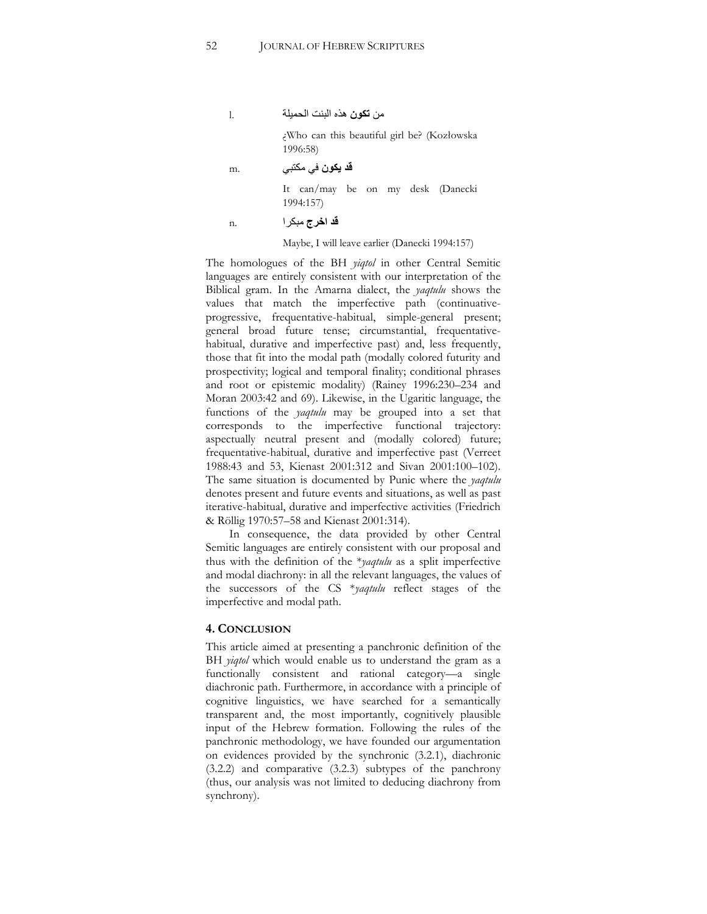l. من **تكون** هذه البنت الحميلة

¿Who can this beautiful girl be? (Kozłowska 1996:58)

m. **قد يكون** في مكتبي

It can/may be on my desk (Danecki 1994:157)

n. **قد اخرج** مبكرا

Maybe, I will leave earlier (Danecki 1994:157)

The homologues of the BH *yiqtol* in other Central Semitic languages are entirely consistent with our interpretation of the Biblical gram. In the Amarna dialect, the *yaqtulu* shows the values that match the imperfective path (continuative-progressive, frequentative-habitual, simple-general present; general broad future tense; circumstantial, frequentative-habitual, durative and imperfective past) and, less frequently, those that fit into the modal path (modally colored futurity and prospectivity; logical and temporal finality; conditional phrases and root or epistemic modality) (Rainey 1996:230–234 and Moran 2003:42 and 69). Likewise, in the Ugaritic language, the functions of the *yaqtulu* may be grouped into a set that corresponds to the imperfective functional trajectory: aspectually neutral present and (modally colored) future; frequentative-habitual, durative and imperfective past (Verreet 1988:43 and 53, Kienast 2001:312 and Sivan 2001:100–102). The same situation is documented by Punic where the *yaqtulu* denotes present and future events and situations, as well as past iterative-habitual, durative and imperfective activities (Friedrich & Röllig 1970:57–58 and Kienast 2001:314).

In consequence, the data provided by other Central Semitic languages are entirely consistent with our proposal and thus with the definition of the \**yaqtulu* as a split imperfective and modal diachrony: in all the relevant languages, the values of the successors of the CS \**yaqtulu* reflect stages of the imperfective and modal path.

## 4. Conclusion

This article aimed at presenting a panchronic definition of the BH *yiqtol* which would enable us to understand the gram as a functionally consistent and rational category—a single diachronic path. Furthermore, in accordance with a principle of cognitive linguistics, we have searched for a semantically transparent and, the most importantly, cognitively plausible input of the Hebrew formation. Following the rules of the panchronic methodology, we have founded our argumentation on evidences provided by the synchronic (3.2.1), diachronic (3.2.2) and comparative (3.2.3) subtypes of the panchrony (thus, our analysis was not limited to deducing diachrony from synchrony).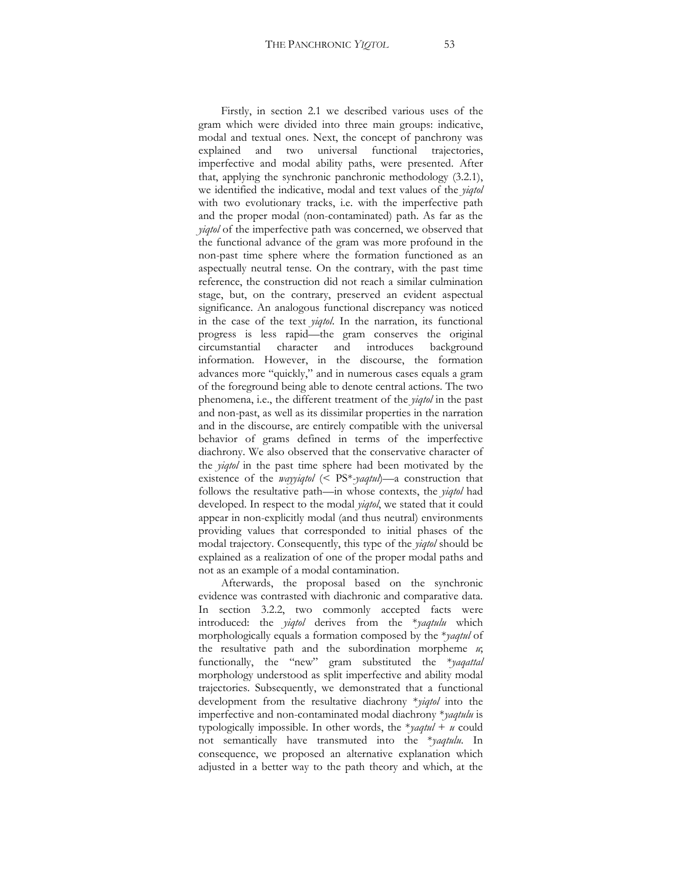Firstly, in section 2.1 we described various uses of the gram which were divided into three main groups: indicative, modal and textual ones. Next, the concept of panchrony was explained and two universal functional trajectories, imperfective and modal ability paths, were presented. After that, applying the synchronic panchronic methodology (3.2.1), we identified the indicative, modal and text values of the *yiqtol* with two evolutionary tracks, i.e. with the imperfective path and the proper modal (non-contaminated) path. As far as the *yiqtol* of the imperfective path was concerned, we observed that the functional advance of the gram was more profound in the non-past time sphere where the formation functioned as an aspectually neutral tense. On the contrary, with the past time reference, the construction did not reach a similar culmination stage, but, on the contrary, preserved an evident aspectual significance. An analogous functional discrepancy was noticed in the case of the text *yiqtol*. In the narration, its functional progress is less rapid—the gram conserves the original circumstantial character and introduces background information. However, in the discourse, the formation advances more "quickly," and in numerous cases equals a gram of the foreground being able to denote central actions. The two phenomena, i.e., the different treatment of the *yiqtol* in the past and non-past, as well as its dissimilar properties in the narration and in the discourse, are entirely compatible with the universal behavior of grams defined in terms of the imperfective diachrony. We also observed that the conservative character of the *yiqtol* in the past time sphere had been motivated by the existence of the *wayyiqtol* (< PS*-*yaqtul*)—a construction that follows the resultative path—in whose contexts, the *yiqtol* had developed. In respect to the modal *yiqtol*, we stated that it could appear in non-explicitly modal (and thus neutral) environments providing values that corresponded to initial phases of the modal trajectory. Consequently, this type of the *yiqtol* should be explained as a realization of one of the proper modal paths and not as an example of a modal contamination.

Afterwards, the proposal based on the synchronic evidence was contrasted with diachronic and comparative data. In section 3.2.2, two commonly accepted facts were introduced: the *yiqtol* derives from the \**yaqtulu* which morphologically equals a formation composed by the \**yaqtul* of the resultative path and the subordination morpheme *u*; functionally, the "new" gram substituted the \**yaqattal* morphology understood as split imperfective and ability modal trajectories. Subsequently, we demonstrated that a functional development from the resultative diachrony \**yiqtol* into the imperfective and non-contaminated modal diachrony \**yaqtulu* is typologically impossible. In other words, the \**yaqtul* + *u* could not semantically have transmuted into the \**yaqtulu*. In consequence, we proposed an alternative explanation which adjusted in a better way to the path theory and which, at the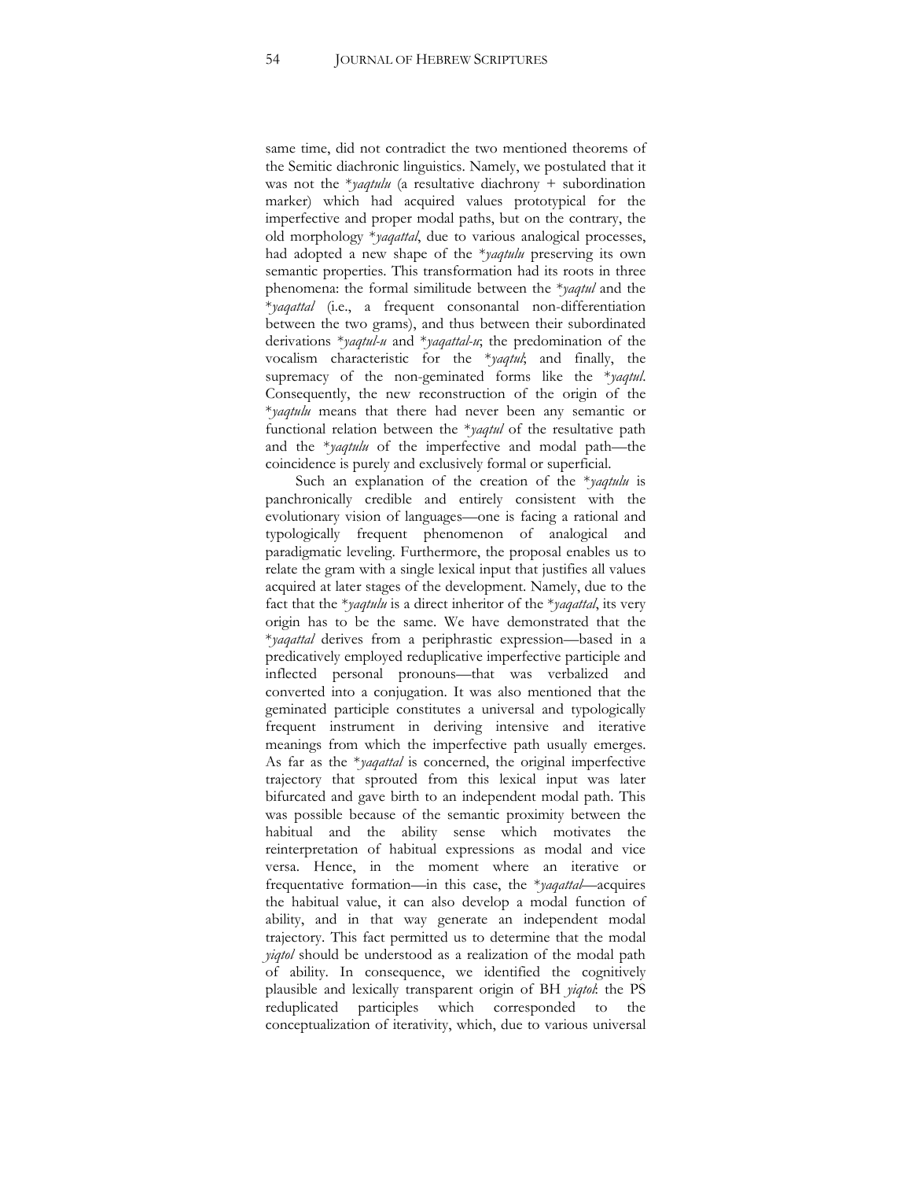same time, did not contradict the two mentioned theorems of the Semitic diachronic linguistics. Namely, we postulated that it was not the **yaqtulu* (a resultative diachrony + subordination marker) which had acquired values prototypical for the imperfective and proper modal paths, but on the contrary, the old morphology **yaqattal*, due to various analogical processes, had adopted a new shape of the **yaqtulu* preserving its own semantic properties. This transformation had its roots in three phenomena: the formal similitude between the **yaqtul* and the **yaqattal* (i.e., a frequent consonantal non-differentiation between the two grams), and thus between their subordinated derivations **yaqtul-u* and **yaqattal-u*; the predomination of the vocalism characteristic for the **yaqtul*; and finally, the supremacy of the non-geminated forms like the **yaqtul*. Consequently, the new reconstruction of the origin of the **yaqtulu* means that there had never been any semantic or functional relation between the **yaqtul* of the resultative path and the **yaqtulu* of the imperfective and modal path—the coincidence is purely and exclusively formal or superficial.

Such an explanation of the creation of the **yaqtulu* is panchronically credible and entirely consistent with the evolutionary vision of languages—one is facing a rational and typologically frequent phenomenon of analogical and paradigmatic leveling. Furthermore, the proposal enables us to relate the gram with a single lexical input that justifies all values acquired at later stages of the development. Namely, due to the fact that the **yaqtulu* is a direct inheritor of the **yaqattal*, its very origin has to be the same. We have demonstrated that the **yaqattal* derives from a periphrastic expression—based in a predicatively employed reduplicative imperfective participle and inflected personal pronouns—that was verbalized and converted into a conjugation. It was also mentioned that the geminated participle constitutes a universal and typologically frequent instrument in deriving intensive and iterative meanings from which the imperfective path usually emerges. As far as the **yaqattal* is concerned, the original imperfective trajectory that sprouted from this lexical input was later bifurcated and gave birth to an independent modal path. This was possible because of the semantic proximity between the habitual and the ability sense which motivates the reinterpretation of habitual expressions as modal and vice versa. Hence, in the moment where an iterative or frequentative formation—in this case, the **yaqattal*—acquires the habitual value, it can also develop a modal function of ability, and in that way generate an independent modal trajectory. This fact permitted us to determine that the modal *yiqtol* should be understood as a realization of the modal path of ability. In consequence, we identified the cognitively plausible and lexically transparent origin of BH *yiqtol*: the PS reduplicated participles which corresponded to the conceptualization of iterativity, which, due to various universal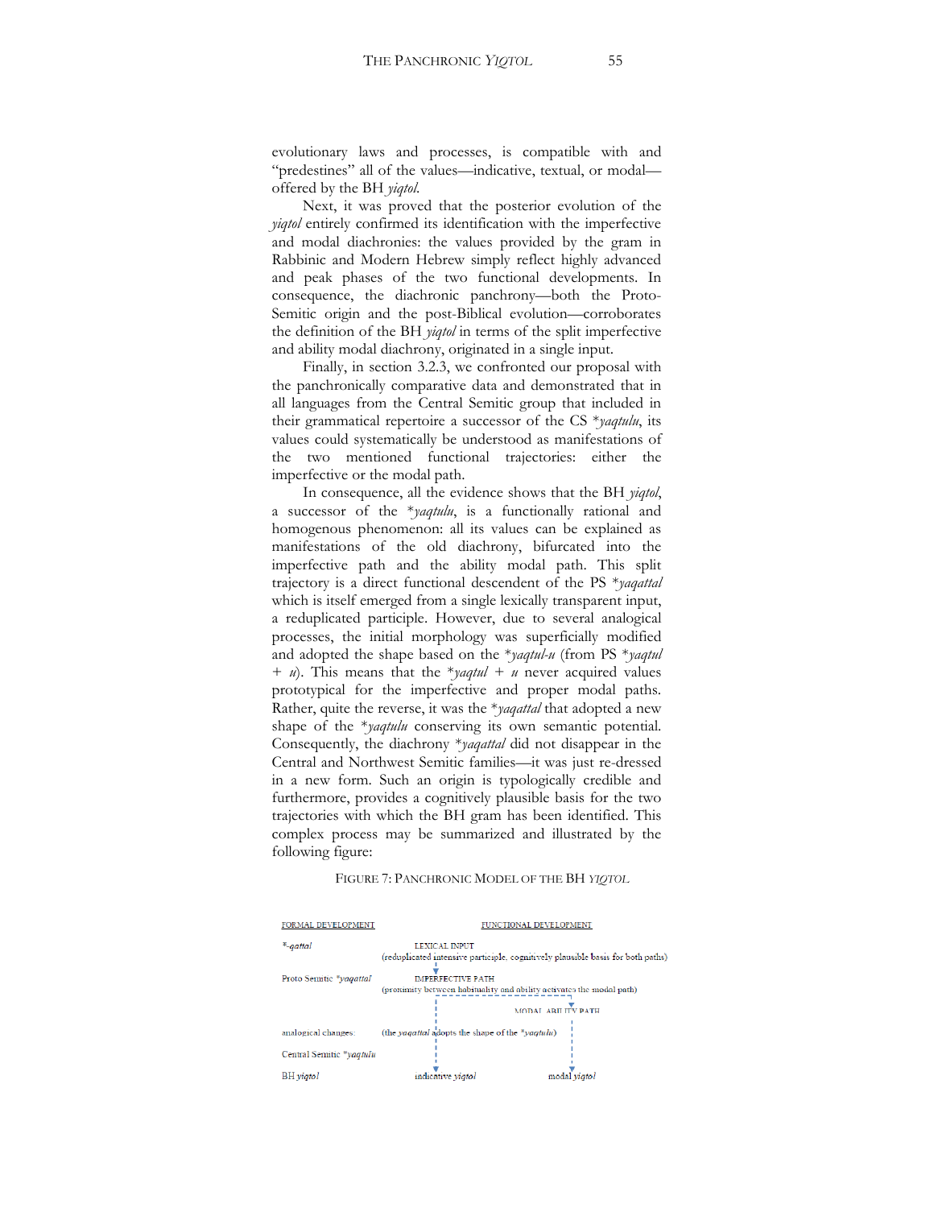evolutionary laws and processes, is compatible with and "predestines" all of the values—indicative, textual, or modal—offered by the BH *yiqtol*.

Next, it was proved that the posterior evolution of the *yiqtol* entirely confirmed its identification with the imperfective and modal diachronies: the values provided by the gram in Rabbinic and Modern Hebrew simply reflect highly advanced and peak phases of the two functional developments. In consequence, the diachronic panchrony—both the Proto-Semitic origin and the post-Biblical evolution—corroborates the definition of the BH *yiqtol* in terms of the split imperfective and ability modal diachrony, originated in a single input.

Finally, in section 3.2.3, we confronted our proposal with the panchronically comparative data and demonstrated that in all languages from the Central Semitic group that included in their grammatical repertoire a successor of the CS *\*yaqtulu*, its values could systematically be understood as manifestations of the two mentioned functional trajectories: either the imperfective or the modal path.

In consequence, all the evidence shows that the BH *yiqtol*, a successor of the *\*yaqtulu*, is a functionally rational and homogenous phenomenon: all its values can be explained as manifestations of the old diachrony, bifurcated into the imperfective path and the ability modal path. This split trajectory is a direct functional descendent of the PS *\*yaqattal* which is itself emerged from a single lexically transparent input, a reduplicated participle. However, due to several analogical processes, the initial morphology was superficially modified and adopted the shape based on the *\*yaqtul-u* (from PS *\*yaqtul* + *u*). This means that the *\*yaqtul* + *u* never acquired values prototypical for the imperfective and proper modal paths. Rather, quite the reverse, it was the *\*yaqattal* that adopted a new shape of the *\*yaqtulu* conserving its own semantic potential. Consequently, the diachrony *\*yaqattal* did not disappear in the Central and Northwest Semitic families—it was just re-dressed in a new form. Such an origin is typologically credible and furthermore, provides a cognitively plausible basis for the two trajectories with which the BH gram has been identified. This complex process may be summarized and illustrated by the following figure:

FIGURE 7: PANCHRONIC MODEL OF THE BH *YIQTOL*

| FORMAL DEVELOPMENT | FUNCTIONAL DEVELOPMENT | |
|---|---|---|
| *\*-qattal* | LEXICAL INPUT (reduplicated intensive participle: cognitively plausible basis for both paths) | |
| Proto Semitic *\*yaqattal* | IMPERFECTIVE PATH (proximity between habituality and ability activates the modal path) | |
| | | MODAL ABILITY PATH |
| analogical changes: | (the *yaqattal* adopts the shape of the *\*yaqtulu*) | |
| Central Semitic *\*yaqtulu* | | |
| BH *yiqtol* | indicative *yiqtol* | modal *yiqtol* |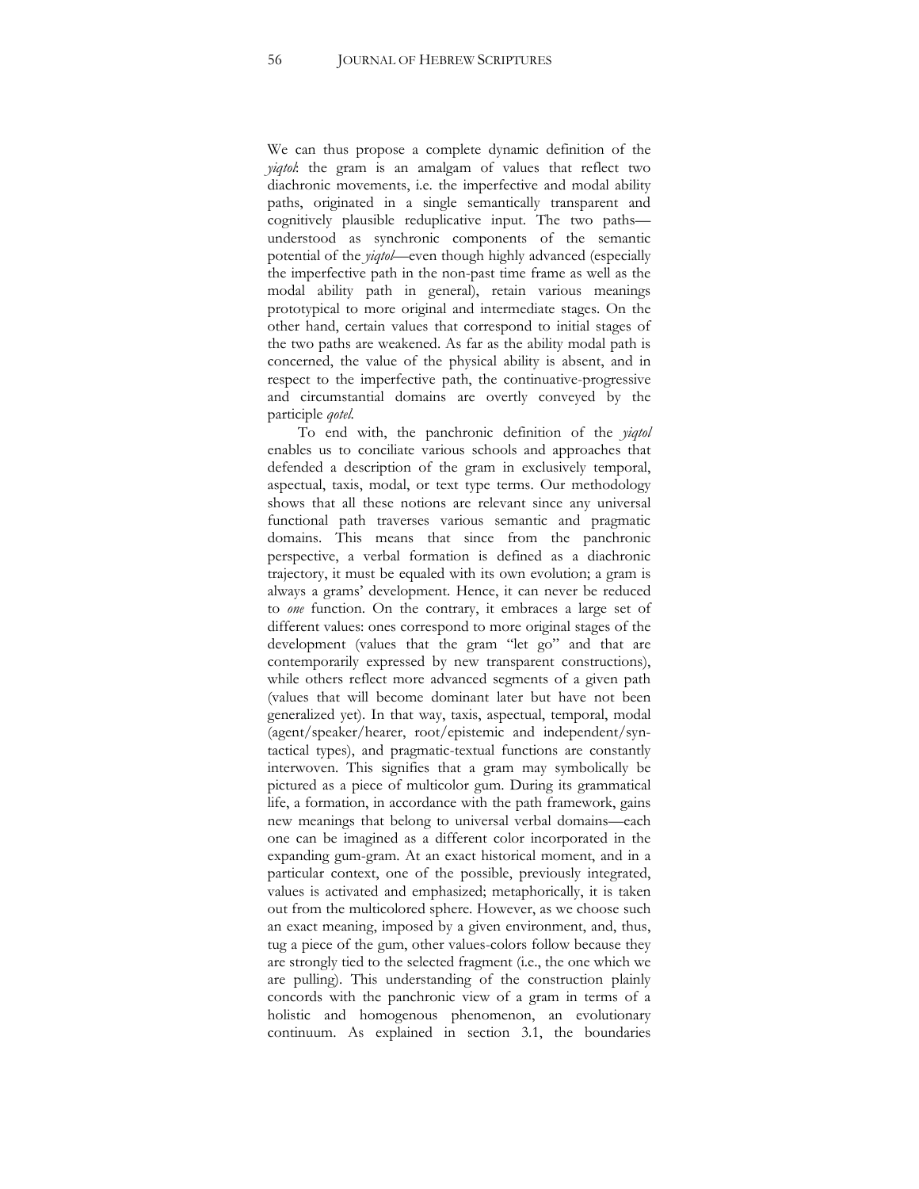We can thus propose a complete dynamic definition of the *yiqtol*: the gram is an amalgam of values that reflect two diachronic movements, i.e. the imperfective and modal ability paths, originated in a single semantically transparent and cognitively plausible reduplicative input. The two paths—understood as synchronic components of the semantic potential of the *yiqtol*—even though highly advanced (especially the imperfective path in the non-past time frame as well as the modal ability path in general), retain various meanings prototypical to more original and intermediate stages. On the other hand, certain values that correspond to initial stages of the two paths are weakened. As far as the ability modal path is concerned, the value of the physical ability is absent, and in respect to the imperfective path, the continuative-progressive and circumstantial domains are overtly conveyed by the participle *qotel*.

To end with, the panchronic definition of the *yiqtol* enables us to conciliate various schools and approaches that defended a description of the gram in exclusively temporal, aspectual, taxis, modal, or text type terms. Our methodology shows that all these notions are relevant since any universal functional path traverses various semantic and pragmatic domains. This means that since from the panchronic perspective, a verbal formation is defined as a diachronic trajectory, it must be equaled with its own evolution; a gram is always a grams' development. Hence, it can never be reduced to *one* function. On the contrary, it embraces a large set of different values: ones correspond to more original stages of the development (values that the gram "let go" and that are contemporarily expressed by new transparent constructions), while others reflect more advanced segments of a given path (values that will become dominant later but have not been generalized yet). In that way, taxis, aspectual, temporal, modal (agent/speaker/hearer, root/epistemic and independent/syntactical types), and pragmatic-textual functions are constantly interwoven. This signifies that a gram may symbolically be pictured as a piece of multicolor gum. During its grammatical life, a formation, in accordance with the path framework, gains new meanings that belong to universal verbal domains—each one can be imagined as a different color incorporated in the expanding gum-gram. At an exact historical moment, and in a particular context, one of the possible, previously integrated, values is activated and emphasized; metaphorically, it is taken out from the multicolored sphere. However, as we choose such an exact meaning, imposed by a given environment, and, thus, tug a piece of the gum, other values-colors follow because they are strongly tied to the selected fragment (i.e., the one which we are pulling). This understanding of the construction plainly concords with the panchronic view of a gram in terms of a holistic and homogenous phenomenon, an evolutionary continuum. As explained in section 3.1, the boundaries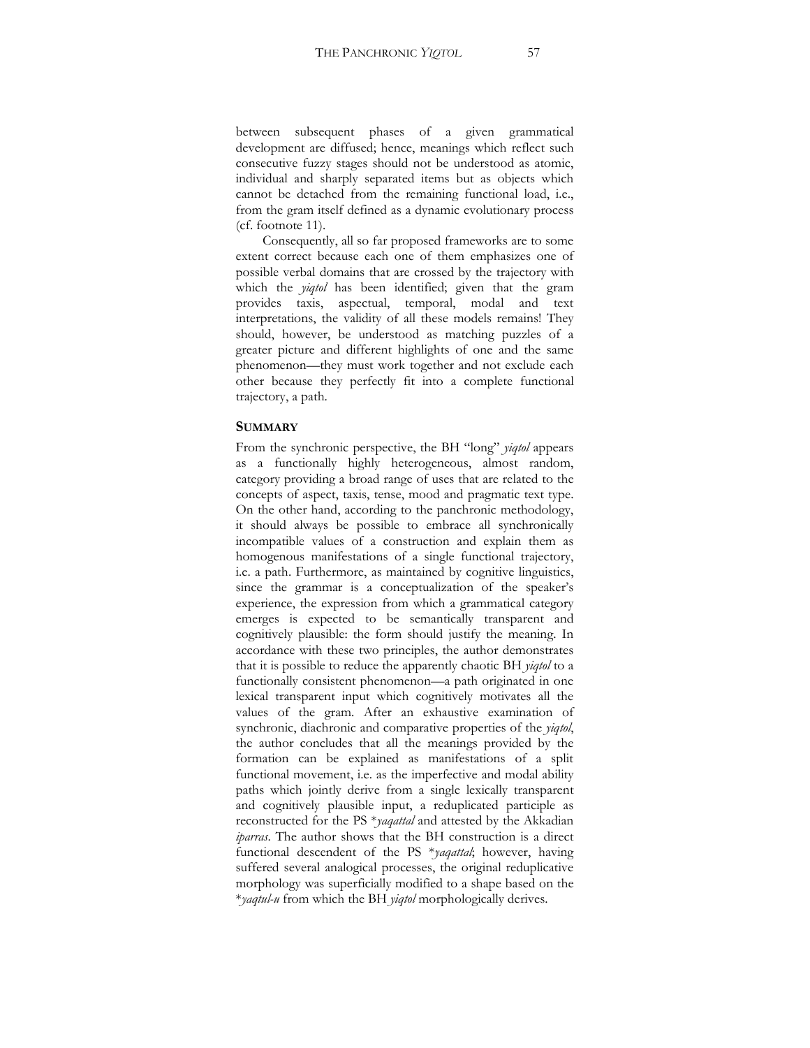between subsequent phases of a given grammatical development are diffused; hence, meanings which reflect such consecutive fuzzy stages should not be understood as atomic, individual and sharply separated items but as objects which cannot be detached from the remaining functional load, i.e., from the gram itself defined as a dynamic evolutionary process (cf. footnote 11).

Consequently, all so far proposed frameworks are to some extent correct because each one of them emphasizes one of possible verbal domains that are crossed by the trajectory with which the *yiqtol* has been identified; given that the gram provides taxis, aspectual, temporal, modal and text interpretations, the validity of all these models remains! They should, however, be understood as matching puzzles of a greater picture and different highlights of one and the same phenomenon—they must work together and not exclude each other because they perfectly fit into a complete functional trajectory, a path.

## SUMMARY

From the synchronic perspective, the BH "long" *yiqtol* appears as a functionally highly heterogeneous, almost random, category providing a broad range of uses that are related to the concepts of aspect, taxis, tense, mood and pragmatic text type. On the other hand, according to the panchronic methodology, it should always be possible to embrace all synchronically incompatible values of a construction and explain them as homogenous manifestations of a single functional trajectory, i.e. a path. Furthermore, as maintained by cognitive linguistics, since the grammar is a conceptualization of the speaker's experience, the expression from which a grammatical category emerges is expected to be semantically transparent and cognitively plausible: the form should justify the meaning. In accordance with these two principles, the author demonstrates that it is possible to reduce the apparently chaotic BH *yiqtol* to a functionally consistent phenomenon—a path originated in one lexical transparent input which cognitively motivates all the values of the gram. After an exhaustive examination of synchronic, diachronic and comparative properties of the *yiqtol*, the author concludes that all the meanings provided by the formation can be explained as manifestations of a split functional movement, i.e. as the imperfective and modal ability paths which jointly derive from a single lexically transparent and cognitively plausible input, a reduplicated participle as reconstructed for the PS \**yaqattal* and attested by the Akkadian *iparras*. The author shows that the BH construction is a direct functional descendent of the PS \**yaqattal*; however, having suffered several analogical processes, the original reduplicative morphology was superficially modified to a shape based on the \**yaqtul-u* from which the BH *yiqtol* morphologically derives.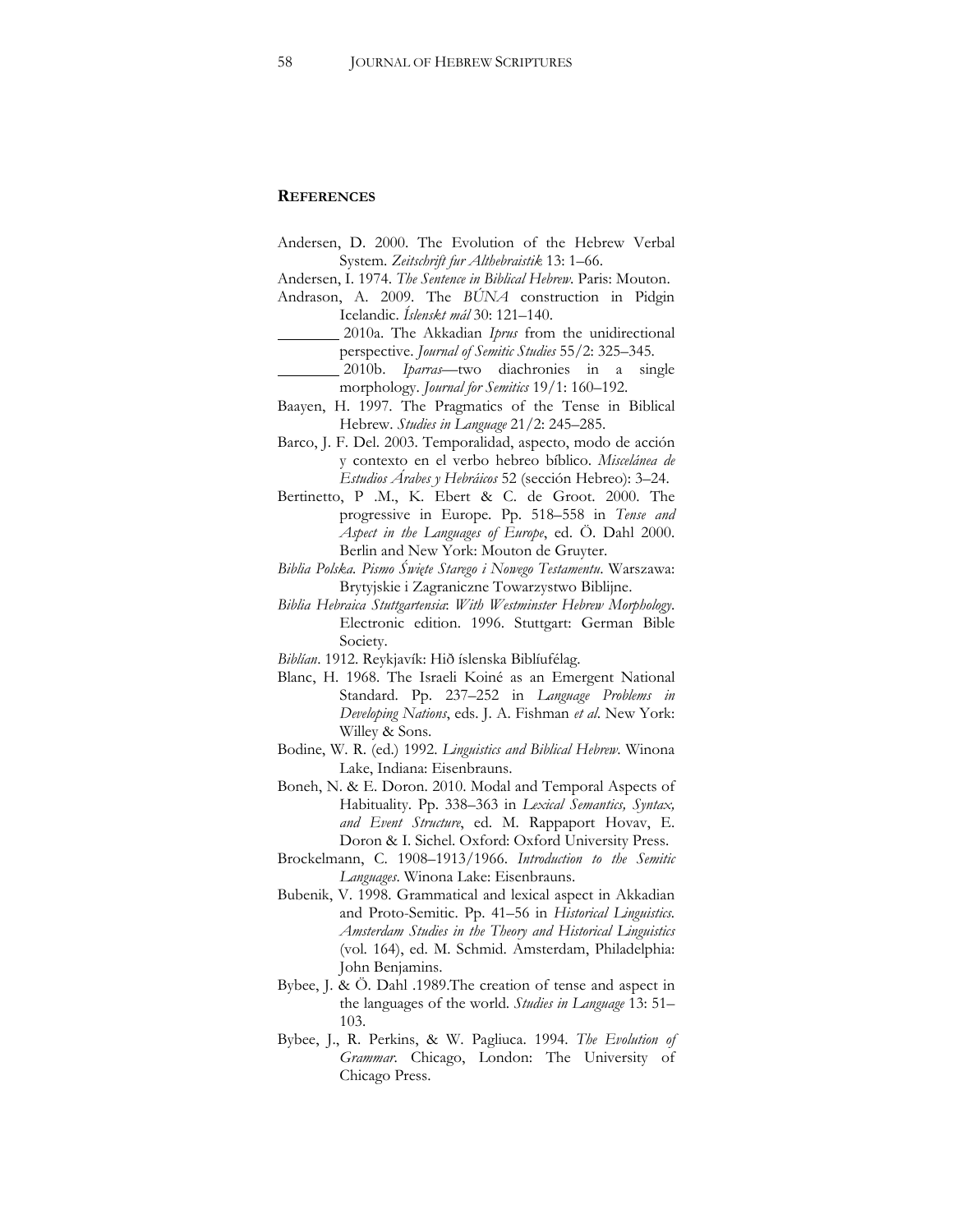## REFERENCES

Andersen, D. 2000. The Evolution of the Hebrew Verbal System. *Zeitschrift fur Althebraistik* 13: 1–66.

Andersen, I. 1974. *The Sentence in Biblical Hebrew*. Paris: Mouton.

Andrason, A. 2009. The *BÚNA* construction in Pidgin Icelandic. *Íslenskt mál* 30: 121–140.

________ 2010a. The Akkadian *Iprus* from the unidirectional perspective. *Journal of Semitic Studies* 55/2: 325–345.

________ 2010b. *Iparras*—two diachronies in a single morphology. *Journal for Semitics* 19/1: 160–192.

Baayen, H. 1997. The Pragmatics of the Tense in Biblical Hebrew. *Studies in Language* 21/2: 245–285.

Barco, J. F. Del. 2003. Temporalidad, aspecto, modo de acción y contexto en el verbo hebreo bíblico. *Miscelánea de Estudios Árabes y Hebráicos* 52 (sección Hebreo): 3–24.

Bertinetto, P .M., K. Ebert & C. de Groot. 2000. The progressive in Europe. Pp. 518–558 in *Tense and Aspect in the Languages of Europe*, ed. Ö. Dahl 2000. Berlin and New York: Mouton de Gruyter.

*Biblia Polska. Pismo Święte Starego i Nowego Testamentu*. Warszawa: Brytyjskie i Zagraniczne Towarzystwo Biblijne.

*Biblia Hebraica Stuttgartensia*: *With Westminster Hebrew Morphology*. Electronic edition. 1996. Stuttgart: German Bible Society.

*Biblían*. 1912. Reykjavík: Hið íslenska Biblíufélag.

Blanc, H. 1968. The Israeli Koiné as an Emergent National Standard. Pp. 237–252 in *Language Problems in Developing Nations*, eds. J. A. Fishman *et al*. New York: Willey & Sons.

Bodine, W. R. (ed.) 1992. *Linguistics and Biblical Hebrew*. Winona Lake, Indiana: Eisenbrauns.

Boneh, N. & E. Doron. 2010. Modal and Temporal Aspects of Habituality. Pp. 338–363 in *Lexical Semantics, Syntax, and Event Structure*, ed. M. Rappaport Hovav, E. Doron & I. Sichel. Oxford: Oxford University Press.

Brockelmann, C. 1908–1913/1966. *Introduction to the Semitic Languages*. Winona Lake: Eisenbrauns.

Bubenik, V. 1998. Grammatical and lexical aspect in Akkadian and Proto-Semitic. Pp. 41–56 in *Historical Linguistics. Amsterdam Studies in the Theory and Historical Linguistics* (vol. 164), ed. M. Schmid. Amsterdam, Philadelphia: John Benjamins.

Bybee, J. & Ö. Dahl .1989.The creation of tense and aspect in the languages of the world. *Studies in Language* 13: 51–103.

Bybee, J., R. Perkins, & W. Pagliuca. 1994. *The Evolution of Grammar*. Chicago, London: The University of Chicago Press.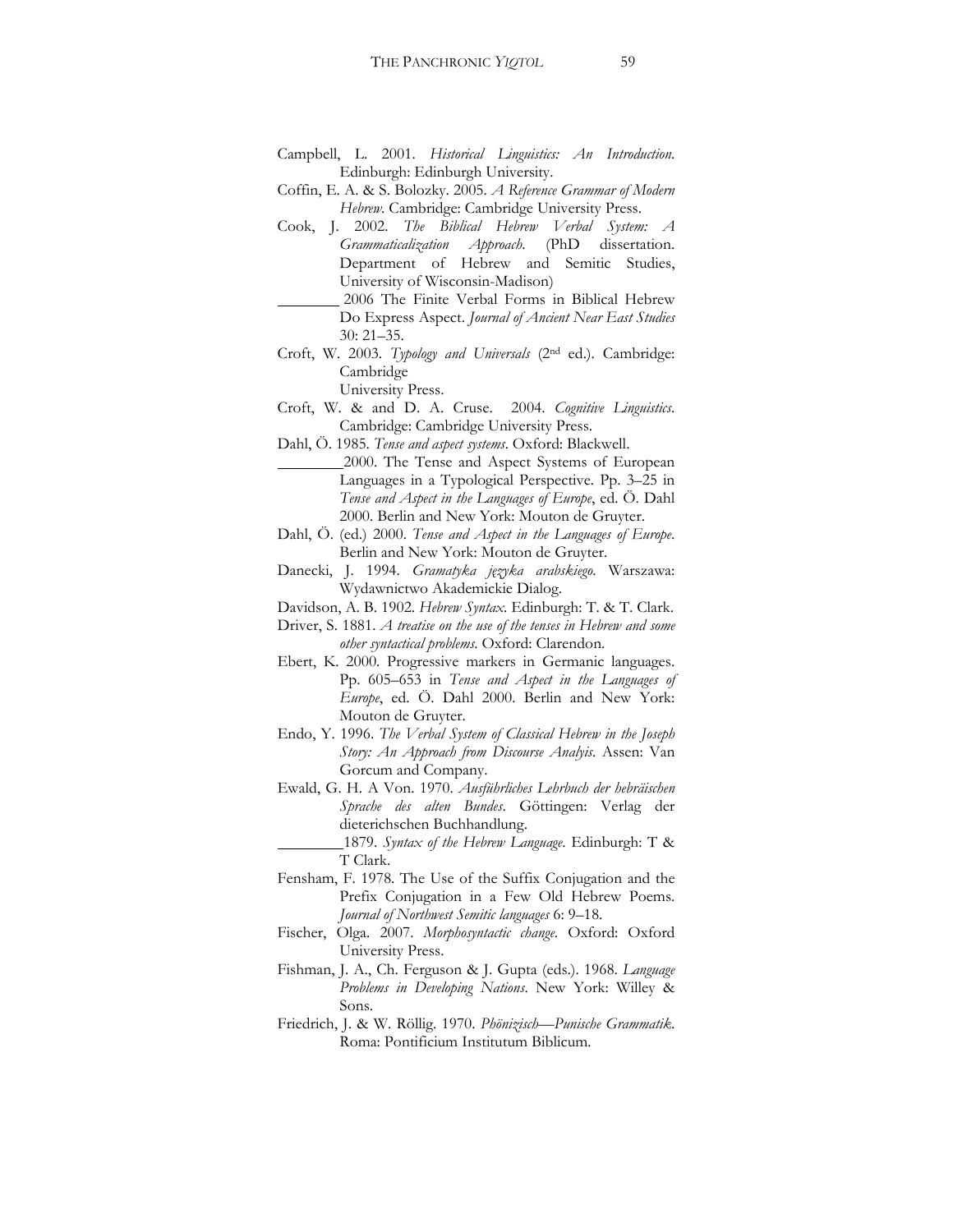Campbell, L. 2001. *Historical Linguistics: An Introduction*. Edinburgh: Edinburgh University.

Coffin, E. A. & S. Bolozky. 2005. *A Reference Grammar of Modern Hebrew*. Cambridge: Cambridge University Press.

Cook, J. 2002. *The Biblical Hebrew Verbal System: A Grammaticalization Approach*. (PhD dissertation. Department of Hebrew and Semitic Studies, University of Wisconsin-Madison)

________ 2006 The Finite Verbal Forms in Biblical Hebrew Do Express Aspect. *Journal of Ancient Near East Studies* 30: 21–35.

Croft, W. 2003. *Typology and Universals* (2nd ed.). Cambridge: Cambridge University Press.

Croft, W. & and D. A. Cruse. 2004. *Cognitive Linguistics*. Cambridge: Cambridge University Press.

Dahl, Ö. 1985. *Tense and aspect systems*. Oxford: Blackwell.

________2000. The Tense and Aspect Systems of European Languages in a Typological Perspective. Pp. 3–25 in *Tense and Aspect in the Languages of Europe*, ed. Ö. Dahl 2000. Berlin and New York: Mouton de Gruyter.

Dahl, Ö. (ed.) 2000. *Tense and Aspect in the Languages of Europe*. Berlin and New York: Mouton de Gruyter.

Danecki, J. 1994. *Gramatyka języka arabskiego*. Warszawa: Wydawnictwo Akademickie Dialog.

Davidson, A. B. 1902. *Hebrew Syntax*. Edinburgh: T. & T. Clark.

Driver, S. 1881. *A treatise on the use of the tenses in Hebrew and some other syntactical problems*. Oxford: Clarendon.

Ebert, K. 2000. Progressive markers in Germanic languages. Pp. 605–653 in *Tense and Aspect in the Languages of Europe*, ed. Ö. Dahl 2000. Berlin and New York: Mouton de Gruyter.

Endo, Y. 1996. *The Verbal System of Classical Hebrew in the Joseph Story: An Approach from Discourse Analysis*. Assen: Van Gorcum and Company.

Ewald, G. H. A Von. 1970. *Ausführliches Lehrbuch der hebräischen Sprache des alten Bundes*. Göttingen: Verlag der dieterichschen Buchhandlung.

________1879. *Syntax of the Hebrew Language*. Edinburgh: T & T Clark.

Fensham, F. 1978. The Use of the Suffix Conjugation and the Prefix Conjugation in a Few Old Hebrew Poems. *Journal of Northwest Semitic languages* 6: 9–18.

Fischer, Olga. 2007. *Morphosyntactic change*. Oxford: Oxford University Press.

Fishman, J. A., Ch. Ferguson & J. Gupta (eds.). 1968. *Language Problems in Developing Nations*. New York: Willey & Sons.

Friedrich, J. & W. Röllig. 1970. *Phönizisch—Punische Grammatik*. Roma: Pontificium Institutum Biblicum.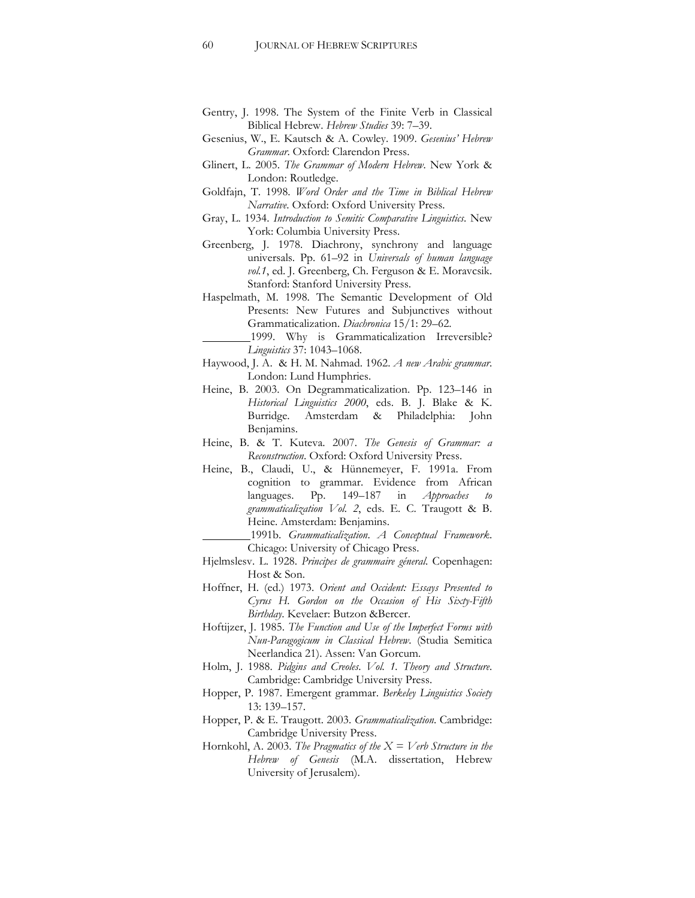Gentry, J. 1998. The System of the Finite Verb in Classical Biblical Hebrew. *Hebrew Studies* 39: 7–39.

Gesenius, W., E. Kautsch & A. Cowley. 1909. *Gesenius' Hebrew Grammar*. Oxford: Clarendon Press.

Glinert, L. 2005. *The Grammar of Modern Hebrew*. New York & London: Routledge.

Goldfajn, T. 1998. *Word Order and the Time in Biblical Hebrew Narrative*. Oxford: Oxford University Press.

Gray, L. 1934. *Introduction to Semitic Comparative Linguistics*. New York: Columbia University Press.

Greenberg, J. 1978. Diachrony, synchrony and language universals. Pp. 61–92 in *Universals of human language vol.1*, ed. J. Greenberg, Ch. Ferguson & E. Moravcsik. Stanford: Stanford University Press.

Haspelmath, M. 1998. The Semantic Development of Old Presents: New Futures and Subjunctives without Grammaticalization. *Diachronica* 15/1: 29–62.

________1999. Why is Grammaticalization Irreversible? *Linguistics* 37: 1043–1068.

Haywood, J. A. & H. M. Nahmad. 1962. *A new Arabic grammar*. London: Lund Humphries.

Heine, B. 2003. On Degrammaticalization. Pp. 123–146 in *Historical Linguistics 2000*, eds. B. J. Blake & K. Burridge. Amsterdam & Philadelphia: John Benjamins.

Heine, B. & T. Kuteva. 2007. *The Genesis of Grammar: a Reconstruction*. Oxford: Oxford University Press.

Heine, B., Claudi, U., & Hünnemeyer, F. 1991a. From cognition to grammar. Evidence from African languages. Pp. 149–187 in *Approaches to grammaticalization Vol. 2*, eds. E. C. Traugott & B. Heine. Amsterdam: Benjamins.

________1991b. *Grammaticalization. A Conceptual Framework*. Chicago: University of Chicago Press.

Hjelmslesv. L. 1928. *Principes de grammaire géneral*. Copenhagen: Host & Son.

Hoffner, H. (ed.) 1973. *Orient and Occident: Essays Presented to Cyrus H. Gordon on the Occasion of His Sixty-Fifth Birthday*. Kevelaer: Butzon &Bercer.

Hoftijzer, J. 1985. *The Function and Use of the Imperfect Forms with Nun-Paragogicum in Classical Hebrew*. (Studia Semitica Neerlandica 21). Assen: Van Gorcum.

Holm, J. 1988. *Pidgins and Creoles. Vol. 1. Theory and Structure*. Cambridge: Cambridge University Press.

Hopper, P. 1987. Emergent grammar. *Berkeley Linguistics Society* 13: 139–157.

Hopper, P. & E. Traugott. 2003. *Grammaticalization*. Cambridge: Cambridge University Press.

Hornkohl, A. 2003. *The Pragmatics of the X = Verb Structure in the Hebrew of Genesis* (M.A. dissertation, Hebrew University of Jerusalem).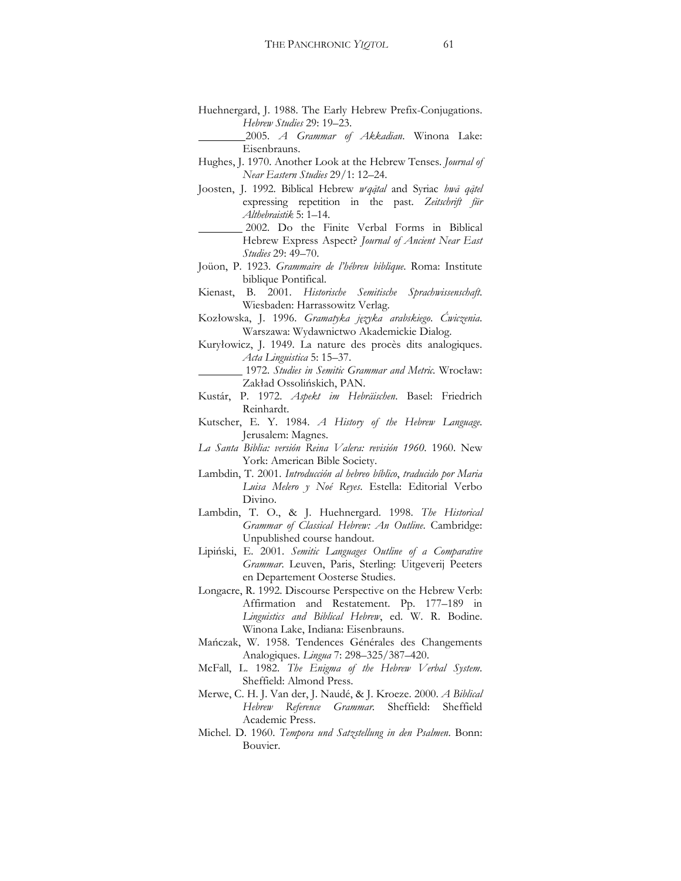Huehnergard, J. 1988. The Early Hebrew Prefix-Conjugations. *Hebrew Studies* 29: 19–23.

________2005. *A Grammar of Akkadian*. Winona Lake: Eisenbrauns.

Hughes, J. 1970. Another Look at the Hebrew Tenses. *Journal of Near Eastern Studies* 29/1: 12–24.

Joosten, J. 1992. Biblical Hebrew *wᵉqāṭal* and Syriac *hwā qāṭel* expressing repetition in the past. *Zeitschrift für Althebraistik* 5: 1–14.

________ 2002. Do the Finite Verbal Forms in Biblical Hebrew Express Aspect? *Journal of Ancient Near East Studies* 29: 49–70.

Joüon, P. 1923. *Grammaire de l'hébreu biblique*. Roma: Institute biblique Pontifical.

Kienast, B. 2001. *Historische Semitische Sprachwissenschaft.* Wiesbaden: Harrassowitz Verlag.

Kozłowska, J. 1996. *Gramatyka języka arabskiego. Ćwiczenia.* Warszawa: Wydawnictwo Akademickie Dialog.

Kuryłowicz, J. 1949. La nature des procès dits analogiques. *Acta Linguistica* 5: 15–37.

________ 1972. *Studies in Semitic Grammar and Metric.* Wrocław: Zakład Ossolińskich, PAN.

Kustár, P. 1972. *Aspekt im Hebräischen*. Basel: Friedrich Reinhardt.

Kutscher, E. Y. 1984. *A History of the Hebrew Language.* Jerusalem: Magnes.

*La Santa Biblia: versión Reina Valera: revisión 1960*. 1960. New York: American Bible Society.

Lambdin, T. 2001. *Introducción al hebreo bíblico*, *traducido por Maria Luisa Melero y Noé Reyes*. Estella: Editorial Verbo Divino.

Lambdin, T. O., & J. Huehnergard. 1998. *The Historical Grammar of Classical Hebrew: An Outline*. Cambridge: Unpublished course handout.

Lipiński, E. 2001. *Semitic Languages Outline of a Comparative Grammar*. Leuven, Paris, Sterling: Uitgeverij Peeters en Departement Oosterse Studies.

Longacre, R. 1992. Discourse Perspective on the Hebrew Verb: Affirmation and Restatement. Pp. 177–189 in *Linguistics and Biblical Hebrew*, ed. W. R. Bodine. Winona Lake, Indiana: Eisenbrauns.

Mańczak, W. 1958. Tendences Générales des Changements Analogiques. *Lingua* 7: 298–325/387–420.

McFall, L. 1982. *The Enigma of the Hebrew Verbal System*. Sheffield: Almond Press.

Merwe, C. H. J. Van der, J. Naudé, & J. Kroeze. 2000. *A Biblical Hebrew Reference Grammar.* Sheffield: Sheffield Academic Press.

Michel. D. 1960. *Tempora und Satzstellung in den Psalmen*. Bonn: Bouvier.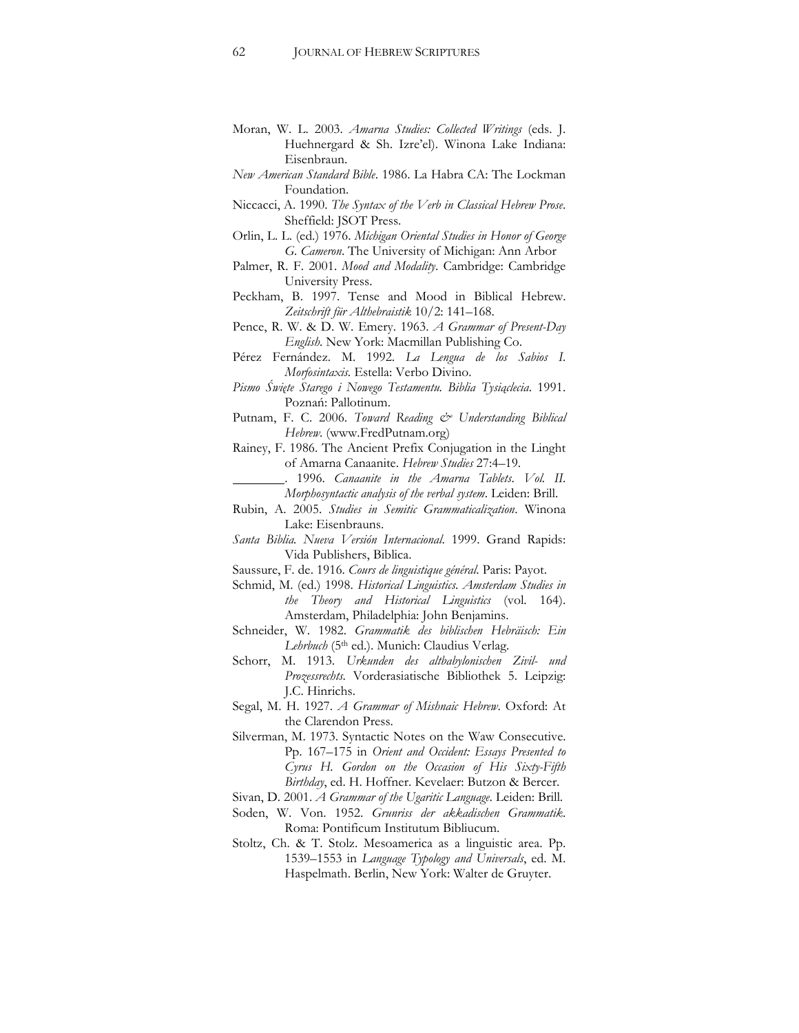Moran, W. L. 2003. *Amarna Studies: Collected Writings* (eds. J. Huehnergard & Sh. Izre'el). Winona Lake Indiana: Eisenbraun.

*New American Standard Bible*. 1986. La Habra CA: The Lockman Foundation.

Niccacci, A. 1990. *The Syntax of the Verb in Classical Hebrew Prose*. Sheffield: JSOT Press.

Orlin, L. L. (ed.) 1976. *Michigan Oriental Studies in Honor of George G. Cameron*. The University of Michigan: Ann Arbor

Palmer, R. F. 2001. *Mood and Modality*. Cambridge: Cambridge University Press.

Peckham, B. 1997. Tense and Mood in Biblical Hebrew. *Zeitschrift für Althebraistik* 10/2: 141–168.

Pence, R. W. & D. W. Emery. 1963. *A Grammar of Present-Day English*. New York: Macmillan Publishing Co.

Pérez Fernández. M. 1992. *La Lengua de los Sabios I. Morfosintaxis*. Estella: Verbo Divino.

*Pismo Święte Starego i Nowego Testamentu. Biblia Tysiąclecia*. 1991. Poznań: Pallotinum.

Putnam, F. C. 2006. *Toward Reading & Understanding Biblical Hebrew*. (www.FredPutnam.org)

Rainey, F. 1986. The Ancient Prefix Conjugation in the Linght of Amarna Canaanite. *Hebrew Studies* 27:4–19.

________. 1996. *Canaanite in the Amarna Tablets. Vol. II. Morphosyntactic analysis of the verbal system*. Leiden: Brill.

Rubin, A. 2005. *Studies in Semitic Grammaticalization*. Winona Lake: Eisenbrauns.

*Santa Biblia. Nueva Versión Internacional*. 1999. Grand Rapids: Vida Publishers, Biblica.

Saussure, F. de. 1916. *Cours de linguistique général*. Paris: Payot.

Schmid, M. (ed.) 1998. *Historical Linguistics. Amsterdam Studies in the Theory and Historical Linguistics* (vol. 164). Amsterdam, Philadelphia: John Benjamins.

Schneider, W. 1982. *Grammatik des biblischen Hebräisch: Ein Lehrbuch* (5th ed.). Munich: Claudius Verlag.

Schorr, M. 1913. *Urkunden des altbabylonischen Zivil- und Prozessrechts*. Vorderasiatische Bibliothek 5. Leipzig: J.C. Hinrichs.

Segal, M. H. 1927. *A Grammar of Mishnaic Hebrew*. Oxford: At the Clarendon Press.

Silverman, M. 1973. Syntactic Notes on the Waw Consecutive. Pp. 167–175 in *Orient and Occident: Essays Presented to Cyrus H. Gordon on the Occasion of His Sixty-Fifth Birthday*, ed. H. Hoffner. Kevelaer: Butzon & Bercer.

Sivan, D. 2001. *A Grammar of the Ugaritic Language*. Leiden: Brill.

Soden, W. Von. 1952. *Grunriss der akkadischen Grammatik*. Roma: Pontificum Institutum Bibliucum.

Stoltz, Ch. & T. Stolz. Mesoamerica as a linguistic area. Pp. 1539–1553 in *Language Typology and Universals*, ed. M. Haspelmath. Berlin, New York: Walter de Gruyter.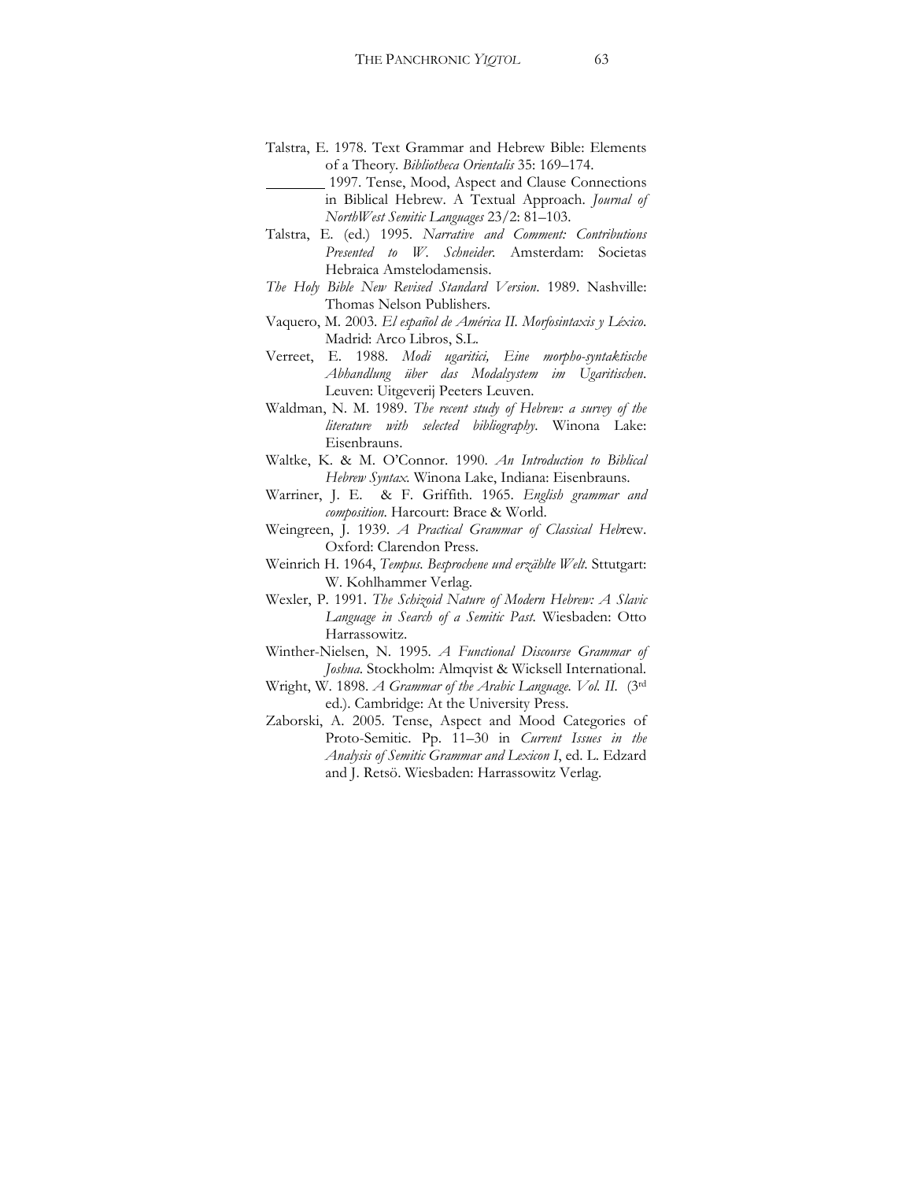Talstra, E. 1978. Text Grammar and Hebrew Bible: Elements of a Theory. *Bibliotheca Orientalis* 35: 169–174.

________ 1997. Tense, Mood, Aspect and Clause Connections in Biblical Hebrew. A Textual Approach. *Journal of NorthWest Semitic Languages* 23/2: 81–103.

Talstra, E. (ed.) 1995. *Narrative and Comment: Contributions Presented to W. Schneider*. Amsterdam: Societas Hebraica Amstelodamensis.

*The Holy Bible New Revised Standard Version*. 1989. Nashville: Thomas Nelson Publishers.

Vaquero, M. 2003. *El español de América II. Morfosintaxis y Léxico*. Madrid: Arco Libros, S.L.

Verreet, E. 1988. *Modi ugaritici, Eine morpho-syntaktische Abhandlung über das Modalsystem im Ugaritischen*. Leuven: Uitgeverij Peeters Leuven.

Waldman, N. M. 1989. *The recent study of Hebrew: a survey of the literature with selected bibliography*. Winona Lake: Eisenbrauns.

Waltke, K. & M. O'Connor. 1990. *An Introduction to Biblical Hebrew Syntax*. Winona Lake, Indiana: Eisenbrauns.

Warriner, J. E. & F. Griffith. 1965. *English grammar and composition*. Harcourt: Brace & World.

Weingreen, J. 1939. *A Practical Grammar of Classical Heb*rew. Oxford: Clarendon Press.

Weinrich H. 1964, *Tempus. Besprochene und erzählte Welt*. Sttutgart: W. Kohlhammer Verlag.

Wexler, P. 1991. *The Schizoid Nature of Modern Hebrew: A Slavic Language in Search of a Semitic Past*. Wiesbaden: Otto Harrassowitz.

Winther-Nielsen, N. 1995. *A Functional Discourse Grammar of Joshua*. Stockholm: Almqvist & Wicksell International.

Wright, W. 1898. *A Grammar of the Arabic Language. Vol. II.* (3rd ed.). Cambridge: At the University Press.

Zaborski, A. 2005. Tense, Aspect and Mood Categories of Proto-Semitic. Pp. 11–30 in *Current Issues in the Analysis of Semitic Grammar and Lexicon I*, ed. L. Edzard and J. Retsö. Wiesbaden: Harrassowitz Verlag.